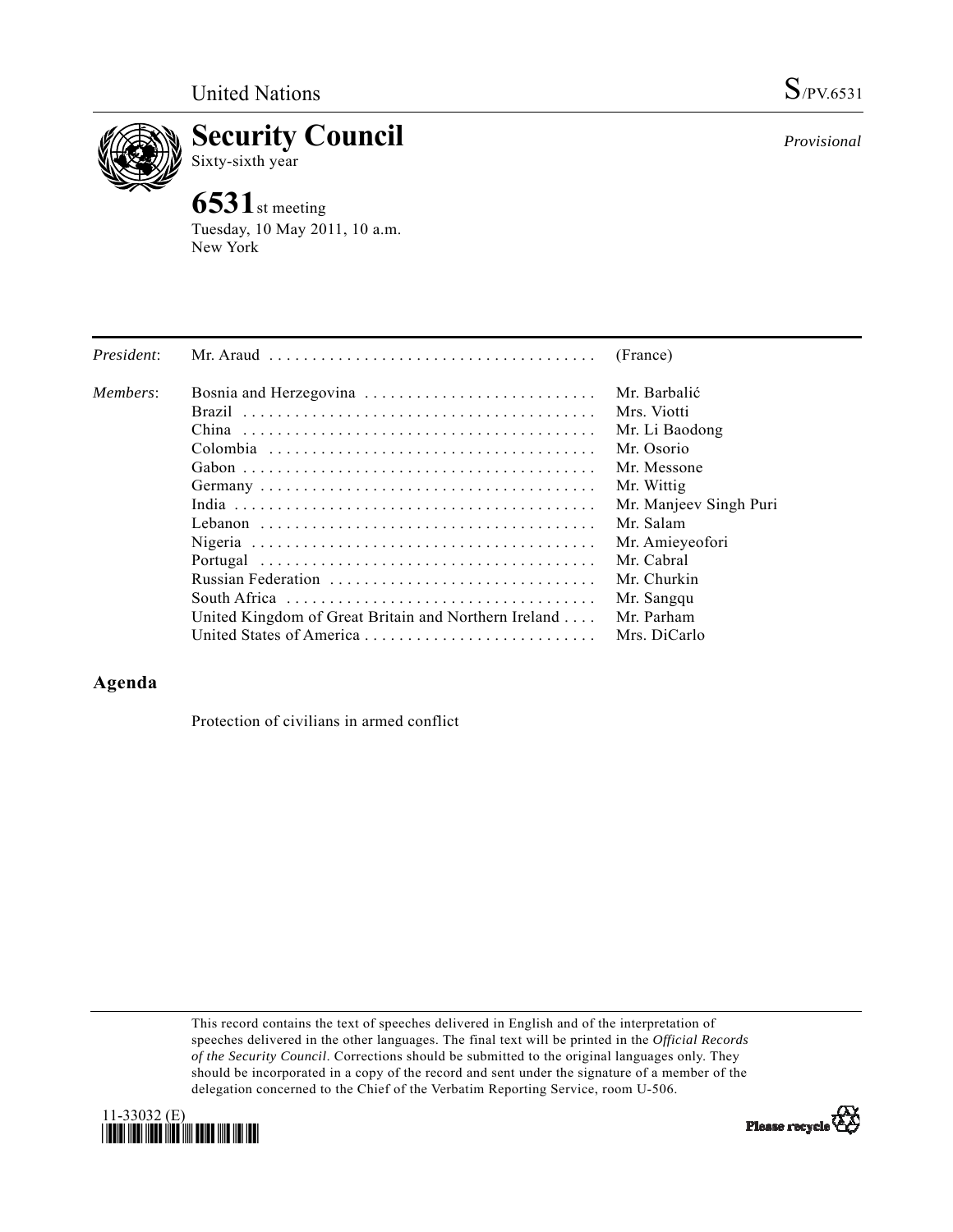United Nations S/PV.6531

# Security Council

Sixty-sixth year

*Provisional*

## 6531st meeting

Tuesday, 10 May 2011, 10 a.m.
New York

| | | |
|---|---|---|
| *President*: | Mr. Araud | (France) |
| *Members*: | Bosnia and Herzegovina | Mr. Barbalić |
| | Brazil | Mrs. Viotti |
| | China | Mr. Li Baodong |
| | Colombia | Mr. Osorio |
| | Gabon | Mr. Messone |
| | Germany | Mr. Wittig |
| | India | Mr. Manjeev Singh Puri |
| | Lebanon | Mr. Salam |
| | Nigeria | Mr. Amieyeofori |
| | Portugal | Mr. Cabral |
| | Russian Federation | Mr. Churkin |
| | South Africa | Mr. Sangqu |
| | United Kingdom of Great Britain and Northern Ireland | Mr. Parham |
| | United States of America | Mrs. DiCarlo |

## Agenda

Protection of civilians in armed conflict

This record contains the text of speeches delivered in English and of the interpretation of speeches delivered in the other languages. The final text will be printed in the *Official Records of the Security Council*. Corrections should be submitted to the original languages only. They should be incorporated in a copy of the record and sent under the signature of a member of the delegation concerned to the Chief of the Verbatim Reporting Service, room U-506.

11-33032 (E)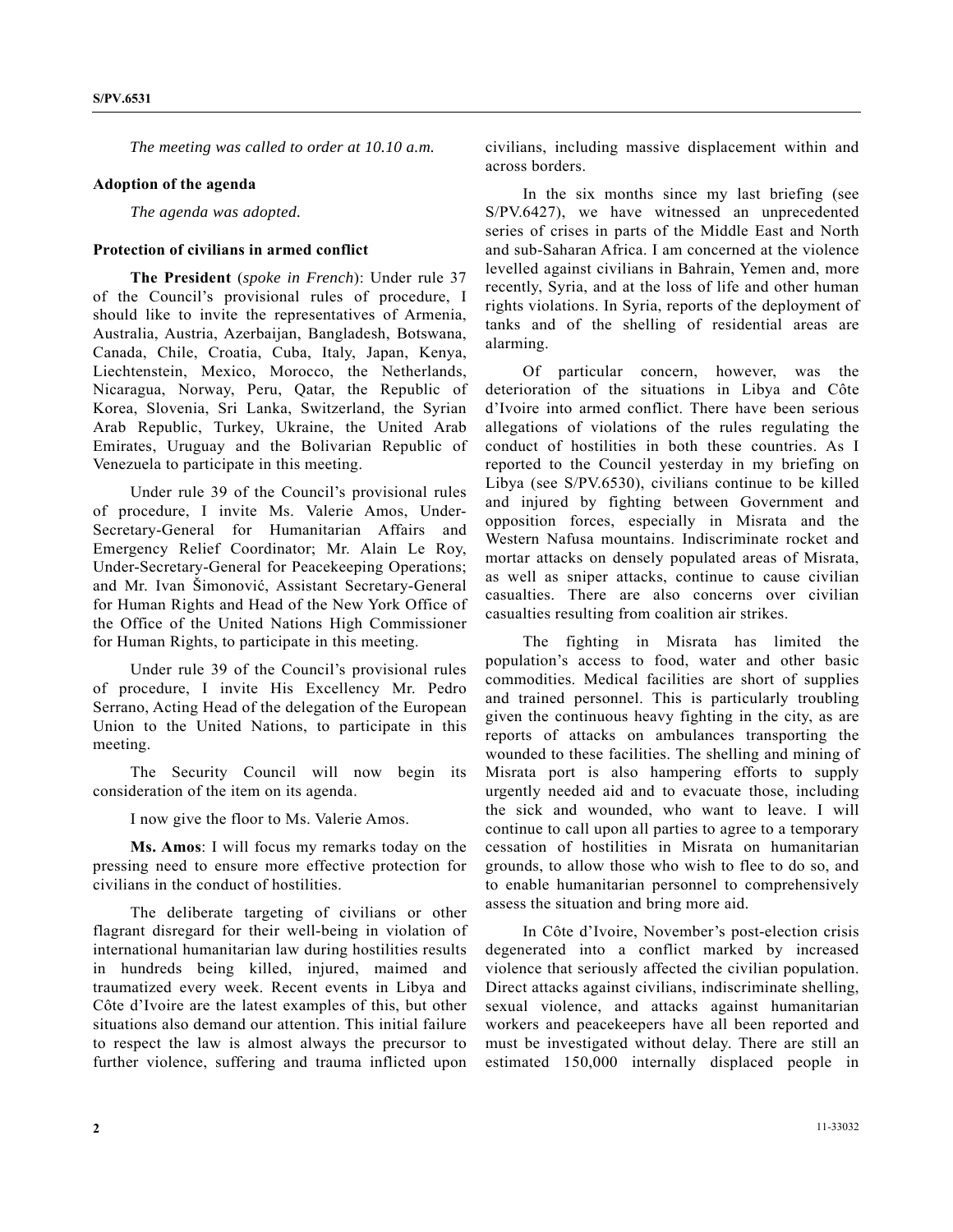*The meeting was called to order at 10.10 a.m.*

**Adoption of the agenda**

*The agenda was adopted.*

**Protection of civilians in armed conflict**

**The President** (*spoke in French*): Under rule 37 of the Council's provisional rules of procedure, I should like to invite the representatives of Armenia, Australia, Austria, Azerbaijan, Bangladesh, Botswana, Canada, Chile, Croatia, Cuba, Italy, Japan, Kenya, Liechtenstein, Mexico, Morocco, the Netherlands, Nicaragua, Norway, Peru, Qatar, the Republic of Korea, Slovenia, Sri Lanka, Switzerland, the Syrian Arab Republic, Turkey, Ukraine, the United Arab Emirates, Uruguay and the Bolivarian Republic of Venezuela to participate in this meeting.

Under rule 39 of the Council's provisional rules of procedure, I invite Ms. Valerie Amos, Under-Secretary-General for Humanitarian Affairs and Emergency Relief Coordinator; Mr. Alain Le Roy, Under-Secretary-General for Peacekeeping Operations; and Mr. Ivan Šimonović, Assistant Secretary-General for Human Rights and Head of the New York Office of the Office of the United Nations High Commissioner for Human Rights, to participate in this meeting.

Under rule 39 of the Council's provisional rules of procedure, I invite His Excellency Mr. Pedro Serrano, Acting Head of the delegation of the European Union to the United Nations, to participate in this meeting.

The Security Council will now begin its consideration of the item on its agenda.

I now give the floor to Ms. Valerie Amos.

**Ms. Amos**: I will focus my remarks today on the pressing need to ensure more effective protection for civilians in the conduct of hostilities.

The deliberate targeting of civilians or other flagrant disregard for their well-being in violation of international humanitarian law during hostilities results in hundreds being killed, injured, maimed and traumatized every week. Recent events in Libya and Côte d'Ivoire are the latest examples of this, but other situations also demand our attention. This initial failure to respect the law is almost always the precursor to further violence, suffering and trauma inflicted upon civilians, including massive displacement within and across borders.

In the six months since my last briefing (see S/PV.6427), we have witnessed an unprecedented series of crises in parts of the Middle East and North and sub-Saharan Africa. I am concerned at the violence levelled against civilians in Bahrain, Yemen and, more recently, Syria, and at the loss of life and other human rights violations. In Syria, reports of the deployment of tanks and of the shelling of residential areas are alarming.

Of particular concern, however, was the deterioration of the situations in Libya and Côte d'Ivoire into armed conflict. There have been serious allegations of violations of the rules regulating the conduct of hostilities in both these countries. As I reported to the Council yesterday in my briefing on Libya (see S/PV.6530), civilians continue to be killed and injured by fighting between Government and opposition forces, especially in Misrata and the Western Nafusa mountains. Indiscriminate rocket and mortar attacks on densely populated areas of Misrata, as well as sniper attacks, continue to cause civilian casualties. There are also concerns over civilian casualties resulting from coalition air strikes.

The fighting in Misrata has limited the population's access to food, water and other basic commodities. Medical facilities are short of supplies and trained personnel. This is particularly troubling given the continuous heavy fighting in the city, as are reports of attacks on ambulances transporting the wounded to these facilities. The shelling and mining of Misrata port is also hampering efforts to supply urgently needed aid and to evacuate those, including the sick and wounded, who want to leave. I will continue to call upon all parties to agree to a temporary cessation of hostilities in Misrata on humanitarian grounds, to allow those who wish to flee to do so, and to enable humanitarian personnel to comprehensively assess the situation and bring more aid.

In Côte d'Ivoire, November's post-election crisis degenerated into a conflict marked by increased violence that seriously affected the civilian population. Direct attacks against civilians, indiscriminate shelling, sexual violence, and attacks against humanitarian workers and peacekeepers have all been reported and must be investigated without delay. There are still an estimated 150,000 internally displaced people in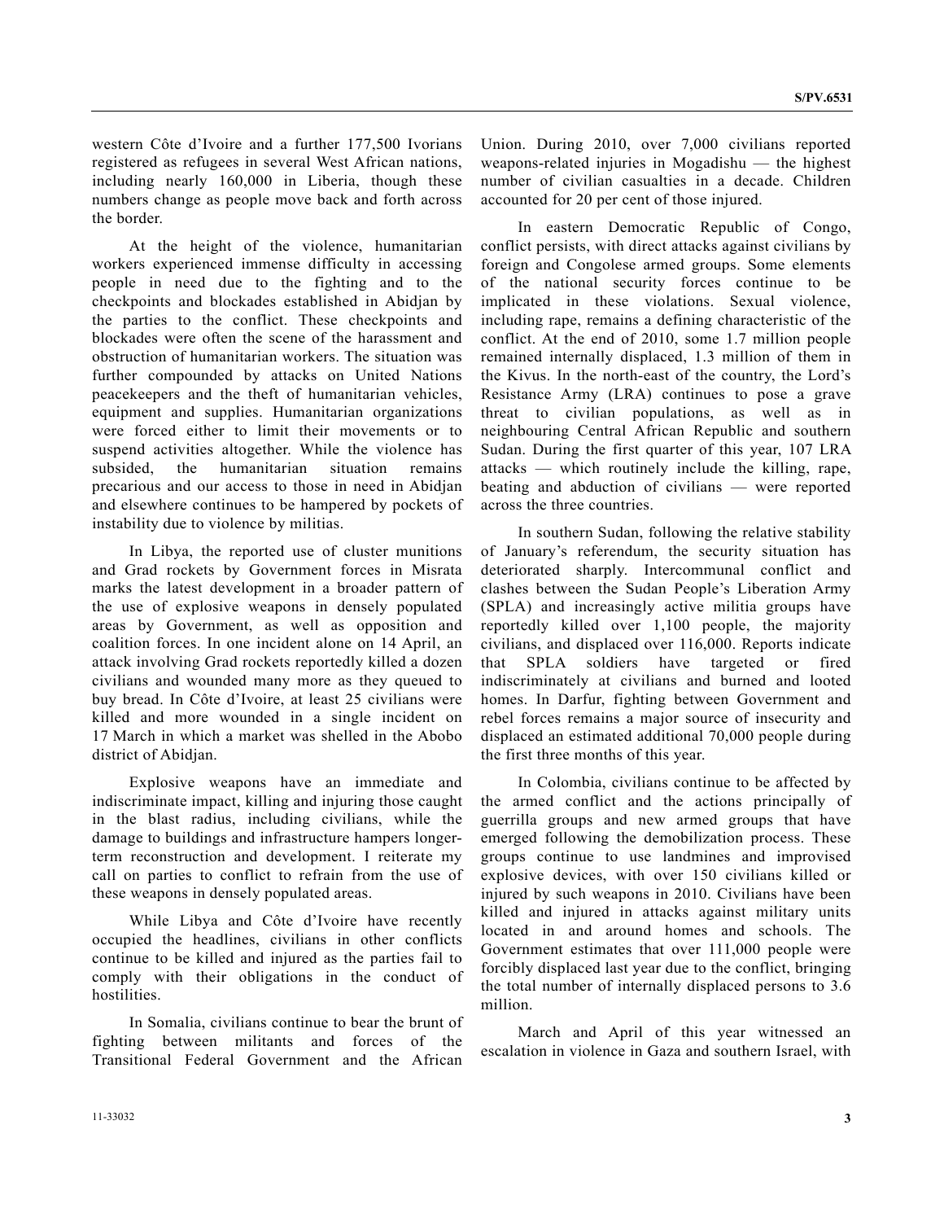western Côte d'Ivoire and a further 177,500 Ivorians registered as refugees in several West African nations, including nearly 160,000 in Liberia, though these numbers change as people move back and forth across the border.

At the height of the violence, humanitarian workers experienced immense difficulty in accessing people in need due to the fighting and to the checkpoints and blockades established in Abidjan by the parties to the conflict. These checkpoints and blockades were often the scene of the harassment and obstruction of humanitarian workers. The situation was further compounded by attacks on United Nations peacekeepers and the theft of humanitarian vehicles, equipment and supplies. Humanitarian organizations were forced either to limit their movements or to suspend activities altogether. While the violence has subsided, the humanitarian situation remains precarious and our access to those in need in Abidjan and elsewhere continues to be hampered by pockets of instability due to violence by militias.

In Libya, the reported use of cluster munitions and Grad rockets by Government forces in Misrata marks the latest development in a broader pattern of the use of explosive weapons in densely populated areas by Government, as well as opposition and coalition forces. In one incident alone on 14 April, an attack involving Grad rockets reportedly killed a dozen civilians and wounded many more as they queued to buy bread. In Côte d'Ivoire, at least 25 civilians were killed and more wounded in a single incident on 17 March in which a market was shelled in the Abobo district of Abidjan.

Explosive weapons have an immediate and indiscriminate impact, killing and injuring those caught in the blast radius, including civilians, while the damage to buildings and infrastructure hampers longer-term reconstruction and development. I reiterate my call on parties to conflict to refrain from the use of these weapons in densely populated areas.

While Libya and Côte d'Ivoire have recently occupied the headlines, civilians in other conflicts continue to be killed and injured as the parties fail to comply with their obligations in the conduct of hostilities.

In Somalia, civilians continue to bear the brunt of fighting between militants and forces of the Transitional Federal Government and the African Union. During 2010, over 7,000 civilians reported weapons-related injuries in Mogadishu — the highest number of civilian casualties in a decade. Children accounted for 20 per cent of those injured.

In eastern Democratic Republic of Congo, conflict persists, with direct attacks against civilians by foreign and Congolese armed groups. Some elements of the national security forces continue to be implicated in these violations. Sexual violence, including rape, remains a defining characteristic of the conflict. At the end of 2010, some 1.7 million people remained internally displaced, 1.3 million of them in the Kivus. In the north-east of the country, the Lord's Resistance Army (LRA) continues to pose a grave threat to civilian populations, as well as in neighbouring Central African Republic and southern Sudan. During the first quarter of this year, 107 LRA attacks — which routinely include the killing, rape, beating and abduction of civilians — were reported across the three countries.

In southern Sudan, following the relative stability of January's referendum, the security situation has deteriorated sharply. Intercommunal conflict and clashes between the Sudan People's Liberation Army (SPLA) and increasingly active militia groups have reportedly killed over 1,100 people, the majority civilians, and displaced over 116,000. Reports indicate that SPLA soldiers have targeted or fired indiscriminately at civilians and burned and looted homes. In Darfur, fighting between Government and rebel forces remains a major source of insecurity and displaced an estimated additional 70,000 people during the first three months of this year.

In Colombia, civilians continue to be affected by the armed conflict and the actions principally of guerrilla groups and new armed groups that have emerged following the demobilization process. These groups continue to use landmines and improvised explosive devices, with over 150 civilians killed or injured by such weapons in 2010. Civilians have been killed and injured in attacks against military units located in and around homes and schools. The Government estimates that over 111,000 people were forcibly displaced last year due to the conflict, bringing the total number of internally displaced persons to 3.6 million.

March and April of this year witnessed an escalation in violence in Gaza and southern Israel, with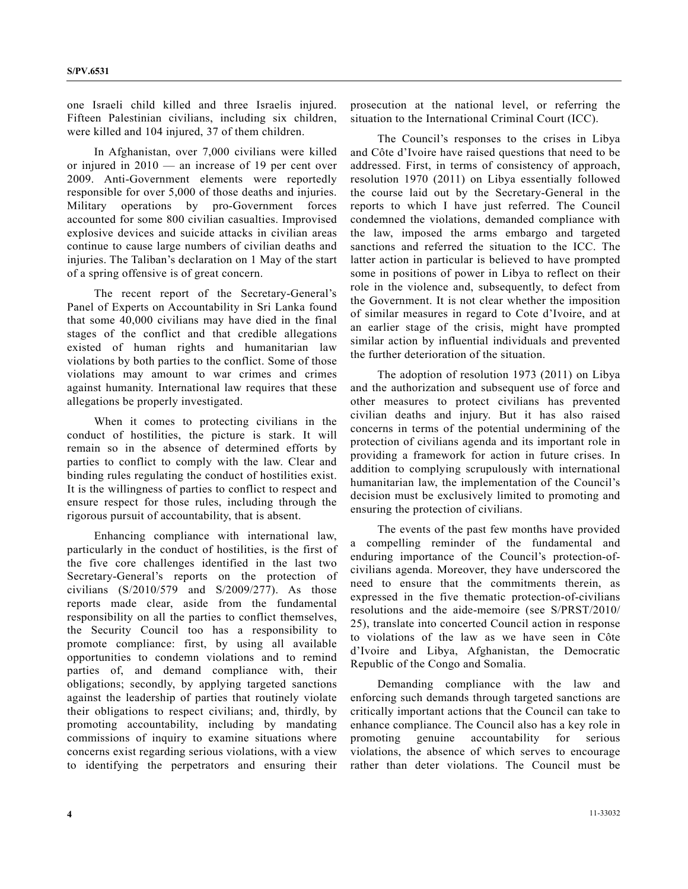one Israeli child killed and three Israelis injured. Fifteen Palestinian civilians, including six children, were killed and 104 injured, 37 of them children.

In Afghanistan, over 7,000 civilians were killed or injured in 2010 — an increase of 19 per cent over 2009. Anti-Government elements were reportedly responsible for over 5,000 of those deaths and injuries. Military operations by pro-Government forces accounted for some 800 civilian casualties. Improvised explosive devices and suicide attacks in civilian areas continue to cause large numbers of civilian deaths and injuries. The Taliban's declaration on 1 May of the start of a spring offensive is of great concern.

The recent report of the Secretary-General's Panel of Experts on Accountability in Sri Lanka found that some 40,000 civilians may have died in the final stages of the conflict and that credible allegations existed of human rights and humanitarian law violations by both parties to the conflict. Some of those violations may amount to war crimes and crimes against humanity. International law requires that these allegations be properly investigated.

When it comes to protecting civilians in the conduct of hostilities, the picture is stark. It will remain so in the absence of determined efforts by parties to conflict to comply with the law. Clear and binding rules regulating the conduct of hostilities exist. It is the willingness of parties to conflict to respect and ensure respect for those rules, including through the rigorous pursuit of accountability, that is absent.

Enhancing compliance with international law, particularly in the conduct of hostilities, is the first of the five core challenges identified in the last two Secretary-General's reports on the protection of civilians (S/2010/579 and S/2009/277). As those reports made clear, aside from the fundamental responsibility on all the parties to conflict themselves, the Security Council too has a responsibility to promote compliance: first, by using all available opportunities to condemn violations and to remind parties of, and demand compliance with, their obligations; secondly, by applying targeted sanctions against the leadership of parties that routinely violate their obligations to respect civilians; and, thirdly, by promoting accountability, including by mandating commissions of inquiry to examine situations where concerns exist regarding serious violations, with a view to identifying the perpetrators and ensuring their prosecution at the national level, or referring the situation to the International Criminal Court (ICC).

The Council's responses to the crises in Libya and Côte d'Ivoire have raised questions that need to be addressed. First, in terms of consistency of approach, resolution 1970 (2011) on Libya essentially followed the course laid out by the Secretary-General in the reports to which I have just referred. The Council condemned the violations, demanded compliance with the law, imposed the arms embargo and targeted sanctions and referred the situation to the ICC. The latter action in particular is believed to have prompted some in positions of power in Libya to reflect on their role in the violence and, subsequently, to defect from the Government. It is not clear whether the imposition of similar measures in regard to Cote d'Ivoire, and at an earlier stage of the crisis, might have prompted similar action by influential individuals and prevented the further deterioration of the situation.

The adoption of resolution 1973 (2011) on Libya and the authorization and subsequent use of force and other measures to protect civilians has prevented civilian deaths and injury. But it has also raised concerns in terms of the potential undermining of the protection of civilians agenda and its important role in providing a framework for action in future crises. In addition to complying scrupulously with international humanitarian law, the implementation of the Council's decision must be exclusively limited to promoting and ensuring the protection of civilians.

The events of the past few months have provided a compelling reminder of the fundamental and enduring importance of the Council's protection-of-civilians agenda. Moreover, they have underscored the need to ensure that the commitments therein, as expressed in the five thematic protection-of-civilians resolutions and the aide-memoire (see S/PRST/2010/25), translate into concerted Council action in response to violations of the law as we have seen in Côte d'Ivoire and Libya, Afghanistan, the Democratic Republic of the Congo and Somalia.

Demanding compliance with the law and enforcing such demands through targeted sanctions are critically important actions that the Council can take to enhance compliance. The Council also has a key role in promoting genuine accountability for serious violations, the absence of which serves to encourage rather than deter violations. The Council must be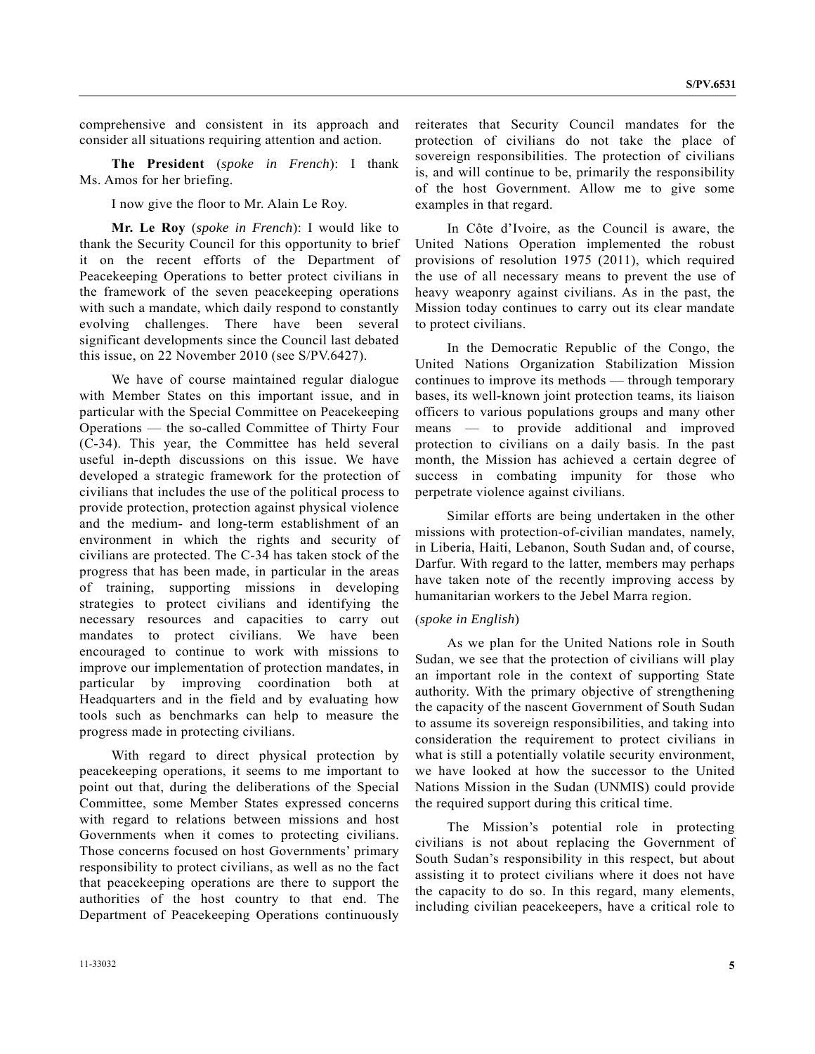comprehensive and consistent in its approach and consider all situations requiring attention and action.

**The President** (*spoke in French*): I thank Ms. Amos for her briefing.

I now give the floor to Mr. Alain Le Roy.

**Mr. Le Roy** (*spoke in French*): I would like to thank the Security Council for this opportunity to brief it on the recent efforts of the Department of Peacekeeping Operations to better protect civilians in the framework of the seven peacekeeping operations with such a mandate, which daily respond to constantly evolving challenges. There have been several significant developments since the Council last debated this issue, on 22 November 2010 (see S/PV.6427).

We have of course maintained regular dialogue with Member States on this important issue, and in particular with the Special Committee on Peacekeeping Operations — the so-called Committee of Thirty Four (C-34). This year, the Committee has held several useful in-depth discussions on this issue. We have developed a strategic framework for the protection of civilians that includes the use of the political process to provide protection, protection against physical violence and the medium- and long-term establishment of an environment in which the rights and security of civilians are protected. The C-34 has taken stock of the progress that has been made, in particular in the areas of training, supporting missions in developing strategies to protect civilians and identifying the necessary resources and capacities to carry out mandates to protect civilians. We have been encouraged to continue to work with missions to improve our implementation of protection mandates, in particular by improving coordination both at Headquarters and in the field and by evaluating how tools such as benchmarks can help to measure the progress made in protecting civilians.

With regard to direct physical protection by peacekeeping operations, it seems to me important to point out that, during the deliberations of the Special Committee, some Member States expressed concerns with regard to relations between missions and host Governments when it comes to protecting civilians. Those concerns focused on host Governments' primary responsibility to protect civilians, as well as no the fact that peacekeeping operations are there to support the authorities of the host country to that end. The Department of Peacekeeping Operations continuously reiterates that Security Council mandates for the protection of civilians do not take the place of sovereign responsibilities. The protection of civilians is, and will continue to be, primarily the responsibility of the host Government. Allow me to give some examples in that regard.

In Côte d'Ivoire, as the Council is aware, the United Nations Operation implemented the robust provisions of resolution 1975 (2011), which required the use of all necessary means to prevent the use of heavy weaponry against civilians. As in the past, the Mission today continues to carry out its clear mandate to protect civilians.

In the Democratic Republic of the Congo, the United Nations Organization Stabilization Mission continues to improve its methods — through temporary bases, its well-known joint protection teams, its liaison officers to various populations groups and many other means — to provide additional and improved protection to civilians on a daily basis. In the past month, the Mission has achieved a certain degree of success in combating impunity for those who perpetrate violence against civilians.

Similar efforts are being undertaken in the other missions with protection-of-civilian mandates, namely, in Liberia, Haiti, Lebanon, South Sudan and, of course, Darfur. With regard to the latter, members may perhaps have taken note of the recently improving access by humanitarian workers to the Jebel Marra region.

(*spoke in English*)

As we plan for the United Nations role in South Sudan, we see that the protection of civilians will play an important role in the context of supporting State authority. With the primary objective of strengthening the capacity of the nascent Government of South Sudan to assume its sovereign responsibilities, and taking into consideration the requirement to protect civilians in what is still a potentially volatile security environment, we have looked at how the successor to the United Nations Mission in the Sudan (UNMIS) could provide the required support during this critical time.

The Mission's potential role in protecting civilians is not about replacing the Government of South Sudan's responsibility in this respect, but about assisting it to protect civilians where it does not have the capacity to do so. In this regard, many elements, including civilian peacekeepers, have a critical role to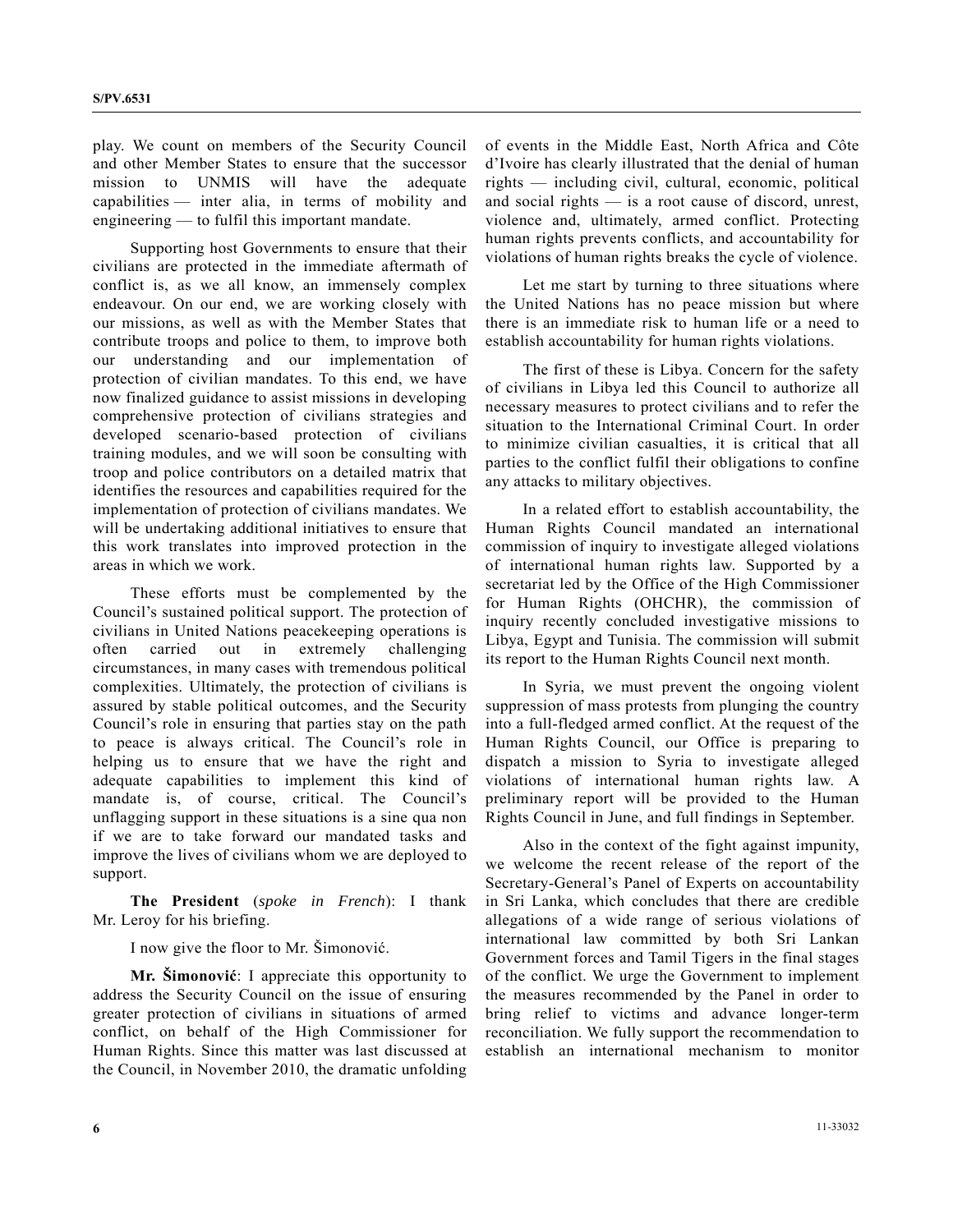play. We count on members of the Security Council and other Member States to ensure that the successor mission to UNMIS will have the adequate capabilities — inter alia, in terms of mobility and engineering — to fulfil this important mandate.

Supporting host Governments to ensure that their civilians are protected in the immediate aftermath of conflict is, as we all know, an immensely complex endeavour. On our end, we are working closely with our missions, as well as with the Member States that contribute troops and police to them, to improve both our understanding and our implementation of protection of civilian mandates. To this end, we have now finalized guidance to assist missions in developing comprehensive protection of civilians strategies and developed scenario-based protection of civilians training modules, and we will soon be consulting with troop and police contributors on a detailed matrix that identifies the resources and capabilities required for the implementation of protection of civilians mandates. We will be undertaking additional initiatives to ensure that this work translates into improved protection in the areas in which we work.

These efforts must be complemented by the Council's sustained political support. The protection of civilians in United Nations peacekeeping operations is often carried out in extremely challenging circumstances, in many cases with tremendous political complexities. Ultimately, the protection of civilians is assured by stable political outcomes, and the Security Council's role in ensuring that parties stay on the path to peace is always critical. The Council's role in helping us to ensure that we have the right and adequate capabilities to implement this kind of mandate is, of course, critical. The Council's unflagging support in these situations is a sine qua non if we are to take forward our mandated tasks and improve the lives of civilians whom we are deployed to support.

**The President** (*spoke in French*): I thank Mr. Leroy for his briefing.

I now give the floor to Mr. Šimonović.

**Mr. Šimonović**: I appreciate this opportunity to address the Security Council on the issue of ensuring greater protection of civilians in situations of armed conflict, on behalf of the High Commissioner for Human Rights. Since this matter was last discussed at the Council, in November 2010, the dramatic unfolding of events in the Middle East, North Africa and Côte d'Ivoire has clearly illustrated that the denial of human rights — including civil, cultural, economic, political and social rights — is a root cause of discord, unrest, violence and, ultimately, armed conflict. Protecting human rights prevents conflicts, and accountability for violations of human rights breaks the cycle of violence.

Let me start by turning to three situations where the United Nations has no peace mission but where there is an immediate risk to human life or a need to establish accountability for human rights violations.

The first of these is Libya. Concern for the safety of civilians in Libya led this Council to authorize all necessary measures to protect civilians and to refer the situation to the International Criminal Court. In order to minimize civilian casualties, it is critical that all parties to the conflict fulfil their obligations to confine any attacks to military objectives.

In a related effort to establish accountability, the Human Rights Council mandated an international commission of inquiry to investigate alleged violations of international human rights law. Supported by a secretariat led by the Office of the High Commissioner for Human Rights (OHCHR), the commission of inquiry recently concluded investigative missions to Libya, Egypt and Tunisia. The commission will submit its report to the Human Rights Council next month.

In Syria, we must prevent the ongoing violent suppression of mass protests from plunging the country into a full-fledged armed conflict. At the request of the Human Rights Council, our Office is preparing to dispatch a mission to Syria to investigate alleged violations of international human rights law. A preliminary report will be provided to the Human Rights Council in June, and full findings in September.

Also in the context of the fight against impunity, we welcome the recent release of the report of the Secretary-General's Panel of Experts on accountability in Sri Lanka, which concludes that there are credible allegations of a wide range of serious violations of international law committed by both Sri Lankan Government forces and Tamil Tigers in the final stages of the conflict. We urge the Government to implement the measures recommended by the Panel in order to bring relief to victims and advance longer-term reconciliation. We fully support the recommendation to establish an international mechanism to monitor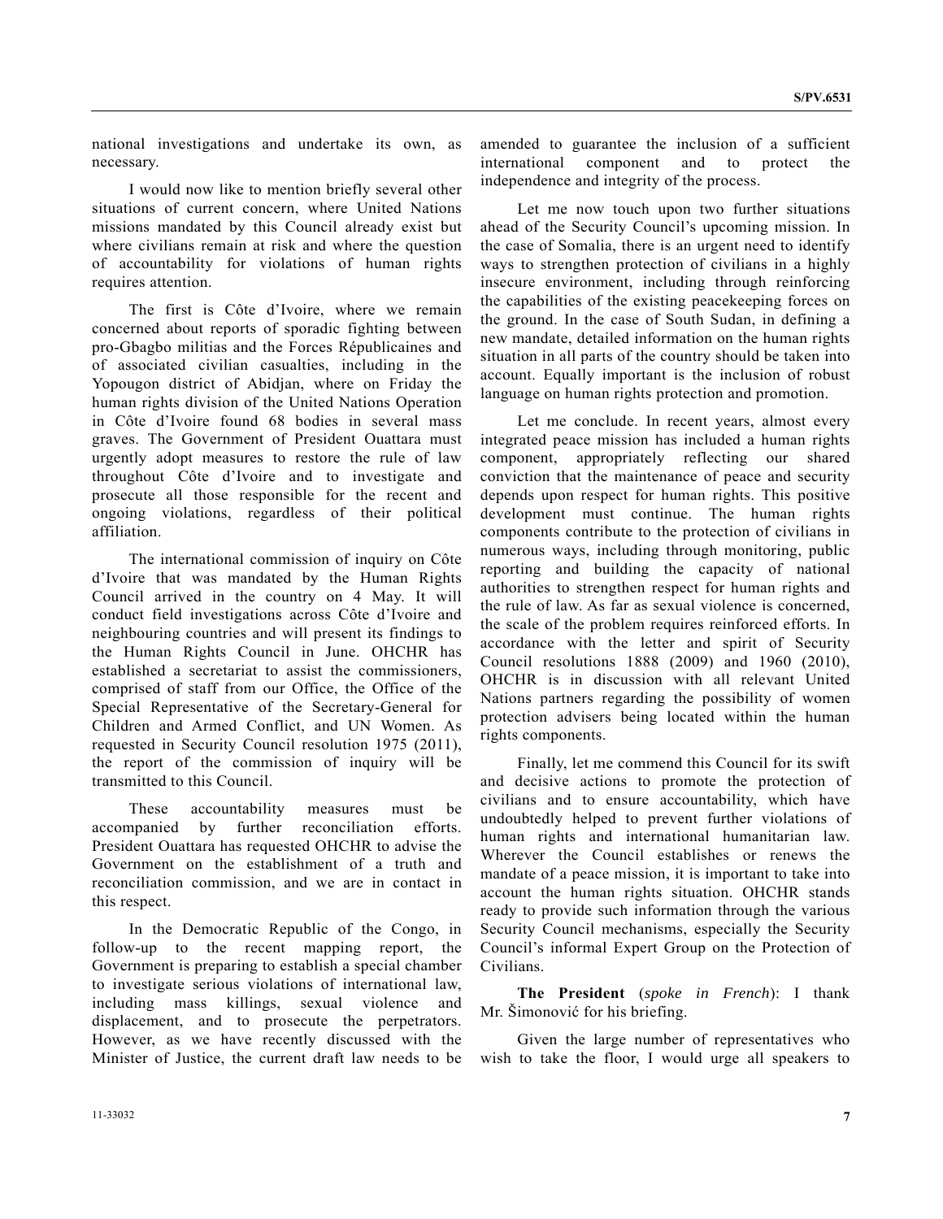national investigations and undertake its own, as necessary.

I would now like to mention briefly several other situations of current concern, where United Nations missions mandated by this Council already exist but where civilians remain at risk and where the question of accountability for violations of human rights requires attention.

The first is Côte d'Ivoire, where we remain concerned about reports of sporadic fighting between pro-Gbagbo militias and the Forces Républicaines and of associated civilian casualties, including in the Yopougon district of Abidjan, where on Friday the human rights division of the United Nations Operation in Côte d'Ivoire found 68 bodies in several mass graves. The Government of President Ouattara must urgently adopt measures to restore the rule of law throughout Côte d'Ivoire and to investigate and prosecute all those responsible for the recent and ongoing violations, regardless of their political affiliation.

The international commission of inquiry on Côte d'Ivoire that was mandated by the Human Rights Council arrived in the country on 4 May. It will conduct field investigations across Côte d'Ivoire and neighbouring countries and will present its findings to the Human Rights Council in June. OHCHR has established a secretariat to assist the commissioners, comprised of staff from our Office, the Office of the Special Representative of the Secretary-General for Children and Armed Conflict, and UN Women. As requested in Security Council resolution 1975 (2011), the report of the commission of inquiry will be transmitted to this Council.

These accountability measures must be accompanied by further reconciliation efforts. President Ouattara has requested OHCHR to advise the Government on the establishment of a truth and reconciliation commission, and we are in contact in this respect.

In the Democratic Republic of the Congo, in follow-up to the recent mapping report, the Government is preparing to establish a special chamber to investigate serious violations of international law, including mass killings, sexual violence and displacement, and to prosecute the perpetrators. However, as we have recently discussed with the Minister of Justice, the current draft law needs to be amended to guarantee the inclusion of a sufficient international component and to protect the independence and integrity of the process.

Let me now touch upon two further situations ahead of the Security Council's upcoming mission. In the case of Somalia, there is an urgent need to identify ways to strengthen protection of civilians in a highly insecure environment, including through reinforcing the capabilities of the existing peacekeeping forces on the ground. In the case of South Sudan, in defining a new mandate, detailed information on the human rights situation in all parts of the country should be taken into account. Equally important is the inclusion of robust language on human rights protection and promotion.

Let me conclude. In recent years, almost every integrated peace mission has included a human rights component, appropriately reflecting our shared conviction that the maintenance of peace and security depends upon respect for human rights. This positive development must continue. The human rights components contribute to the protection of civilians in numerous ways, including through monitoring, public reporting and building the capacity of national authorities to strengthen respect for human rights and the rule of law. As far as sexual violence is concerned, the scale of the problem requires reinforced efforts. In accordance with the letter and spirit of Security Council resolutions 1888 (2009) and 1960 (2010), OHCHR is in discussion with all relevant United Nations partners regarding the possibility of women protection advisers being located within the human rights components.

Finally, let me commend this Council for its swift and decisive actions to promote the protection of civilians and to ensure accountability, which have undoubtedly helped to prevent further violations of human rights and international humanitarian law. Wherever the Council establishes or renews the mandate of a peace mission, it is important to take into account the human rights situation. OHCHR stands ready to provide such information through the various Security Council mechanisms, especially the Security Council's informal Expert Group on the Protection of Civilians.

**The President** (*spoke in French*): I thank Mr. Šimonović for his briefing.

Given the large number of representatives who wish to take the floor, I would urge all speakers to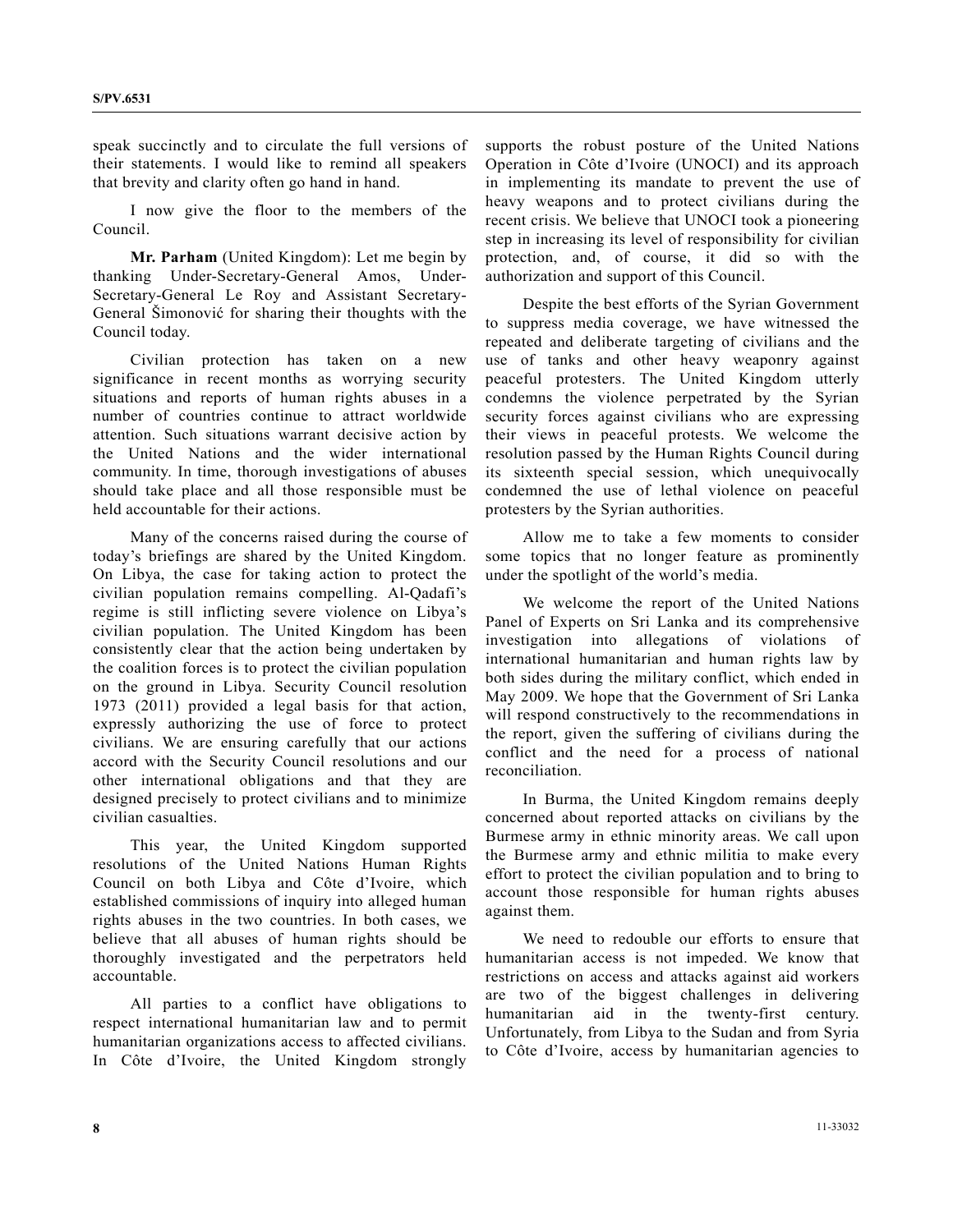speak succinctly and to circulate the full versions of their statements. I would like to remind all speakers that brevity and clarity often go hand in hand.

I now give the floor to the members of the Council.

**Mr. Parham** (United Kingdom): Let me begin by thanking Under-Secretary-General Amos, Under-Secretary-General Le Roy and Assistant Secretary-General Šimonović for sharing their thoughts with the Council today.

Civilian protection has taken on a new significance in recent months as worrying security situations and reports of human rights abuses in a number of countries continue to attract worldwide attention. Such situations warrant decisive action by the United Nations and the wider international community. In time, thorough investigations of abuses should take place and all those responsible must be held accountable for their actions.

Many of the concerns raised during the course of today's briefings are shared by the United Kingdom. On Libya, the case for taking action to protect the civilian population remains compelling. Al-Qadafi's regime is still inflicting severe violence on Libya's civilian population. The United Kingdom has been consistently clear that the action being undertaken by the coalition forces is to protect the civilian population on the ground in Libya. Security Council resolution 1973 (2011) provided a legal basis for that action, expressly authorizing the use of force to protect civilians. We are ensuring carefully that our actions accord with the Security Council resolutions and our other international obligations and that they are designed precisely to protect civilians and to minimize civilian casualties.

This year, the United Kingdom supported resolutions of the United Nations Human Rights Council on both Libya and Côte d'Ivoire, which established commissions of inquiry into alleged human rights abuses in the two countries. In both cases, we believe that all abuses of human rights should be thoroughly investigated and the perpetrators held accountable.

All parties to a conflict have obligations to respect international humanitarian law and to permit humanitarian organizations access to affected civilians. In Côte d'Ivoire, the United Kingdom strongly supports the robust posture of the United Nations Operation in Côte d'Ivoire (UNOCI) and its approach in implementing its mandate to prevent the use of heavy weapons and to protect civilians during the recent crisis. We believe that UNOCI took a pioneering step in increasing its level of responsibility for civilian protection, and, of course, it did so with the authorization and support of this Council.

Despite the best efforts of the Syrian Government to suppress media coverage, we have witnessed the repeated and deliberate targeting of civilians and the use of tanks and other heavy weaponry against peaceful protesters. The United Kingdom utterly condemns the violence perpetrated by the Syrian security forces against civilians who are expressing their views in peaceful protests. We welcome the resolution passed by the Human Rights Council during its sixteenth special session, which unequivocally condemned the use of lethal violence on peaceful protesters by the Syrian authorities.

Allow me to take a few moments to consider some topics that no longer feature as prominently under the spotlight of the world's media.

We welcome the report of the United Nations Panel of Experts on Sri Lanka and its comprehensive investigation into allegations of violations of international humanitarian and human rights law by both sides during the military conflict, which ended in May 2009. We hope that the Government of Sri Lanka will respond constructively to the recommendations in the report, given the suffering of civilians during the conflict and the need for a process of national reconciliation.

In Burma, the United Kingdom remains deeply concerned about reported attacks on civilians by the Burmese army in ethnic minority areas. We call upon the Burmese army and ethnic militia to make every effort to protect the civilian population and to bring to account those responsible for human rights abuses against them.

We need to redouble our efforts to ensure that humanitarian access is not impeded. We know that restrictions on access and attacks against aid workers are two of the biggest challenges in delivering humanitarian aid in the twenty-first century. Unfortunately, from Libya to the Sudan and from Syria to Côte d'Ivoire, access by humanitarian agencies to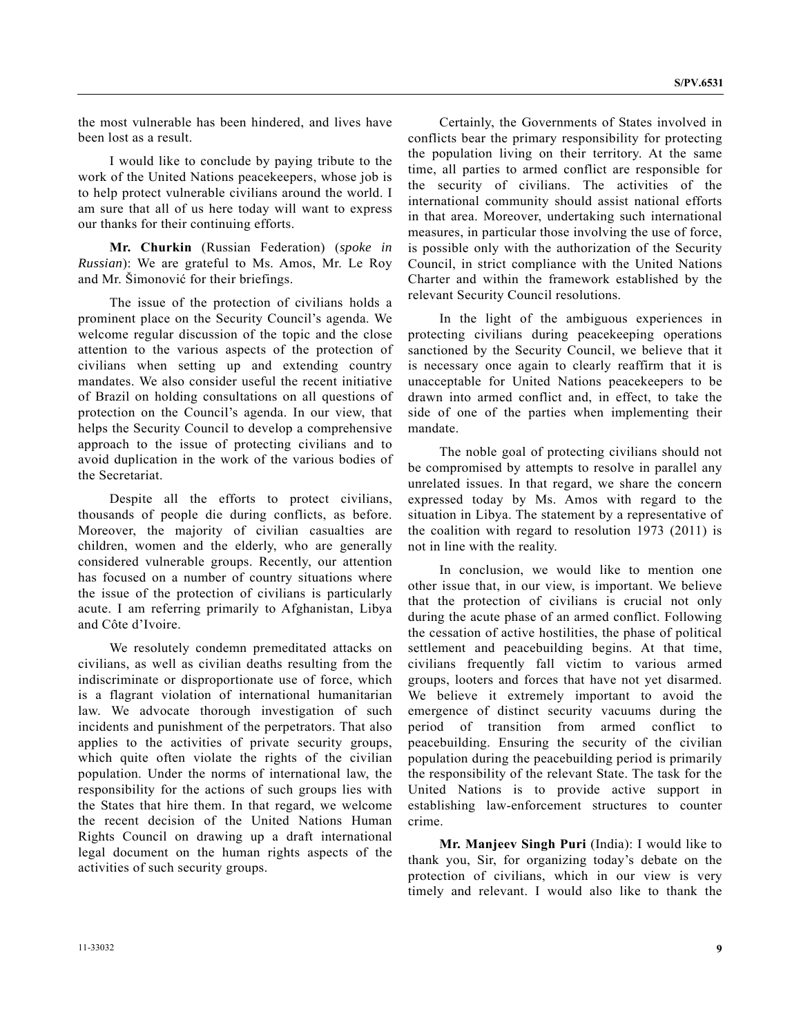the most vulnerable has been hindered, and lives have been lost as a result.

I would like to conclude by paying tribute to the work of the United Nations peacekeepers, whose job is to help protect vulnerable civilians around the world. I am sure that all of us here today will want to express our thanks for their continuing efforts.

**Mr. Churkin** (Russian Federation) (*spoke in Russian*): We are grateful to Ms. Amos, Mr. Le Roy and Mr. Šimonović for their briefings.

The issue of the protection of civilians holds a prominent place on the Security Council's agenda. We welcome regular discussion of the topic and the close attention to the various aspects of the protection of civilians when setting up and extending country mandates. We also consider useful the recent initiative of Brazil on holding consultations on all questions of protection on the Council's agenda. In our view, that helps the Security Council to develop a comprehensive approach to the issue of protecting civilians and to avoid duplication in the work of the various bodies of the Secretariat.

Despite all the efforts to protect civilians, thousands of people die during conflicts, as before. Moreover, the majority of civilian casualties are children, women and the elderly, who are generally considered vulnerable groups. Recently, our attention has focused on a number of country situations where the issue of the protection of civilians is particularly acute. I am referring primarily to Afghanistan, Libya and Côte d'Ivoire.

We resolutely condemn premeditated attacks on civilians, as well as civilian deaths resulting from the indiscriminate or disproportionate use of force, which is a flagrant violation of international humanitarian law. We advocate thorough investigation of such incidents and punishment of the perpetrators. That also applies to the activities of private security groups, which quite often violate the rights of the civilian population. Under the norms of international law, the responsibility for the actions of such groups lies with the States that hire them. In that regard, we welcome the recent decision of the United Nations Human Rights Council on drawing up a draft international legal document on the human rights aspects of the activities of such security groups.

Certainly, the Governments of States involved in conflicts bear the primary responsibility for protecting the population living on their territory. At the same time, all parties to armed conflict are responsible for the security of civilians. The activities of the international community should assist national efforts in that area. Moreover, undertaking such international measures, in particular those involving the use of force, is possible only with the authorization of the Security Council, in strict compliance with the United Nations Charter and within the framework established by the relevant Security Council resolutions.

In the light of the ambiguous experiences in protecting civilians during peacekeeping operations sanctioned by the Security Council, we believe that it is necessary once again to clearly reaffirm that it is unacceptable for United Nations peacekeepers to be drawn into armed conflict and, in effect, to take the side of one of the parties when implementing their mandate.

The noble goal of protecting civilians should not be compromised by attempts to resolve in parallel any unrelated issues. In that regard, we share the concern expressed today by Ms. Amos with regard to the situation in Libya. The statement by a representative of the coalition with regard to resolution 1973 (2011) is not in line with the reality.

In conclusion, we would like to mention one other issue that, in our view, is important. We believe that the protection of civilians is crucial not only during the acute phase of an armed conflict. Following the cessation of active hostilities, the phase of political settlement and peacebuilding begins. At that time, civilians frequently fall victim to various armed groups, looters and forces that have not yet disarmed. We believe it extremely important to avoid the emergence of distinct security vacuums during the period of transition from armed conflict to peacebuilding. Ensuring the security of the civilian population during the peacebuilding period is primarily the responsibility of the relevant State. The task for the United Nations is to provide active support in establishing law-enforcement structures to counter crime.

**Mr. Manjeev Singh Puri** (India): I would like to thank you, Sir, for organizing today's debate on the protection of civilians, which in our view is very timely and relevant. I would also like to thank the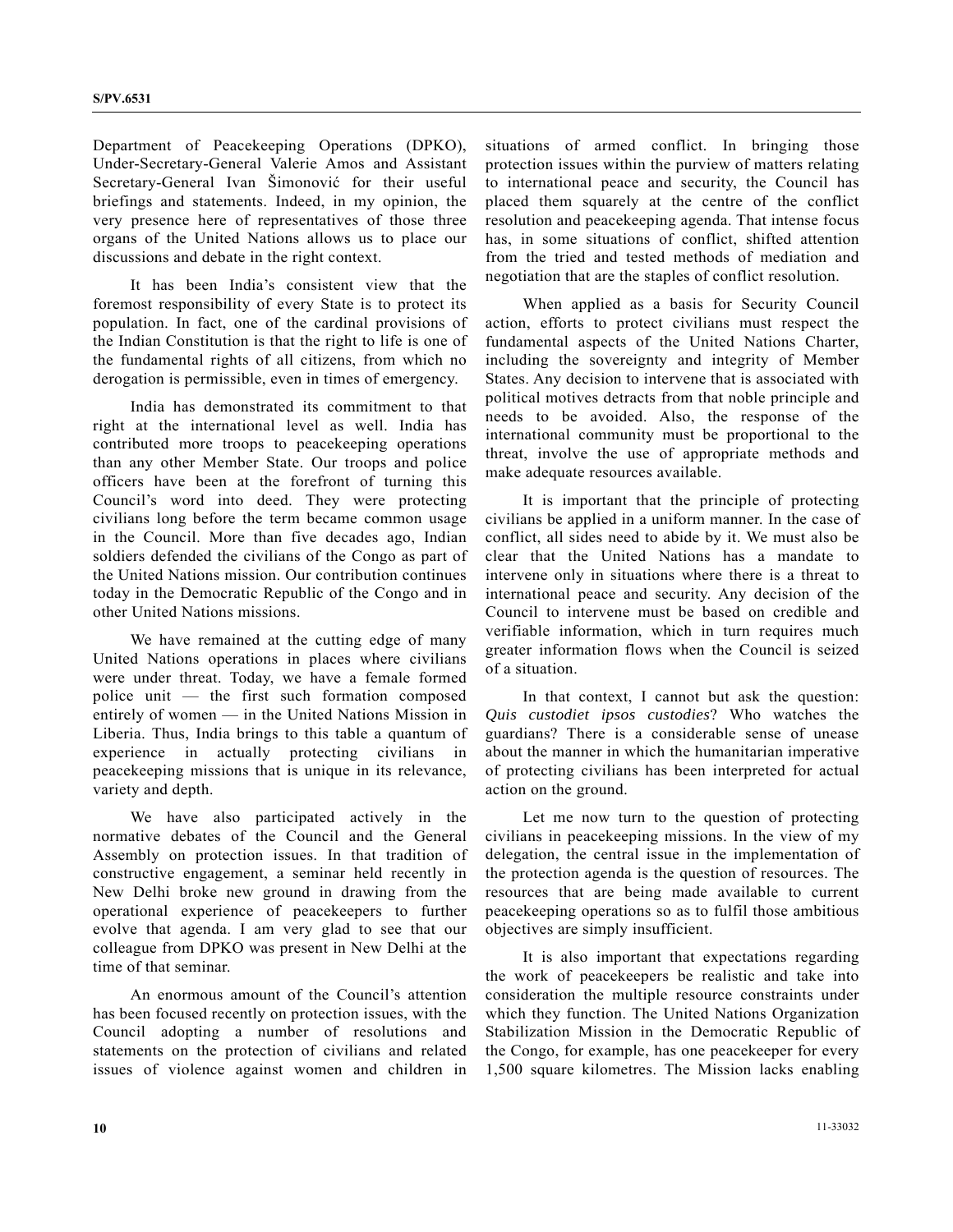Department of Peacekeeping Operations (DPKO), Under-Secretary-General Valerie Amos and Assistant Secretary-General Ivan Šimonović for their useful briefings and statements. Indeed, in my opinion, the very presence here of representatives of those three organs of the United Nations allows us to place our discussions and debate in the right context.

It has been India's consistent view that the foremost responsibility of every State is to protect its population. In fact, one of the cardinal provisions of the Indian Constitution is that the right to life is one of the fundamental rights of all citizens, from which no derogation is permissible, even in times of emergency.

India has demonstrated its commitment to that right at the international level as well. India has contributed more troops to peacekeeping operations than any other Member State. Our troops and police officers have been at the forefront of turning this Council's word into deed. They were protecting civilians long before the term became common usage in the Council. More than five decades ago, Indian soldiers defended the civilians of the Congo as part of the United Nations mission. Our contribution continues today in the Democratic Republic of the Congo and in other United Nations missions.

We have remained at the cutting edge of many United Nations operations in places where civilians were under threat. Today, we have a female formed police unit — the first such formation composed entirely of women — in the United Nations Mission in Liberia. Thus, India brings to this table a quantum of experience in actually protecting civilians in peacekeeping missions that is unique in its relevance, variety and depth.

We have also participated actively in the normative debates of the Council and the General Assembly on protection issues. In that tradition of constructive engagement, a seminar held recently in New Delhi broke new ground in drawing from the operational experience of peacekeepers to further evolve that agenda. I am very glad to see that our colleague from DPKO was present in New Delhi at the time of that seminar.

An enormous amount of the Council's attention has been focused recently on protection issues, with the Council adopting a number of resolutions and statements on the protection of civilians and related issues of violence against women and children in situations of armed conflict. In bringing those protection issues within the purview of matters relating to international peace and security, the Council has placed them squarely at the centre of the conflict resolution and peacekeeping agenda. That intense focus has, in some situations of conflict, shifted attention from the tried and tested methods of mediation and negotiation that are the staples of conflict resolution.

When applied as a basis for Security Council action, efforts to protect civilians must respect the fundamental aspects of the United Nations Charter, including the sovereignty and integrity of Member States. Any decision to intervene that is associated with political motives detracts from that noble principle and needs to be avoided. Also, the response of the international community must be proportional to the threat, involve the use of appropriate methods and make adequate resources available.

It is important that the principle of protecting civilians be applied in a uniform manner. In the case of conflict, all sides need to abide by it. We must also be clear that the United Nations has a mandate to intervene only in situations where there is a threat to international peace and security. Any decision of the Council to intervene must be based on credible and verifiable information, which in turn requires much greater information flows when the Council is seized of a situation.

In that context, I cannot but ask the question: *Quis custodiet ipsos custodies*? Who watches the guardians? There is a considerable sense of unease about the manner in which the humanitarian imperative of protecting civilians has been interpreted for actual action on the ground.

Let me now turn to the question of protecting civilians in peacekeeping missions. In the view of my delegation, the central issue in the implementation of the protection agenda is the question of resources. The resources that are being made available to current peacekeeping operations so as to fulfil those ambitious objectives are simply insufficient.

It is also important that expectations regarding the work of peacekeepers be realistic and take into consideration the multiple resource constraints under which they function. The United Nations Organization Stabilization Mission in the Democratic Republic of the Congo, for example, has one peacekeeper for every 1,500 square kilometres. The Mission lacks enabling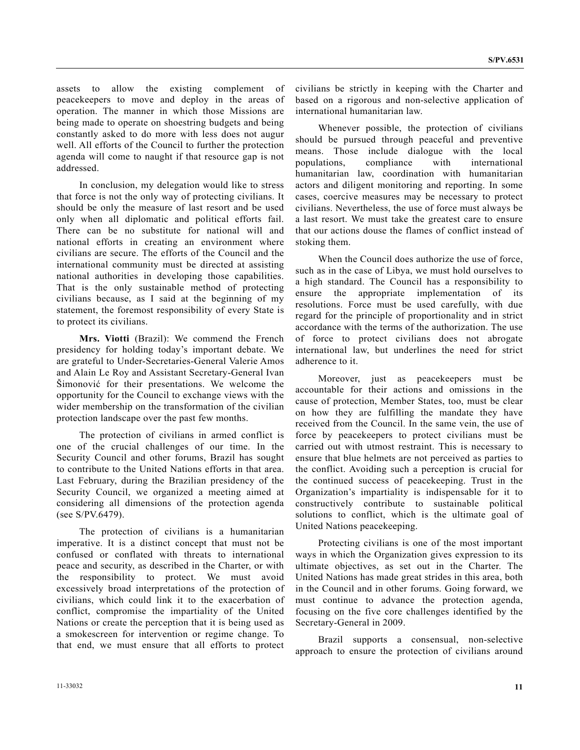assets to allow the existing complement of peacekeepers to move and deploy in the areas of operation. The manner in which those Missions are being made to operate on shoestring budgets and being constantly asked to do more with less does not augur well. All efforts of the Council to further the protection agenda will come to naught if that resource gap is not addressed.

In conclusion, my delegation would like to stress that force is not the only way of protecting civilians. It should be only the measure of last resort and be used only when all diplomatic and political efforts fail. There can be no substitute for national will and national efforts in creating an environment where civilians are secure. The efforts of the Council and the international community must be directed at assisting national authorities in developing those capabilities. That is the only sustainable method of protecting civilians because, as I said at the beginning of my statement, the foremost responsibility of every State is to protect its civilians.

**Mrs. Viotti** (Brazil): We commend the French presidency for holding today's important debate. We are grateful to Under-Secretaries-General Valerie Amos and Alain Le Roy and Assistant Secretary-General Ivan Šimonović for their presentations. We welcome the opportunity for the Council to exchange views with the wider membership on the transformation of the civilian protection landscape over the past few months.

The protection of civilians in armed conflict is one of the crucial challenges of our time. In the Security Council and other forums, Brazil has sought to contribute to the United Nations efforts in that area. Last February, during the Brazilian presidency of the Security Council, we organized a meeting aimed at considering all dimensions of the protection agenda (see S/PV.6479).

The protection of civilians is a humanitarian imperative. It is a distinct concept that must not be confused or conflated with threats to international peace and security, as described in the Charter, or with the responsibility to protect. We must avoid excessively broad interpretations of the protection of civilians, which could link it to the exacerbation of conflict, compromise the impartiality of the United Nations or create the perception that it is being used as a smokescreen for intervention or regime change. To that end, we must ensure that all efforts to protect civilians be strictly in keeping with the Charter and based on a rigorous and non-selective application of international humanitarian law.

Whenever possible, the protection of civilians should be pursued through peaceful and preventive means. Those include dialogue with the local populations, compliance with international humanitarian law, coordination with humanitarian actors and diligent monitoring and reporting. In some cases, coercive measures may be necessary to protect civilians. Nevertheless, the use of force must always be a last resort. We must take the greatest care to ensure that our actions douse the flames of conflict instead of stoking them.

When the Council does authorize the use of force, such as in the case of Libya, we must hold ourselves to a high standard. The Council has a responsibility to ensure the appropriate implementation of its resolutions. Force must be used carefully, with due regard for the principle of proportionality and in strict accordance with the terms of the authorization. The use of force to protect civilians does not abrogate international law, but underlines the need for strict adherence to it.

Moreover, just as peacekeepers must be accountable for their actions and omissions in the cause of protection, Member States, too, must be clear on how they are fulfilling the mandate they have received from the Council. In the same vein, the use of force by peacekeepers to protect civilians must be carried out with utmost restraint. This is necessary to ensure that blue helmets are not perceived as parties to the conflict. Avoiding such a perception is crucial for the continued success of peacekeeping. Trust in the Organization's impartiality is indispensable for it to constructively contribute to sustainable political solutions to conflict, which is the ultimate goal of United Nations peacekeeping.

Protecting civilians is one of the most important ways in which the Organization gives expression to its ultimate objectives, as set out in the Charter. The United Nations has made great strides in this area, both in the Council and in other forums. Going forward, we must continue to advance the protection agenda, focusing on the five core challenges identified by the Secretary-General in 2009.

Brazil supports a consensual, non-selective approach to ensure the protection of civilians around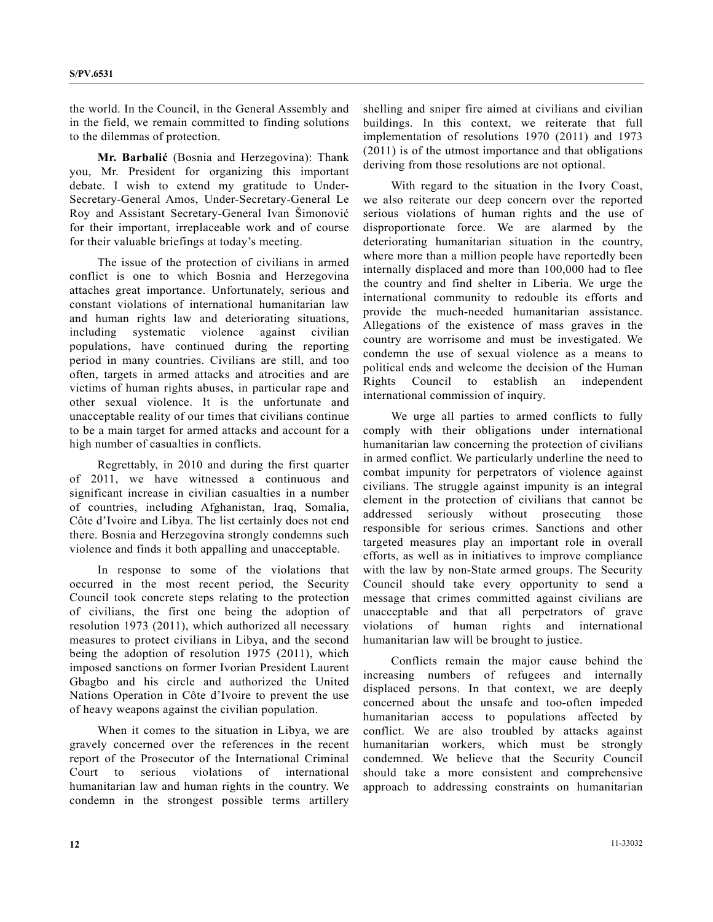the world. In the Council, in the General Assembly and in the field, we remain committed to finding solutions to the dilemmas of protection.

**Mr. Barbalić** (Bosnia and Herzegovina): Thank you, Mr. President for organizing this important debate. I wish to extend my gratitude to Under-Secretary-General Amos, Under-Secretary-General Le Roy and Assistant Secretary-General Ivan Šimonović for their important, irreplaceable work and of course for their valuable briefings at today's meeting.

The issue of the protection of civilians in armed conflict is one to which Bosnia and Herzegovina attaches great importance. Unfortunately, serious and constant violations of international humanitarian law and human rights law and deteriorating situations, including systematic violence against civilian populations, have continued during the reporting period in many countries. Civilians are still, and too often, targets in armed attacks and atrocities and are victims of human rights abuses, in particular rape and other sexual violence. It is the unfortunate and unacceptable reality of our times that civilians continue to be a main target for armed attacks and account for a high number of casualties in conflicts.

Regrettably, in 2010 and during the first quarter of 2011, we have witnessed a continuous and significant increase in civilian casualties in a number of countries, including Afghanistan, Iraq, Somalia, Côte d'Ivoire and Libya. The list certainly does not end there. Bosnia and Herzegovina strongly condemns such violence and finds it both appalling and unacceptable.

In response to some of the violations that occurred in the most recent period, the Security Council took concrete steps relating to the protection of civilians, the first one being the adoption of resolution 1973 (2011), which authorized all necessary measures to protect civilians in Libya, and the second being the adoption of resolution 1975 (2011), which imposed sanctions on former Ivorian President Laurent Gbagbo and his circle and authorized the United Nations Operation in Côte d'Ivoire to prevent the use of heavy weapons against the civilian population.

When it comes to the situation in Libya, we are gravely concerned over the references in the recent report of the Prosecutor of the International Criminal Court to serious violations of international humanitarian law and human rights in the country. We condemn in the strongest possible terms artillery shelling and sniper fire aimed at civilians and civilian buildings. In this context, we reiterate that full implementation of resolutions 1970 (2011) and 1973 (2011) is of the utmost importance and that obligations deriving from those resolutions are not optional.

With regard to the situation in the Ivory Coast, we also reiterate our deep concern over the reported serious violations of human rights and the use of disproportionate force. We are alarmed by the deteriorating humanitarian situation in the country, where more than a million people have reportedly been internally displaced and more than 100,000 had to flee the country and find shelter in Liberia. We urge the international community to redouble its efforts and provide the much-needed humanitarian assistance. Allegations of the existence of mass graves in the country are worrisome and must be investigated. We condemn the use of sexual violence as a means to political ends and welcome the decision of the Human Rights Council to establish an independent international commission of inquiry.

We urge all parties to armed conflicts to fully comply with their obligations under international humanitarian law concerning the protection of civilians in armed conflict. We particularly underline the need to combat impunity for perpetrators of violence against civilians. The struggle against impunity is an integral element in the protection of civilians that cannot be addressed seriously without prosecuting those responsible for serious crimes. Sanctions and other targeted measures play an important role in overall efforts, as well as in initiatives to improve compliance with the law by non-State armed groups. The Security Council should take every opportunity to send a message that crimes committed against civilians are unacceptable and that all perpetrators of grave violations of human rights and international humanitarian law will be brought to justice.

Conflicts remain the major cause behind the increasing numbers of refugees and internally displaced persons. In that context, we are deeply concerned about the unsafe and too-often impeded humanitarian access to populations affected by conflict. We are also troubled by attacks against humanitarian workers, which must be strongly condemned. We believe that the Security Council should take a more consistent and comprehensive approach to addressing constraints on humanitarian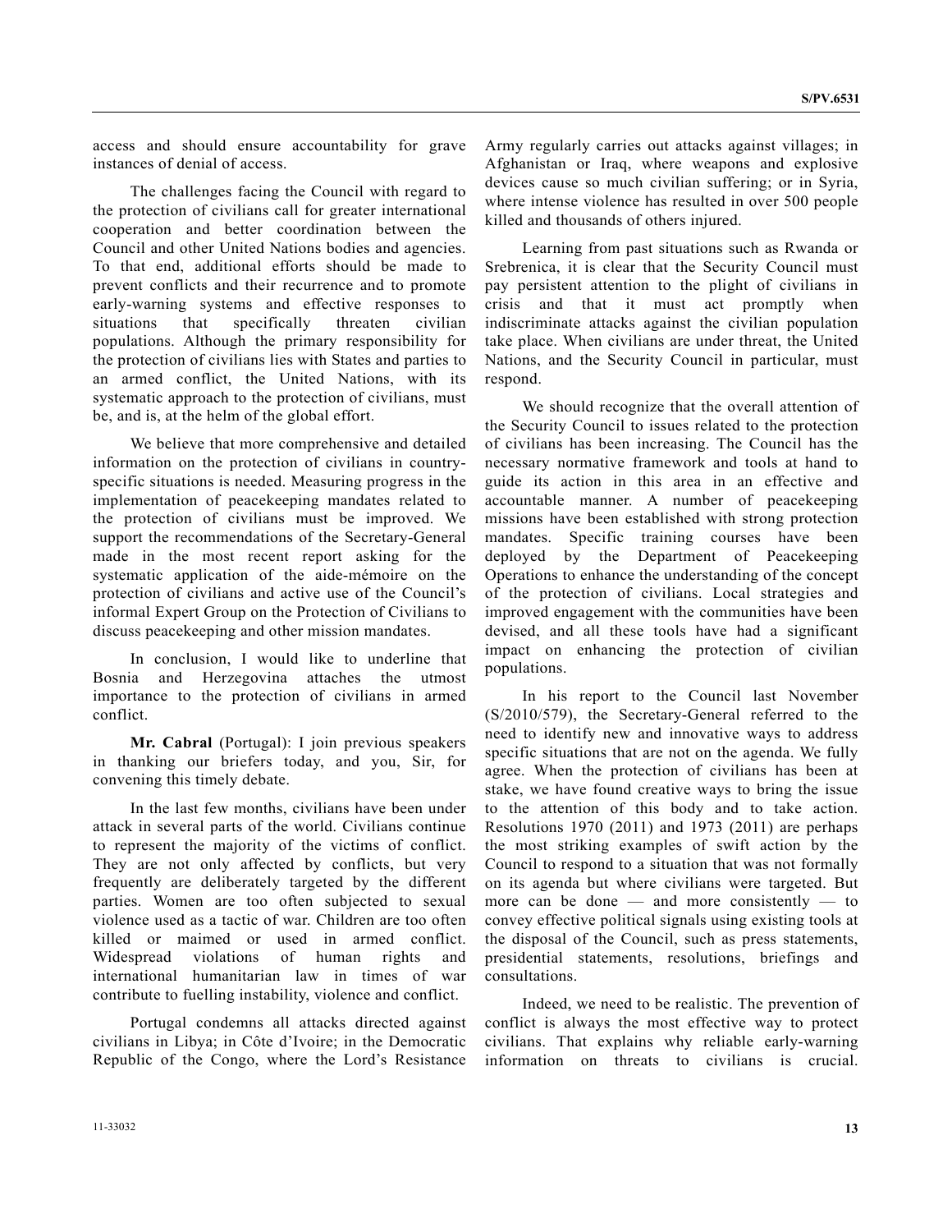access and should ensure accountability for grave instances of denial of access.

The challenges facing the Council with regard to the protection of civilians call for greater international cooperation and better coordination between the Council and other United Nations bodies and agencies. To that end, additional efforts should be made to prevent conflicts and their recurrence and to promote early-warning systems and effective responses to situations that specifically threaten civilian populations. Although the primary responsibility for the protection of civilians lies with States and parties to an armed conflict, the United Nations, with its systematic approach to the protection of civilians, must be, and is, at the helm of the global effort.

We believe that more comprehensive and detailed information on the protection of civilians in country-specific situations is needed. Measuring progress in the implementation of peacekeeping mandates related to the protection of civilians must be improved. We support the recommendations of the Secretary-General made in the most recent report asking for the systematic application of the aide-mémoire on the protection of civilians and active use of the Council's informal Expert Group on the Protection of Civilians to discuss peacekeeping and other mission mandates.

In conclusion, I would like to underline that Bosnia and Herzegovina attaches the utmost importance to the protection of civilians in armed conflict.

**Mr. Cabral** (Portugal): I join previous speakers in thanking our briefers today, and you, Sir, for convening this timely debate.

In the last few months, civilians have been under attack in several parts of the world. Civilians continue to represent the majority of the victims of conflict. They are not only affected by conflicts, but very frequently are deliberately targeted by the different parties. Women are too often subjected to sexual violence used as a tactic of war. Children are too often killed or maimed or used in armed conflict. Widespread violations of human rights and international humanitarian law in times of war contribute to fuelling instability, violence and conflict.

Portugal condemns all attacks directed against civilians in Libya; in Côte d'Ivoire; in the Democratic Republic of the Congo, where the Lord's Resistance Army regularly carries out attacks against villages; in Afghanistan or Iraq, where weapons and explosive devices cause so much civilian suffering; or in Syria, where intense violence has resulted in over 500 people killed and thousands of others injured.

Learning from past situations such as Rwanda or Srebrenica, it is clear that the Security Council must pay persistent attention to the plight of civilians in crisis and that it must act promptly when indiscriminate attacks against the civilian population take place. When civilians are under threat, the United Nations, and the Security Council in particular, must respond.

We should recognize that the overall attention of the Security Council to issues related to the protection of civilians has been increasing. The Council has the necessary normative framework and tools at hand to guide its action in this area in an effective and accountable manner. A number of peacekeeping missions have been established with strong protection mandates. Specific training courses have been deployed by the Department of Peacekeeping Operations to enhance the understanding of the concept of the protection of civilians. Local strategies and improved engagement with the communities have been devised, and all these tools have had a significant impact on enhancing the protection of civilian populations.

In his report to the Council last November (S/2010/579), the Secretary-General referred to the need to identify new and innovative ways to address specific situations that are not on the agenda. We fully agree. When the protection of civilians has been at stake, we have found creative ways to bring the issue to the attention of this body and to take action. Resolutions 1970 (2011) and 1973 (2011) are perhaps the most striking examples of swift action by the Council to respond to a situation that was not formally on its agenda but where civilians were targeted. But more can be done — and more consistently — to convey effective political signals using existing tools at the disposal of the Council, such as press statements, presidential statements, resolutions, briefings and consultations.

Indeed, we need to be realistic. The prevention of conflict is always the most effective way to protect civilians. That explains why reliable early-warning information on threats to civilians is crucial.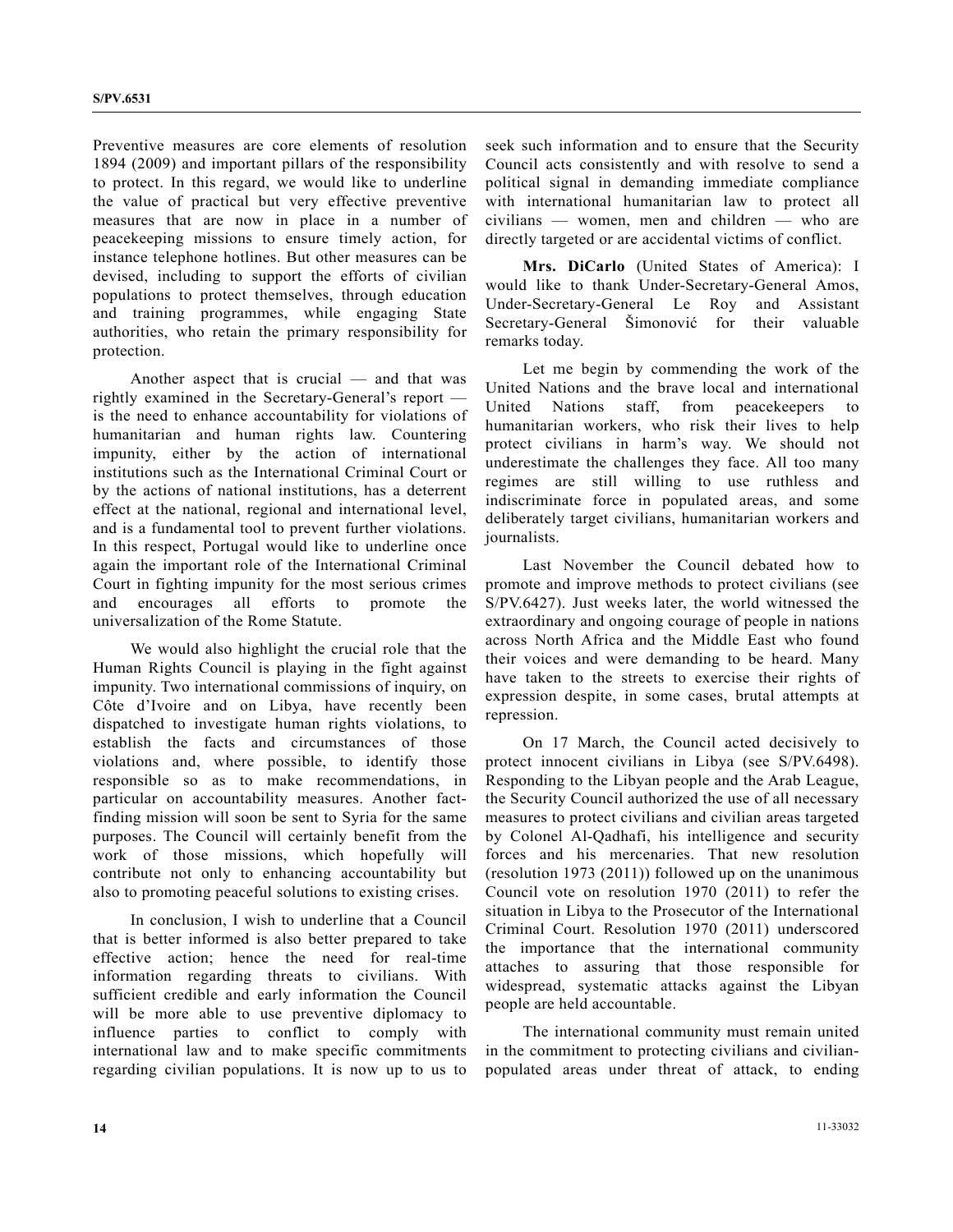Preventive measures are core elements of resolution 1894 (2009) and important pillars of the responsibility to protect. In this regard, we would like to underline the value of practical but very effective preventive measures that are now in place in a number of peacekeeping missions to ensure timely action, for instance telephone hotlines. But other measures can be devised, including to support the efforts of civilian populations to protect themselves, through education and training programmes, while engaging State authorities, who retain the primary responsibility for protection.

Another aspect that is crucial — and that was rightly examined in the Secretary-General's report — is the need to enhance accountability for violations of humanitarian and human rights law. Countering impunity, either by the action of international institutions such as the International Criminal Court or by the actions of national institutions, has a deterrent effect at the national, regional and international level, and is a fundamental tool to prevent further violations. In this respect, Portugal would like to underline once again the important role of the International Criminal Court in fighting impunity for the most serious crimes and encourages all efforts to promote the universalization of the Rome Statute.

We would also highlight the crucial role that the Human Rights Council is playing in the fight against impunity. Two international commissions of inquiry, on Côte d'Ivoire and on Libya, have recently been dispatched to investigate human rights violations, to establish the facts and circumstances of those violations and, where possible, to identify those responsible so as to make recommendations, in particular on accountability measures. Another fact-finding mission will soon be sent to Syria for the same purposes. The Council will certainly benefit from the work of those missions, which hopefully will contribute not only to enhancing accountability but also to promoting peaceful solutions to existing crises.

In conclusion, I wish to underline that a Council that is better informed is also better prepared to take effective action; hence the need for real-time information regarding threats to civilians. With sufficient credible and early information the Council will be more able to use preventive diplomacy to influence parties to conflict to comply with international law and to make specific commitments regarding civilian populations. It is now up to us to seek such information and to ensure that the Security Council acts consistently and with resolve to send a political signal in demanding immediate compliance with international humanitarian law to protect all civilians — women, men and children — who are directly targeted or are accidental victims of conflict.

**Mrs. DiCarlo** (United States of America): I would like to thank Under-Secretary-General Amos, Under-Secretary-General Le Roy and Assistant Secretary-General Šimonović for their valuable remarks today.

Let me begin by commending the work of the United Nations and the brave local and international United Nations staff, from peacekeepers to humanitarian workers, who risk their lives to help protect civilians in harm's way. We should not underestimate the challenges they face. All too many regimes are still willing to use ruthless and indiscriminate force in populated areas, and some deliberately target civilians, humanitarian workers and journalists.

Last November the Council debated how to promote and improve methods to protect civilians (see S/PV.6427). Just weeks later, the world witnessed the extraordinary and ongoing courage of people in nations across North Africa and the Middle East who found their voices and were demanding to be heard. Many have taken to the streets to exercise their rights of expression despite, in some cases, brutal attempts at repression.

On 17 March, the Council acted decisively to protect innocent civilians in Libya (see S/PV.6498). Responding to the Libyan people and the Arab League, the Security Council authorized the use of all necessary measures to protect civilians and civilian areas targeted by Colonel Al-Qadhafi, his intelligence and security forces and his mercenaries. That new resolution (resolution 1973 (2011)) followed up on the unanimous Council vote on resolution 1970 (2011) to refer the situation in Libya to the Prosecutor of the International Criminal Court. Resolution 1970 (2011) underscored the importance that the international community attaches to assuring that those responsible for widespread, systematic attacks against the Libyan people are held accountable.

The international community must remain united in the commitment to protecting civilians and civilian-populated areas under threat of attack, to ending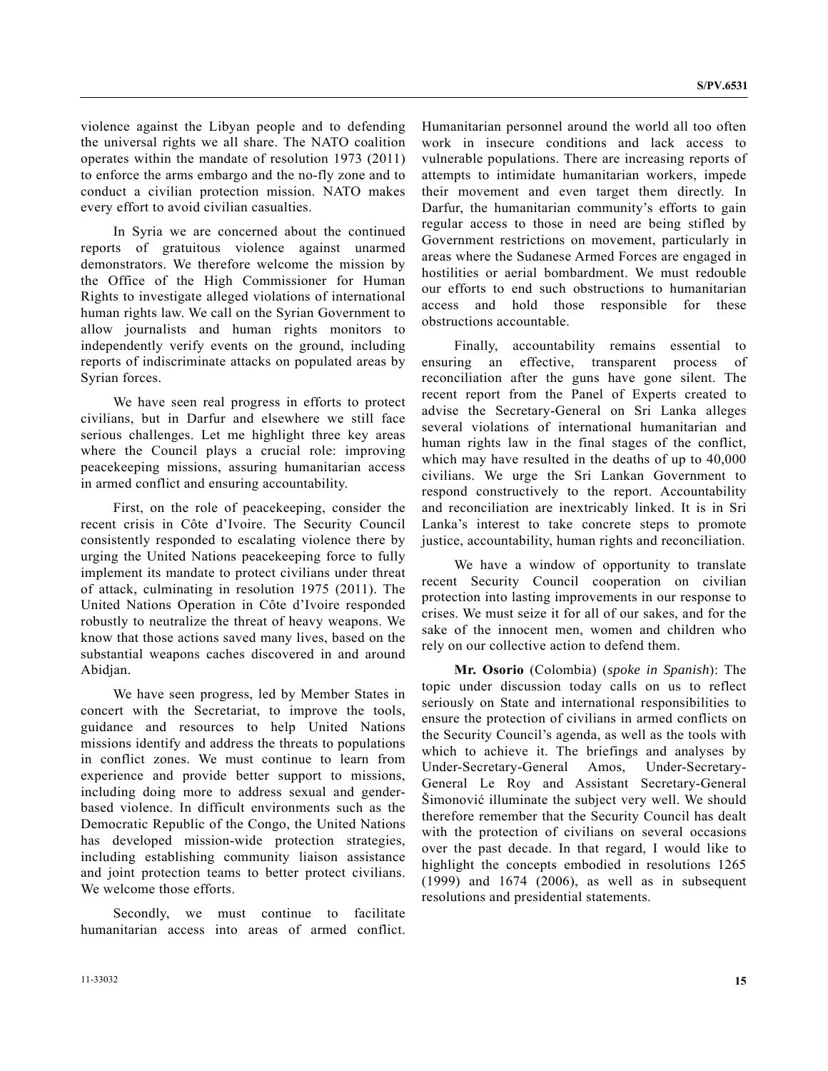violence against the Libyan people and to defending the universal rights we all share. The NATO coalition operates within the mandate of resolution 1973 (2011) to enforce the arms embargo and the no-fly zone and to conduct a civilian protection mission. NATO makes every effort to avoid civilian casualties.

In Syria we are concerned about the continued reports of gratuitous violence against unarmed demonstrators. We therefore welcome the mission by the Office of the High Commissioner for Human Rights to investigate alleged violations of international human rights law. We call on the Syrian Government to allow journalists and human rights monitors to independently verify events on the ground, including reports of indiscriminate attacks on populated areas by Syrian forces.

We have seen real progress in efforts to protect civilians, but in Darfur and elsewhere we still face serious challenges. Let me highlight three key areas where the Council plays a crucial role: improving peacekeeping missions, assuring humanitarian access in armed conflict and ensuring accountability.

First, on the role of peacekeeping, consider the recent crisis in Côte d'Ivoire. The Security Council consistently responded to escalating violence there by urging the United Nations peacekeeping force to fully implement its mandate to protect civilians under threat of attack, culminating in resolution 1975 (2011). The United Nations Operation in Côte d'Ivoire responded robustly to neutralize the threat of heavy weapons. We know that those actions saved many lives, based on the substantial weapons caches discovered in and around Abidjan.

We have seen progress, led by Member States in concert with the Secretariat, to improve the tools, guidance and resources to help United Nations missions identify and address the threats to populations in conflict zones. We must continue to learn from experience and provide better support to missions, including doing more to address sexual and gender-based violence. In difficult environments such as the Democratic Republic of the Congo, the United Nations has developed mission-wide protection strategies, including establishing community liaison assistance and joint protection teams to better protect civilians. We welcome those efforts.

Secondly, we must continue to facilitate humanitarian access into areas of armed conflict. Humanitarian personnel around the world all too often work in insecure conditions and lack access to vulnerable populations. There are increasing reports of attempts to intimidate humanitarian workers, impede their movement and even target them directly. In Darfur, the humanitarian community's efforts to gain regular access to those in need are being stifled by Government restrictions on movement, particularly in areas where the Sudanese Armed Forces are engaged in hostilities or aerial bombardment. We must redouble our efforts to end such obstructions to humanitarian access and hold those responsible for these obstructions accountable.

Finally, accountability remains essential to ensuring an effective, transparent process of reconciliation after the guns have gone silent. The recent report from the Panel of Experts created to advise the Secretary-General on Sri Lanka alleges several violations of international humanitarian and human rights law in the final stages of the conflict, which may have resulted in the deaths of up to 40,000 civilians. We urge the Sri Lankan Government to respond constructively to the report. Accountability and reconciliation are inextricably linked. It is in Sri Lanka's interest to take concrete steps to promote justice, accountability, human rights and reconciliation.

We have a window of opportunity to translate recent Security Council cooperation on civilian protection into lasting improvements in our response to crises. We must seize it for all of our sakes, and for the sake of the innocent men, women and children who rely on our collective action to defend them.

**Mr. Osorio** (Colombia) (*spoke in Spanish*): The topic under discussion today calls on us to reflect seriously on State and international responsibilities to ensure the protection of civilians in armed conflicts on the Security Council's agenda, as well as the tools with which to achieve it. The briefings and analyses by Under-Secretary-General Amos, Under-Secretary-General Le Roy and Assistant Secretary-General Šimonović illuminate the subject very well. We should therefore remember that the Security Council has dealt with the protection of civilians on several occasions over the past decade. In that regard, I would like to highlight the concepts embodied in resolutions 1265 (1999) and 1674 (2006), as well as in subsequent resolutions and presidential statements.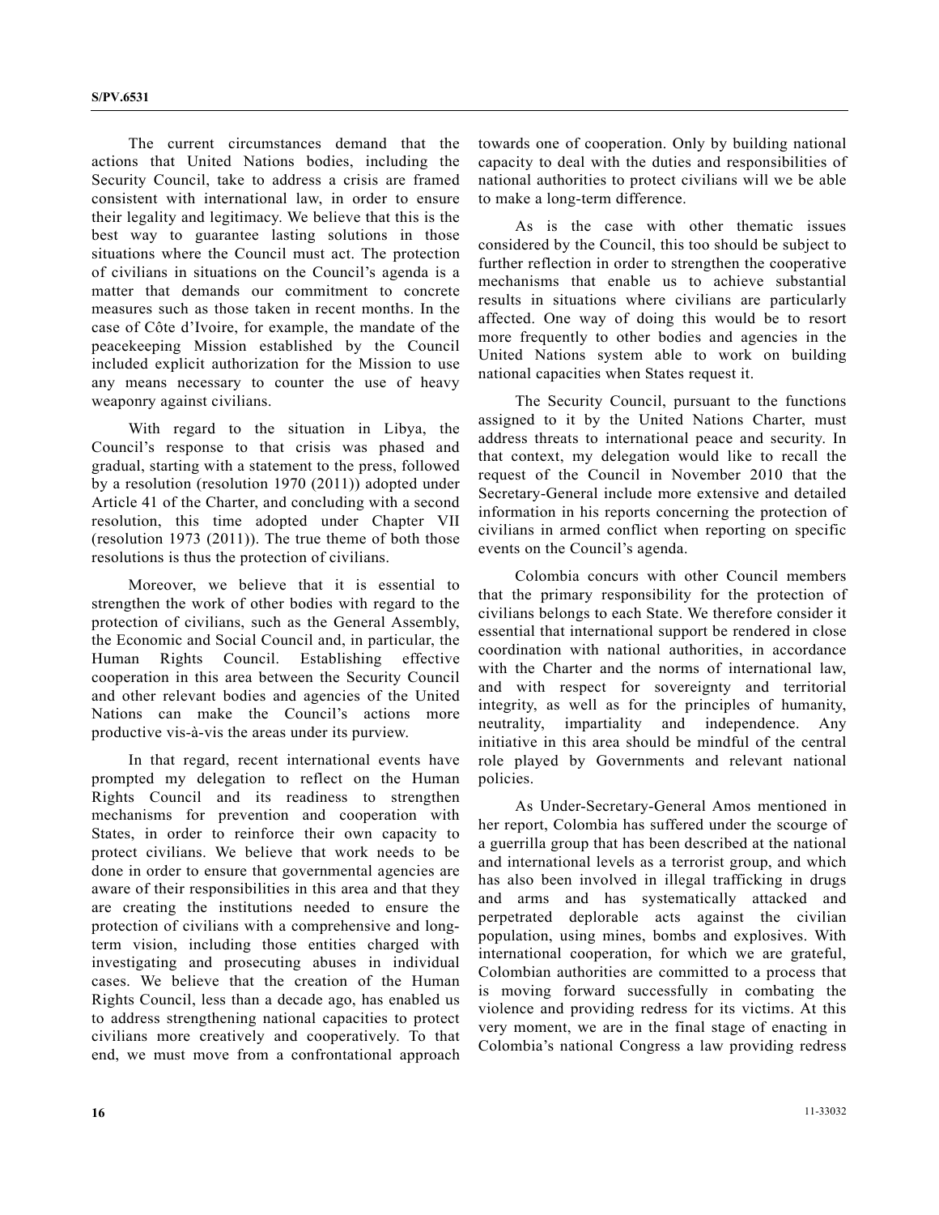The current circumstances demand that the actions that United Nations bodies, including the Security Council, take to address a crisis are framed consistent with international law, in order to ensure their legality and legitimacy. We believe that this is the best way to guarantee lasting solutions in those situations where the Council must act. The protection of civilians in situations on the Council's agenda is a matter that demands our commitment to concrete measures such as those taken in recent months. In the case of Côte d'Ivoire, for example, the mandate of the peacekeeping Mission established by the Council included explicit authorization for the Mission to use any means necessary to counter the use of heavy weaponry against civilians.

With regard to the situation in Libya, the Council's response to that crisis was phased and gradual, starting with a statement to the press, followed by a resolution (resolution 1970 (2011)) adopted under Article 41 of the Charter, and concluding with a second resolution, this time adopted under Chapter VII (resolution 1973 (2011)). The true theme of both those resolutions is thus the protection of civilians.

Moreover, we believe that it is essential to strengthen the work of other bodies with regard to the protection of civilians, such as the General Assembly, the Economic and Social Council and, in particular, the Human Rights Council. Establishing effective cooperation in this area between the Security Council and other relevant bodies and agencies of the United Nations can make the Council's actions more productive vis-à-vis the areas under its purview.

In that regard, recent international events have prompted my delegation to reflect on the Human Rights Council and its readiness to strengthen mechanisms for prevention and cooperation with States, in order to reinforce their own capacity to protect civilians. We believe that work needs to be done in order to ensure that governmental agencies are aware of their responsibilities in this area and that they are creating the institutions needed to ensure the protection of civilians with a comprehensive and long-term vision, including those entities charged with investigating and prosecuting abuses in individual cases. We believe that the creation of the Human Rights Council, less than a decade ago, has enabled us to address strengthening national capacities to protect civilians more creatively and cooperatively. To that end, we must move from a confrontational approach towards one of cooperation. Only by building national capacity to deal with the duties and responsibilities of national authorities to protect civilians will we be able to make a long-term difference.

As is the case with other thematic issues considered by the Council, this too should be subject to further reflection in order to strengthen the cooperative mechanisms that enable us to achieve substantial results in situations where civilians are particularly affected. One way of doing this would be to resort more frequently to other bodies and agencies in the United Nations system able to work on building national capacities when States request it.

The Security Council, pursuant to the functions assigned to it by the United Nations Charter, must address threats to international peace and security. In that context, my delegation would like to recall the request of the Council in November 2010 that the Secretary-General include more extensive and detailed information in his reports concerning the protection of civilians in armed conflict when reporting on specific events on the Council's agenda.

Colombia concurs with other Council members that the primary responsibility for the protection of civilians belongs to each State. We therefore consider it essential that international support be rendered in close coordination with national authorities, in accordance with the Charter and the norms of international law, and with respect for sovereignty and territorial integrity, as well as for the principles of humanity, neutrality, impartiality and independence. Any initiative in this area should be mindful of the central role played by Governments and relevant national policies.

As Under-Secretary-General Amos mentioned in her report, Colombia has suffered under the scourge of a guerrilla group that has been described at the national and international levels as a terrorist group, and which has also been involved in illegal trafficking in drugs and arms and has systematically attacked and perpetrated deplorable acts against the civilian population, using mines, bombs and explosives. With international cooperation, for which we are grateful, Colombian authorities are committed to a process that is moving forward successfully in combating the violence and providing redress for its victims. At this very moment, we are in the final stage of enacting in Colombia's national Congress a law providing redress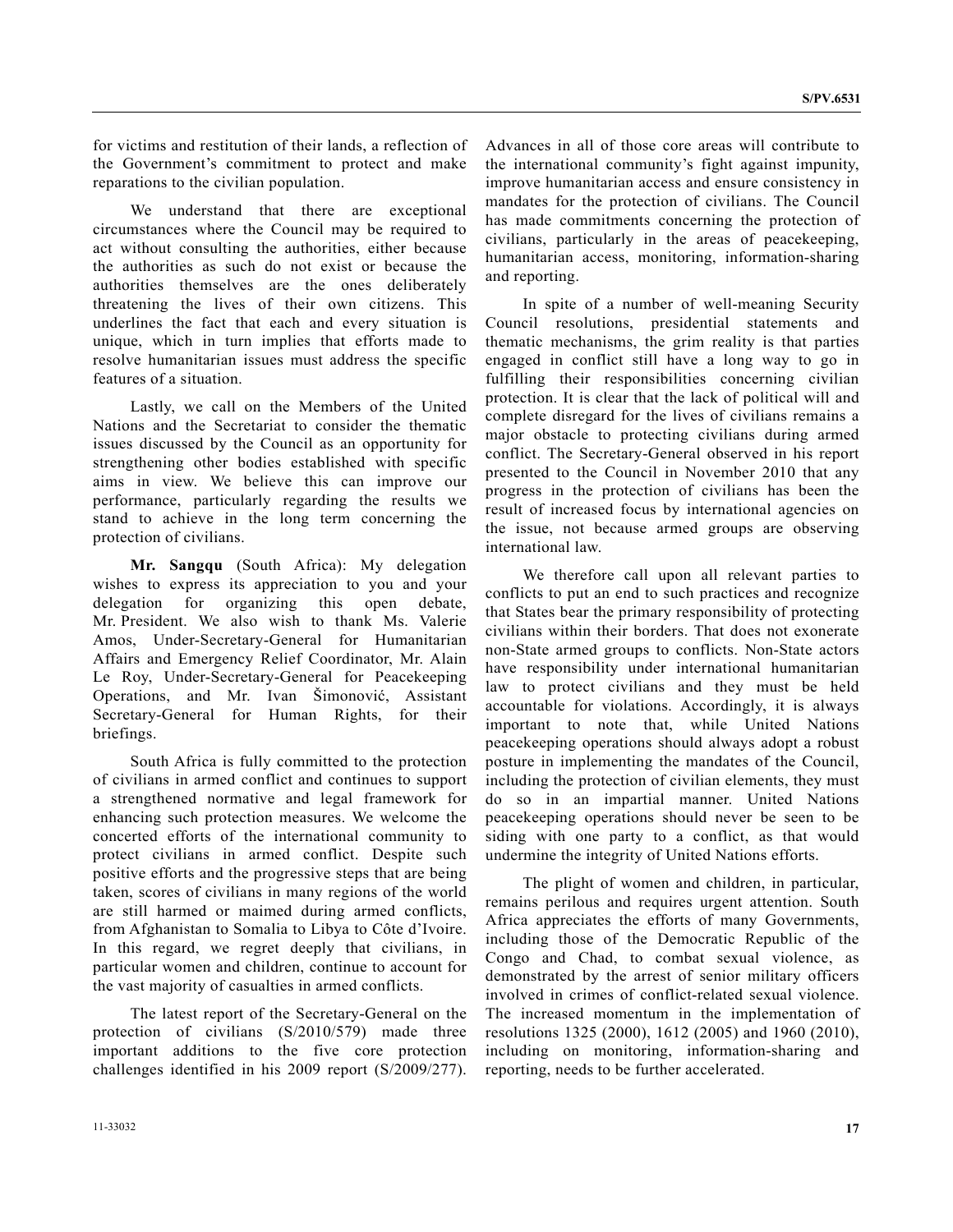for victims and restitution of their lands, a reflection of the Government's commitment to protect and make reparations to the civilian population.

We understand that there are exceptional circumstances where the Council may be required to act without consulting the authorities, either because the authorities as such do not exist or because the authorities themselves are the ones deliberately threatening the lives of their own citizens. This underlines the fact that each and every situation is unique, which in turn implies that efforts made to resolve humanitarian issues must address the specific features of a situation.

Lastly, we call on the Members of the United Nations and the Secretariat to consider the thematic issues discussed by the Council as an opportunity for strengthening other bodies established with specific aims in view. We believe this can improve our performance, particularly regarding the results we stand to achieve in the long term concerning the protection of civilians.

**Mr. Sangqu** (South Africa): My delegation wishes to express its appreciation to you and your delegation for organizing this open debate, Mr. President. We also wish to thank Ms. Valerie Amos, Under-Secretary-General for Humanitarian Affairs and Emergency Relief Coordinator, Mr. Alain Le Roy, Under-Secretary-General for Peacekeeping Operations, and Mr. Ivan Šimonović, Assistant Secretary-General for Human Rights, for their briefings.

South Africa is fully committed to the protection of civilians in armed conflict and continues to support a strengthened normative and legal framework for enhancing such protection measures. We welcome the concerted efforts of the international community to protect civilians in armed conflict. Despite such positive efforts and the progressive steps that are being taken, scores of civilians in many regions of the world are still harmed or maimed during armed conflicts, from Afghanistan to Somalia to Libya to Côte d'Ivoire. In this regard, we regret deeply that civilians, in particular women and children, continue to account for the vast majority of casualties in armed conflicts.

The latest report of the Secretary-General on the protection of civilians (S/2010/579) made three important additions to the five core protection challenges identified in his 2009 report (S/2009/277). Advances in all of those core areas will contribute to the international community's fight against impunity, improve humanitarian access and ensure consistency in mandates for the protection of civilians. The Council has made commitments concerning the protection of civilians, particularly in the areas of peacekeeping, humanitarian access, monitoring, information-sharing and reporting.

In spite of a number of well-meaning Security Council resolutions, presidential statements and thematic mechanisms, the grim reality is that parties engaged in conflict still have a long way to go in fulfilling their responsibilities concerning civilian protection. It is clear that the lack of political will and complete disregard for the lives of civilians remains a major obstacle to protecting civilians during armed conflict. The Secretary-General observed in his report presented to the Council in November 2010 that any progress in the protection of civilians has been the result of increased focus by international agencies on the issue, not because armed groups are observing international law.

We therefore call upon all relevant parties to conflicts to put an end to such practices and recognize that States bear the primary responsibility of protecting civilians within their borders. That does not exonerate non-State armed groups to conflicts. Non-State actors have responsibility under international humanitarian law to protect civilians and they must be held accountable for violations. Accordingly, it is always important to note that, while United Nations peacekeeping operations should always adopt a robust posture in implementing the mandates of the Council, including the protection of civilian elements, they must do so in an impartial manner. United Nations peacekeeping operations should never be seen to be siding with one party to a conflict, as that would undermine the integrity of United Nations efforts.

The plight of women and children, in particular, remains perilous and requires urgent attention. South Africa appreciates the efforts of many Governments, including those of the Democratic Republic of the Congo and Chad, to combat sexual violence, as demonstrated by the arrest of senior military officers involved in crimes of conflict-related sexual violence. The increased momentum in the implementation of resolutions 1325 (2000), 1612 (2005) and 1960 (2010), including on monitoring, information-sharing and reporting, needs to be further accelerated.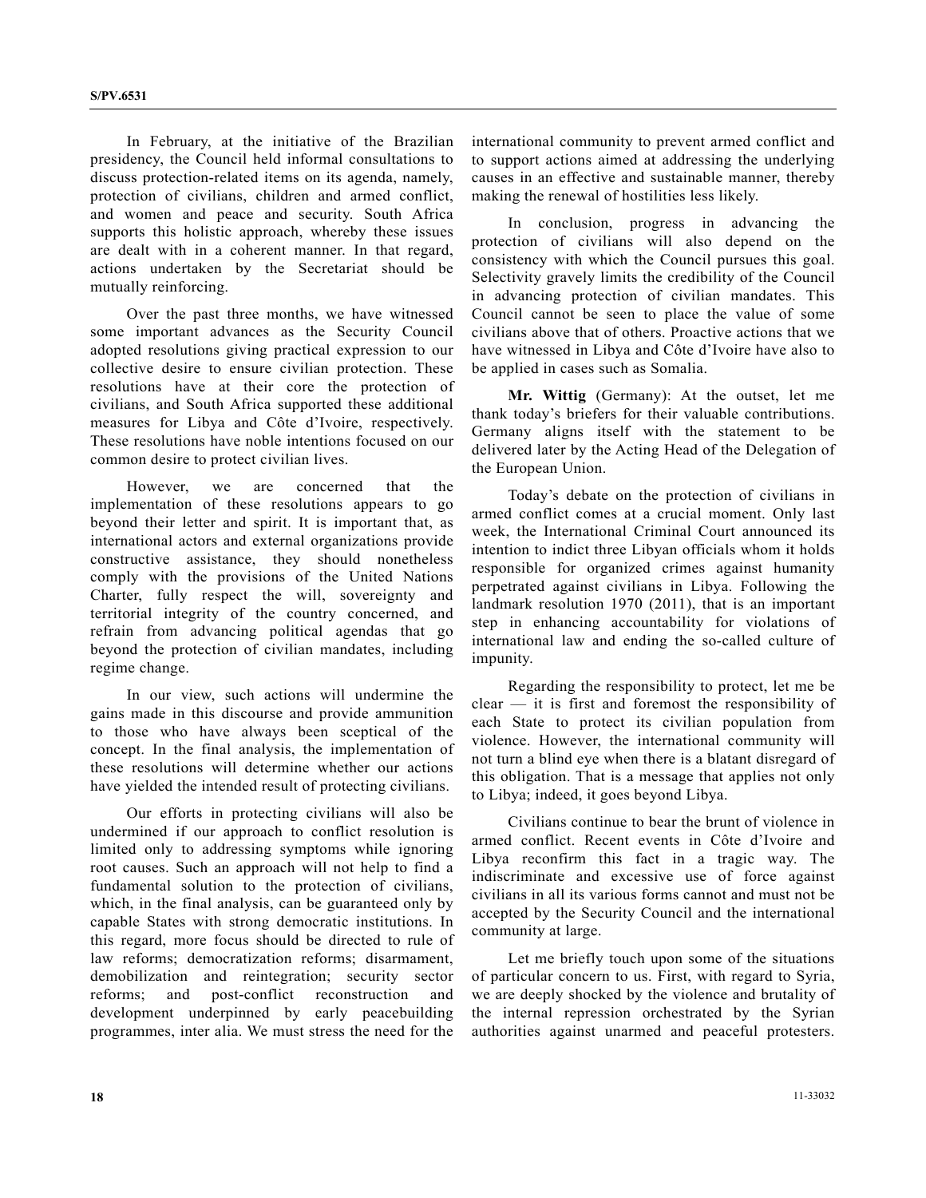In February, at the initiative of the Brazilian presidency, the Council held informal consultations to discuss protection-related items on its agenda, namely, protection of civilians, children and armed conflict, and women and peace and security. South Africa supports this holistic approach, whereby these issues are dealt with in a coherent manner. In that regard, actions undertaken by the Secretariat should be mutually reinforcing.

Over the past three months, we have witnessed some important advances as the Security Council adopted resolutions giving practical expression to our collective desire to ensure civilian protection. These resolutions have at their core the protection of civilians, and South Africa supported these additional measures for Libya and Côte d'Ivoire, respectively. These resolutions have noble intentions focused on our common desire to protect civilian lives.

However, we are concerned that the implementation of these resolutions appears to go beyond their letter and spirit. It is important that, as international actors and external organizations provide constructive assistance, they should nonetheless comply with the provisions of the United Nations Charter, fully respect the will, sovereignty and territorial integrity of the country concerned, and refrain from advancing political agendas that go beyond the protection of civilian mandates, including regime change.

In our view, such actions will undermine the gains made in this discourse and provide ammunition to those who have always been sceptical of the concept. In the final analysis, the implementation of these resolutions will determine whether our actions have yielded the intended result of protecting civilians.

Our efforts in protecting civilians will also be undermined if our approach to conflict resolution is limited only to addressing symptoms while ignoring root causes. Such an approach will not help to find a fundamental solution to the protection of civilians, which, in the final analysis, can be guaranteed only by capable States with strong democratic institutions. In this regard, more focus should be directed to rule of law reforms; democratization reforms; disarmament, demobilization and reintegration; security sector reforms; and post-conflict reconstruction and development underpinned by early peacebuilding programmes, inter alia. We must stress the need for the international community to prevent armed conflict and to support actions aimed at addressing the underlying causes in an effective and sustainable manner, thereby making the renewal of hostilities less likely.

In conclusion, progress in advancing the protection of civilians will also depend on the consistency with which the Council pursues this goal. Selectivity gravely limits the credibility of the Council in advancing protection of civilian mandates. This Council cannot be seen to place the value of some civilians above that of others. Proactive actions that we have witnessed in Libya and Côte d'Ivoire have also to be applied in cases such as Somalia.

**Mr. Wittig** (Germany): At the outset, let me thank today's briefers for their valuable contributions. Germany aligns itself with the statement to be delivered later by the Acting Head of the Delegation of the European Union.

Today's debate on the protection of civilians in armed conflict comes at a crucial moment. Only last week, the International Criminal Court announced its intention to indict three Libyan officials whom it holds responsible for organized crimes against humanity perpetrated against civilians in Libya. Following the landmark resolution 1970 (2011), that is an important step in enhancing accountability for violations of international law and ending the so-called culture of impunity.

Regarding the responsibility to protect, let me be clear — it is first and foremost the responsibility of each State to protect its civilian population from violence. However, the international community will not turn a blind eye when there is a blatant disregard of this obligation. That is a message that applies not only to Libya; indeed, it goes beyond Libya.

Civilians continue to bear the brunt of violence in armed conflict. Recent events in Côte d'Ivoire and Libya reconfirm this fact in a tragic way. The indiscriminate and excessive use of force against civilians in all its various forms cannot and must not be accepted by the Security Council and the international community at large.

Let me briefly touch upon some of the situations of particular concern to us. First, with regard to Syria, we are deeply shocked by the violence and brutality of the internal repression orchestrated by the Syrian authorities against unarmed and peaceful protesters.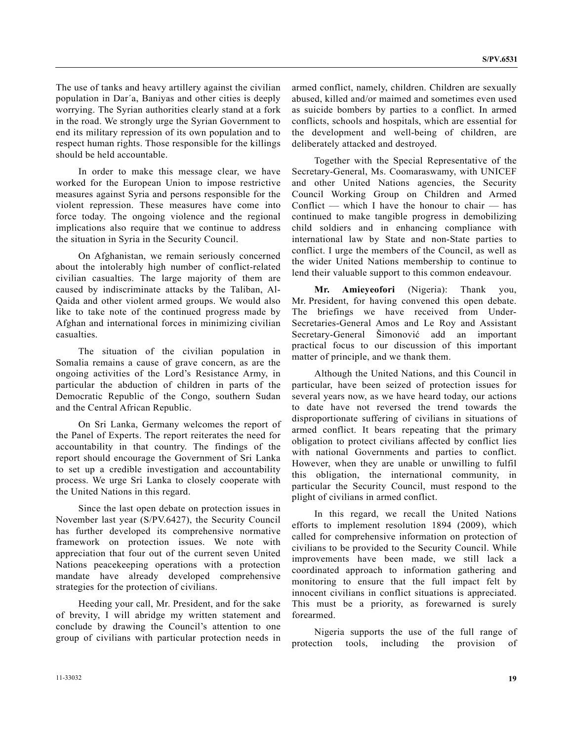The use of tanks and heavy artillery against the civilian population in Dar´a, Baniyas and other cities is deeply worrying. The Syrian authorities clearly stand at a fork in the road. We strongly urge the Syrian Government to end its military repression of its own population and to respect human rights. Those responsible for the killings should be held accountable.

In order to make this message clear, we have worked for the European Union to impose restrictive measures against Syria and persons responsible for the violent repression. These measures have come into force today. The ongoing violence and the regional implications also require that we continue to address the situation in Syria in the Security Council.

On Afghanistan, we remain seriously concerned about the intolerably high number of conflict-related civilian casualties. The large majority of them are caused by indiscriminate attacks by the Taliban, Al-Qaida and other violent armed groups. We would also like to take note of the continued progress made by Afghan and international forces in minimizing civilian casualties.

The situation of the civilian population in Somalia remains a cause of grave concern, as are the ongoing activities of the Lord's Resistance Army, in particular the abduction of children in parts of the Democratic Republic of the Congo, southern Sudan and the Central African Republic.

On Sri Lanka, Germany welcomes the report of the Panel of Experts. The report reiterates the need for accountability in that country. The findings of the report should encourage the Government of Sri Lanka to set up a credible investigation and accountability process. We urge Sri Lanka to closely cooperate with the United Nations in this regard.

Since the last open debate on protection issues in November last year (S/PV.6427), the Security Council has further developed its comprehensive normative framework on protection issues. We note with appreciation that four out of the current seven United Nations peacekeeping operations with a protection mandate have already developed comprehensive strategies for the protection of civilians.

Heeding your call, Mr. President, and for the sake of brevity, I will abridge my written statement and conclude by drawing the Council's attention to one group of civilians with particular protection needs in armed conflict, namely, children. Children are sexually abused, killed and/or maimed and sometimes even used as suicide bombers by parties to a conflict. In armed conflicts, schools and hospitals, which are essential for the development and well-being of children, are deliberately attacked and destroyed.

Together with the Special Representative of the Secretary-General, Ms. Coomaraswamy, with UNICEF and other United Nations agencies, the Security Council Working Group on Children and Armed Conflict — which I have the honour to chair — has continued to make tangible progress in demobilizing child soldiers and in enhancing compliance with international law by State and non-State parties to conflict. I urge the members of the Council, as well as the wider United Nations membership to continue to lend their valuable support to this common endeavour.

**Mr. Amieyeofori** (Nigeria): Thank you, Mr. President, for having convened this open debate. The briefings we have received from Under-Secretaries-General Amos and Le Roy and Assistant Secretary-General Šimonović add an important practical focus to our discussion of this important matter of principle, and we thank them.

Although the United Nations, and this Council in particular, have been seized of protection issues for several years now, as we have heard today, our actions to date have not reversed the trend towards the disproportionate suffering of civilians in situations of armed conflict. It bears repeating that the primary obligation to protect civilians affected by conflict lies with national Governments and parties to conflict. However, when they are unable or unwilling to fulfil this obligation, the international community, in particular the Security Council, must respond to the plight of civilians in armed conflict.

In this regard, we recall the United Nations efforts to implement resolution 1894 (2009), which called for comprehensive information on protection of civilians to be provided to the Security Council. While improvements have been made, we still lack a coordinated approach to information gathering and monitoring to ensure that the full impact felt by innocent civilians in conflict situations is appreciated. This must be a priority, as forewarned is surely forearmed.

Nigeria supports the use of the full range of protection tools, including the provision of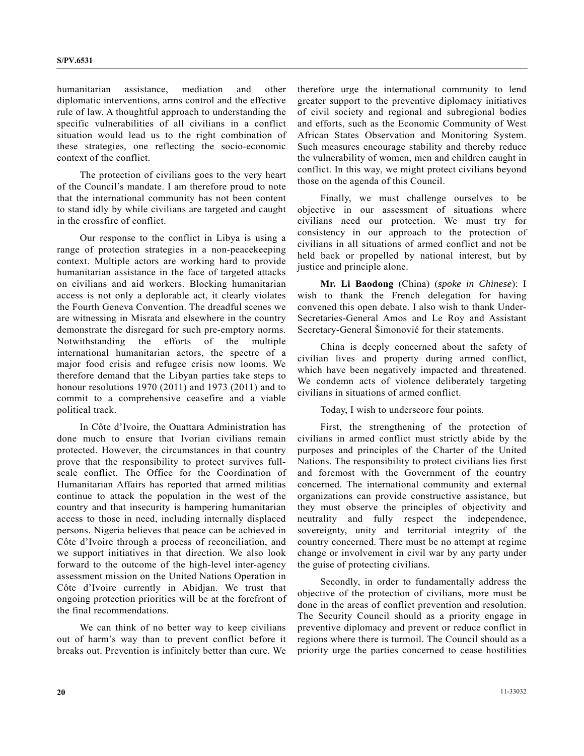humanitarian assistance, mediation and other diplomatic interventions, arms control and the effective rule of law. A thoughtful approach to understanding the specific vulnerabilities of all civilians in a conflict situation would lead us to the right combination of these strategies, one reflecting the socio-economic context of the conflict.

The protection of civilians goes to the very heart of the Council's mandate. I am therefore proud to note that the international community has not been content to stand idly by while civilians are targeted and caught in the crossfire of conflict.

Our response to the conflict in Libya is using a range of protection strategies in a non-peacekeeping context. Multiple actors are working hard to provide humanitarian assistance in the face of targeted attacks on civilians and aid workers. Blocking humanitarian access is not only a deplorable act, it clearly violates the Fourth Geneva Convention. The dreadful scenes we are witnessing in Misrata and elsewhere in the country demonstrate the disregard for such pre-emptory norms. Notwithstanding the efforts of the multiple international humanitarian actors, the spectre of a major food crisis and refugee crisis now looms. We therefore demand that the Libyan parties take steps to honour resolutions 1970 (2011) and 1973 (2011) and to commit to a comprehensive ceasefire and a viable political track.

In Côte d'Ivoire, the Ouattara Administration has done much to ensure that Ivorian civilians remain protected. However, the circumstances in that country prove that the responsibility to protect survives full-scale conflict. The Office for the Coordination of Humanitarian Affairs has reported that armed militias continue to attack the population in the west of the country and that insecurity is hampering humanitarian access to those in need, including internally displaced persons. Nigeria believes that peace can be achieved in Côte d'Ivoire through a process of reconciliation, and we support initiatives in that direction. We also look forward to the outcome of the high-level inter-agency assessment mission on the United Nations Operation in Côte d'Ivoire currently in Abidjan. We trust that ongoing protection priorities will be at the forefront of the final recommendations.

We can think of no better way to keep civilians out of harm's way than to prevent conflict before it breaks out. Prevention is infinitely better than cure. We therefore urge the international community to lend greater support to the preventive diplomacy initiatives of civil society and regional and subregional bodies and efforts, such as the Economic Community of West African States Observation and Monitoring System. Such measures encourage stability and thereby reduce the vulnerability of women, men and children caught in conflict. In this way, we might protect civilians beyond those on the agenda of this Council.

Finally, we must challenge ourselves to be objective in our assessment of situations where civilians need our protection. We must try for consistency in our approach to the protection of civilians in all situations of armed conflict and not be held back or propelled by national interest, but by justice and principle alone.

**Mr. Li Baodong** (China) (*spoke in Chinese*): I wish to thank the French delegation for having convened this open debate. I also wish to thank Under-Secretaries-General Amos and Le Roy and Assistant Secretary-General Šimonović for their statements.

China is deeply concerned about the safety of civilian lives and property during armed conflict, which have been negatively impacted and threatened. We condemn acts of violence deliberately targeting civilians in situations of armed conflict.

Today, I wish to underscore four points.

First, the strengthening of the protection of civilians in armed conflict must strictly abide by the purposes and principles of the Charter of the United Nations. The responsibility to protect civilians lies first and foremost with the Government of the country concerned. The international community and external organizations can provide constructive assistance, but they must observe the principles of objectivity and neutrality and fully respect the independence, sovereignty, unity and territorial integrity of the country concerned. There must be no attempt at regime change or involvement in civil war by any party under the guise of protecting civilians.

Secondly, in order to fundamentally address the objective of the protection of civilians, more must be done in the areas of conflict prevention and resolution. The Security Council should as a priority engage in preventive diplomacy and prevent or reduce conflict in regions where there is turmoil. The Council should as a priority urge the parties concerned to cease hostilities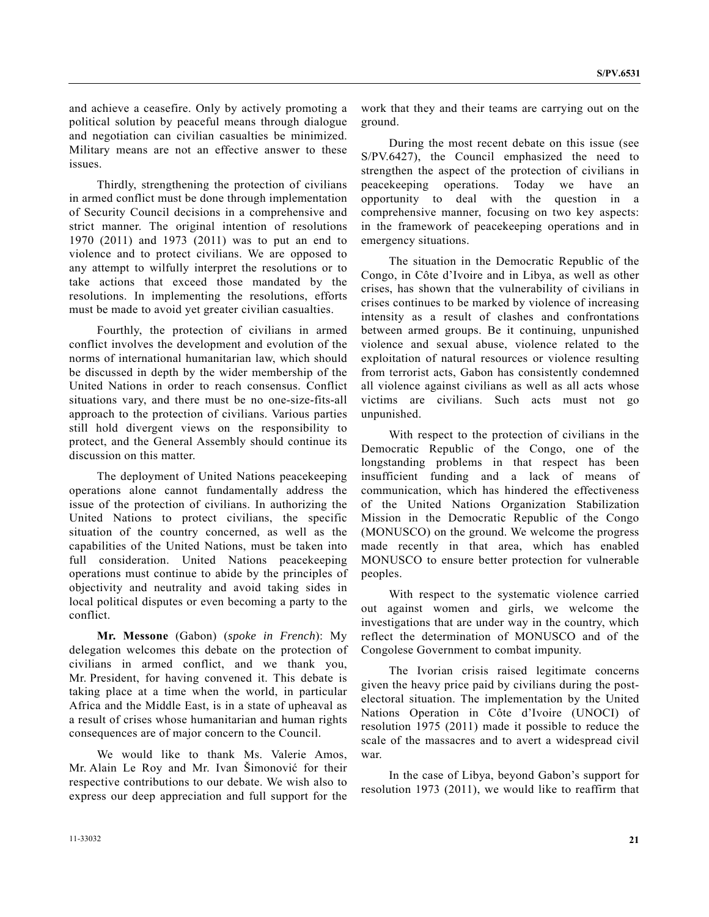and achieve a ceasefire. Only by actively promoting a political solution by peaceful means through dialogue and negotiation can civilian casualties be minimized. Military means are not an effective answer to these issues.

Thirdly, strengthening the protection of civilians in armed conflict must be done through implementation of Security Council decisions in a comprehensive and strict manner. The original intention of resolutions 1970 (2011) and 1973 (2011) was to put an end to violence and to protect civilians. We are opposed to any attempt to wilfully interpret the resolutions or to take actions that exceed those mandated by the resolutions. In implementing the resolutions, efforts must be made to avoid yet greater civilian casualties.

Fourthly, the protection of civilians in armed conflict involves the development and evolution of the norms of international humanitarian law, which should be discussed in depth by the wider membership of the United Nations in order to reach consensus. Conflict situations vary, and there must be no one-size-fits-all approach to the protection of civilians. Various parties still hold divergent views on the responsibility to protect, and the General Assembly should continue its discussion on this matter.

The deployment of United Nations peacekeeping operations alone cannot fundamentally address the issue of the protection of civilians. In authorizing the United Nations to protect civilians, the specific situation of the country concerned, as well as the capabilities of the United Nations, must be taken into full consideration. United Nations peacekeeping operations must continue to abide by the principles of objectivity and neutrality and avoid taking sides in local political disputes or even becoming a party to the conflict.

**Mr. Messone** (Gabon) (*spoke in French*): My delegation welcomes this debate on the protection of civilians in armed conflict, and we thank you, Mr. President, for having convened it. This debate is taking place at a time when the world, in particular Africa and the Middle East, is in a state of upheaval as a result of crises whose humanitarian and human rights consequences are of major concern to the Council.

We would like to thank Ms. Valerie Amos, Mr. Alain Le Roy and Mr. Ivan Šimonović for their respective contributions to our debate. We wish also to express our deep appreciation and full support for the work that they and their teams are carrying out on the ground.

During the most recent debate on this issue (see S/PV.6427), the Council emphasized the need to strengthen the aspect of the protection of civilians in peacekeeping operations. Today we have an opportunity to deal with the question in a comprehensive manner, focusing on two key aspects: in the framework of peacekeeping operations and in emergency situations.

The situation in the Democratic Republic of the Congo, in Côte d'Ivoire and in Libya, as well as other crises, has shown that the vulnerability of civilians in crises continues to be marked by violence of increasing intensity as a result of clashes and confrontations between armed groups. Be it continuing, unpunished violence and sexual abuse, violence related to the exploitation of natural resources or violence resulting from terrorist acts, Gabon has consistently condemned all violence against civilians as well as all acts whose victims are civilians. Such acts must not go unpunished.

With respect to the protection of civilians in the Democratic Republic of the Congo, one of the longstanding problems in that respect has been insufficient funding and a lack of means of communication, which has hindered the effectiveness of the United Nations Organization Stabilization Mission in the Democratic Republic of the Congo (MONUSCO) on the ground. We welcome the progress made recently in that area, which has enabled MONUSCO to ensure better protection for vulnerable peoples.

With respect to the systematic violence carried out against women and girls, we welcome the investigations that are under way in the country, which reflect the determination of MONUSCO and of the Congolese Government to combat impunity.

The Ivorian crisis raised legitimate concerns given the heavy price paid by civilians during the post-electoral situation. The implementation by the United Nations Operation in Côte d'Ivoire (UNOCI) of resolution 1975 (2011) made it possible to reduce the scale of the massacres and to avert a widespread civil war.

In the case of Libya, beyond Gabon's support for resolution 1973 (2011), we would like to reaffirm that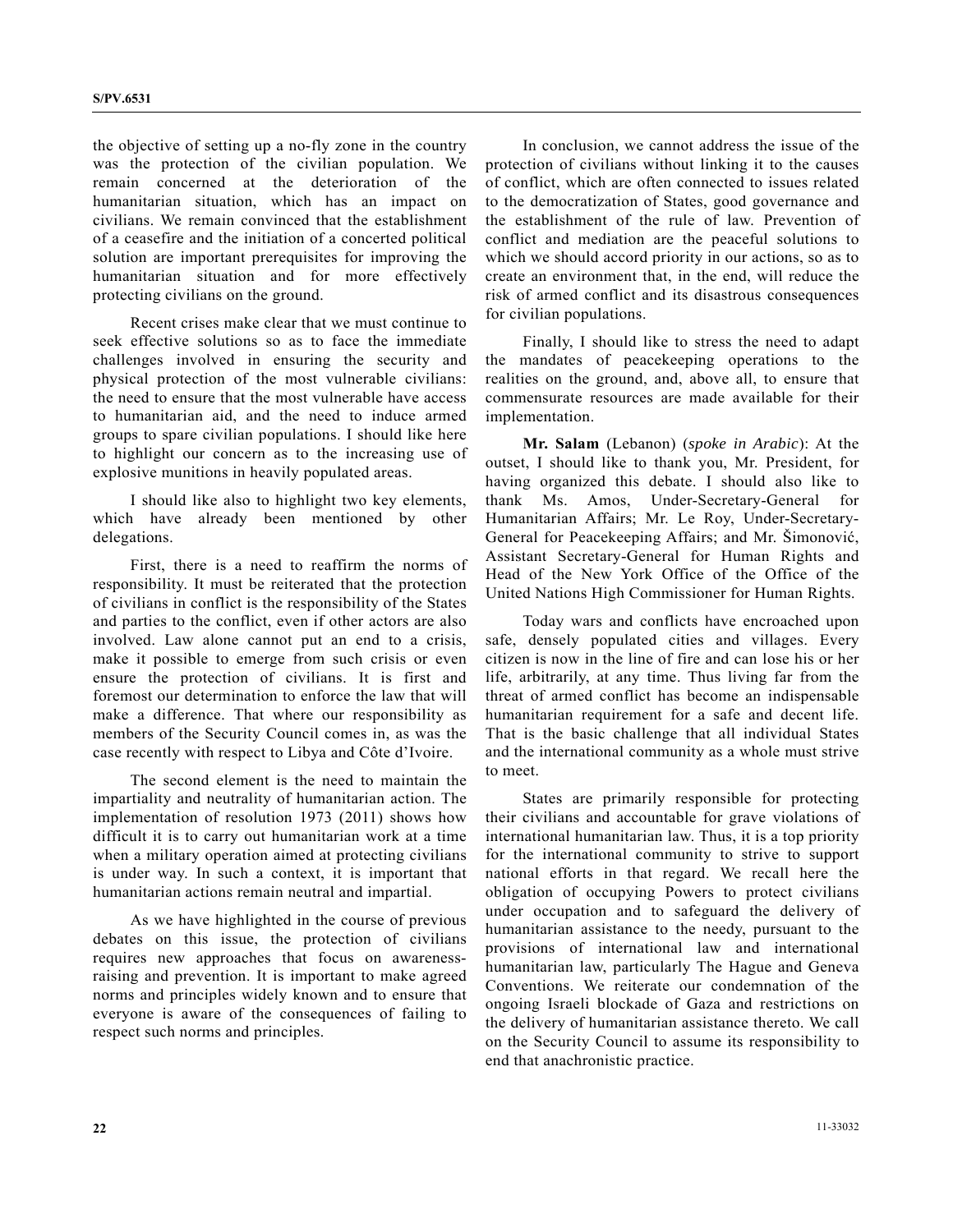the objective of setting up a no-fly zone in the country was the protection of the civilian population. We remain concerned at the deterioration of the humanitarian situation, which has an impact on civilians. We remain convinced that the establishment of a ceasefire and the initiation of a concerted political solution are important prerequisites for improving the humanitarian situation and for more effectively protecting civilians on the ground.

Recent crises make clear that we must continue to seek effective solutions so as to face the immediate challenges involved in ensuring the security and physical protection of the most vulnerable civilians: the need to ensure that the most vulnerable have access to humanitarian aid, and the need to induce armed groups to spare civilian populations. I should like here to highlight our concern as to the increasing use of explosive munitions in heavily populated areas.

I should like also to highlight two key elements, which have already been mentioned by other delegations.

First, there is a need to reaffirm the norms of responsibility. It must be reiterated that the protection of civilians in conflict is the responsibility of the States and parties to the conflict, even if other actors are also involved. Law alone cannot put an end to a crisis, make it possible to emerge from such crisis or even ensure the protection of civilians. It is first and foremost our determination to enforce the law that will make a difference. That where our responsibility as members of the Security Council comes in, as was the case recently with respect to Libya and Côte d'Ivoire.

The second element is the need to maintain the impartiality and neutrality of humanitarian action. The implementation of resolution 1973 (2011) shows how difficult it is to carry out humanitarian work at a time when a military operation aimed at protecting civilians is under way. In such a context, it is important that humanitarian actions remain neutral and impartial.

As we have highlighted in the course of previous debates on this issue, the protection of civilians requires new approaches that focus on awareness-raising and prevention. It is important to make agreed norms and principles widely known and to ensure that everyone is aware of the consequences of failing to respect such norms and principles.

In conclusion, we cannot address the issue of the protection of civilians without linking it to the causes of conflict, which are often connected to issues related to the democratization of States, good governance and the establishment of the rule of law. Prevention of conflict and mediation are the peaceful solutions to which we should accord priority in our actions, so as to create an environment that, in the end, will reduce the risk of armed conflict and its disastrous consequences for civilian populations.

Finally, I should like to stress the need to adapt the mandates of peacekeeping operations to the realities on the ground, and, above all, to ensure that commensurate resources are made available for their implementation.

**Mr. Salam** (Lebanon) (*spoke in Arabic*): At the outset, I should like to thank you, Mr. President, for having organized this debate. I should also like to thank Ms. Amos, Under-Secretary-General for Humanitarian Affairs; Mr. Le Roy, Under-Secretary-General for Peacekeeping Affairs; and Mr. Šimonović, Assistant Secretary-General for Human Rights and Head of the New York Office of the Office of the United Nations High Commissioner for Human Rights.

Today wars and conflicts have encroached upon safe, densely populated cities and villages. Every citizen is now in the line of fire and can lose his or her life, arbitrarily, at any time. Thus living far from the threat of armed conflict has become an indispensable humanitarian requirement for a safe and decent life. That is the basic challenge that all individual States and the international community as a whole must strive to meet.

States are primarily responsible for protecting their civilians and accountable for grave violations of international humanitarian law. Thus, it is a top priority for the international community to strive to support national efforts in that regard. We recall here the obligation of occupying Powers to protect civilians under occupation and to safeguard the delivery of humanitarian assistance to the needy, pursuant to the provisions of international law and international humanitarian law, particularly The Hague and Geneva Conventions. We reiterate our condemnation of the ongoing Israeli blockade of Gaza and restrictions on the delivery of humanitarian assistance thereto. We call on the Security Council to assume its responsibility to end that anachronistic practice.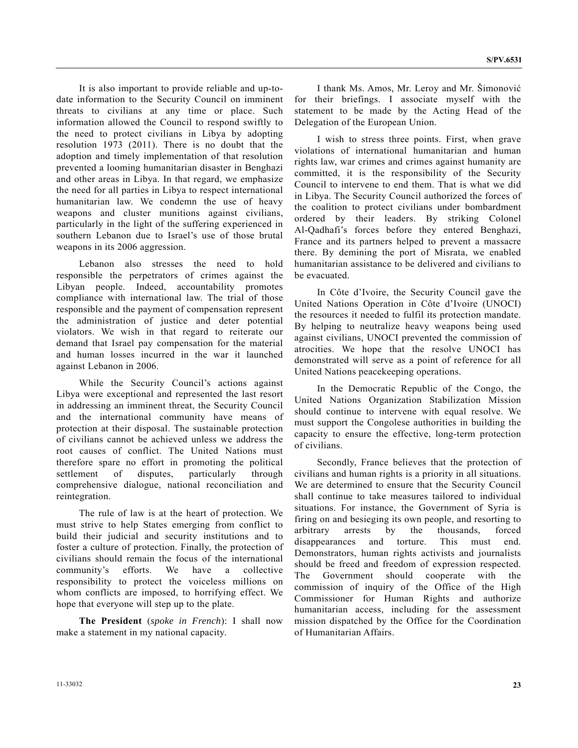It is also important to provide reliable and up-to-date information to the Security Council on imminent threats to civilians at any time or place. Such information allowed the Council to respond swiftly to the need to protect civilians in Libya by adopting resolution 1973 (2011). There is no doubt that the adoption and timely implementation of that resolution prevented a looming humanitarian disaster in Benghazi and other areas in Libya. In that regard, we emphasize the need for all parties in Libya to respect international humanitarian law. We condemn the use of heavy weapons and cluster munitions against civilians, particularly in the light of the suffering experienced in southern Lebanon due to Israel's use of those brutal weapons in its 2006 aggression.

Lebanon also stresses the need to hold responsible the perpetrators of crimes against the Libyan people. Indeed, accountability promotes compliance with international law. The trial of those responsible and the payment of compensation represent the administration of justice and deter potential violators. We wish in that regard to reiterate our demand that Israel pay compensation for the material and human losses incurred in the war it launched against Lebanon in 2006.

While the Security Council's actions against Libya were exceptional and represented the last resort in addressing an imminent threat, the Security Council and the international community have means of protection at their disposal. The sustainable protection of civilians cannot be achieved unless we address the root causes of conflict. The United Nations must therefore spare no effort in promoting the political settlement of disputes, particularly through comprehensive dialogue, national reconciliation and reintegration.

The rule of law is at the heart of protection. We must strive to help States emerging from conflict to build their judicial and security institutions and to foster a culture of protection. Finally, the protection of civilians should remain the focus of the international community's efforts. We have a collective responsibility to protect the voiceless millions on whom conflicts are imposed, to horrifying effect. We hope that everyone will step up to the plate.

**The President** (*spoke in French*): I shall now make a statement in my national capacity.

I thank Ms. Amos, Mr. Leroy and Mr. Šimonović for their briefings. I associate myself with the statement to be made by the Acting Head of the Delegation of the European Union.

I wish to stress three points. First, when grave violations of international humanitarian and human rights law, war crimes and crimes against humanity are committed, it is the responsibility of the Security Council to intervene to end them. That is what we did in Libya. The Security Council authorized the forces of the coalition to protect civilians under bombardment ordered by their leaders. By striking Colonel Al-Qadhafi's forces before they entered Benghazi, France and its partners helped to prevent a massacre there. By demining the port of Misrata, we enabled humanitarian assistance to be delivered and civilians to be evacuated.

In Côte d'Ivoire, the Security Council gave the United Nations Operation in Côte d'Ivoire (UNOCI) the resources it needed to fulfil its protection mandate. By helping to neutralize heavy weapons being used against civilians, UNOCI prevented the commission of atrocities. We hope that the resolve UNOCI has demonstrated will serve as a point of reference for all United Nations peacekeeping operations.

In the Democratic Republic of the Congo, the United Nations Organization Stabilization Mission should continue to intervene with equal resolve. We must support the Congolese authorities in building the capacity to ensure the effective, long-term protection of civilians.

Secondly, France believes that the protection of civilians and human rights is a priority in all situations. We are determined to ensure that the Security Council shall continue to take measures tailored to individual situations. For instance, the Government of Syria is firing on and besieging its own people, and resorting to arbitrary arrests by the thousands, forced disappearances and torture. This must end. Demonstrators, human rights activists and journalists should be freed and freedom of expression respected. The Government should cooperate with the commission of inquiry of the Office of the High Commissioner for Human Rights and authorize humanitarian access, including for the assessment mission dispatched by the Office for the Coordination of Humanitarian Affairs.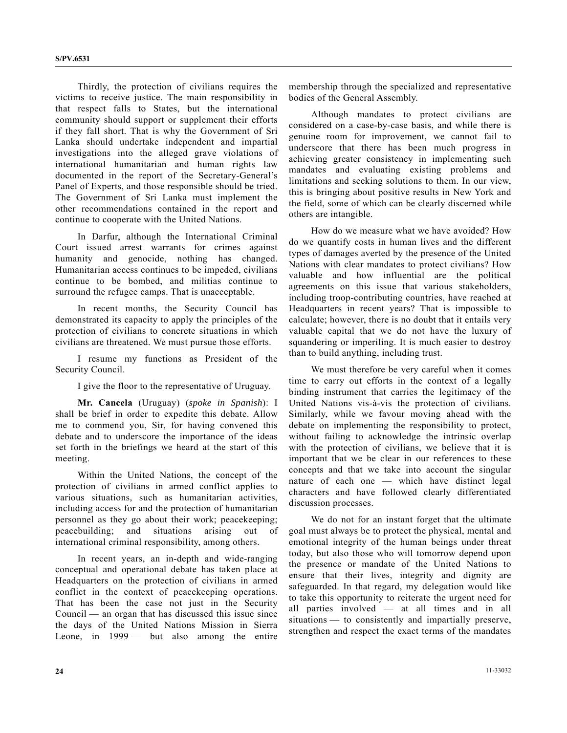Thirdly, the protection of civilians requires the victims to receive justice. The main responsibility in that respect falls to States, but the international community should support or supplement their efforts if they fall short. That is why the Government of Sri Lanka should undertake independent and impartial investigations into the alleged grave violations of international humanitarian and human rights law documented in the report of the Secretary-General's Panel of Experts, and those responsible should be tried. The Government of Sri Lanka must implement the other recommendations contained in the report and continue to cooperate with the United Nations.

In Darfur, although the International Criminal Court issued arrest warrants for crimes against humanity and genocide, nothing has changed. Humanitarian access continues to be impeded, civilians continue to be bombed, and militias continue to surround the refugee camps. That is unacceptable.

In recent months, the Security Council has demonstrated its capacity to apply the principles of the protection of civilians to concrete situations in which civilians are threatened. We must pursue those efforts.

I resume my functions as President of the Security Council.

I give the floor to the representative of Uruguay.

**Mr. Cancela** (Uruguay) (*spoke in Spanish*): I shall be brief in order to expedite this debate. Allow me to commend you, Sir, for having convened this debate and to underscore the importance of the ideas set forth in the briefings we heard at the start of this meeting.

Within the United Nations, the concept of the protection of civilians in armed conflict applies to various situations, such as humanitarian activities, including access for and the protection of humanitarian personnel as they go about their work; peacekeeping; peacebuilding; and situations arising out of international criminal responsibility, among others.

In recent years, an in-depth and wide-ranging conceptual and operational debate has taken place at Headquarters on the protection of civilians in armed conflict in the context of peacekeeping operations. That has been the case not just in the Security Council — an organ that has discussed this issue since the days of the United Nations Mission in Sierra Leone, in 1999 — but also among the entire membership through the specialized and representative bodies of the General Assembly.

Although mandates to protect civilians are considered on a case-by-case basis, and while there is genuine room for improvement, we cannot fail to underscore that there has been much progress in achieving greater consistency in implementing such mandates and evaluating existing problems and limitations and seeking solutions to them. In our view, this is bringing about positive results in New York and the field, some of which can be clearly discerned while others are intangible.

How do we measure what we have avoided? How do we quantify costs in human lives and the different types of damages averted by the presence of the United Nations with clear mandates to protect civilians? How valuable and how influential are the political agreements on this issue that various stakeholders, including troop-contributing countries, have reached at Headquarters in recent years? That is impossible to calculate; however, there is no doubt that it entails very valuable capital that we do not have the luxury of squandering or imperiling. It is much easier to destroy than to build anything, including trust.

We must therefore be very careful when it comes time to carry out efforts in the context of a legally binding instrument that carries the legitimacy of the United Nations vis-à-vis the protection of civilians. Similarly, while we favour moving ahead with the debate on implementing the responsibility to protect, without failing to acknowledge the intrinsic overlap with the protection of civilians, we believe that it is important that we be clear in our references to these concepts and that we take into account the singular nature of each one — which have distinct legal characters and have followed clearly differentiated discussion processes.

We do not for an instant forget that the ultimate goal must always be to protect the physical, mental and emotional integrity of the human beings under threat today, but also those who will tomorrow depend upon the presence or mandate of the United Nations to ensure that their lives, integrity and dignity are safeguarded. In that regard, my delegation would like to take this opportunity to reiterate the urgent need for all parties involved — at all times and in all situations — to consistently and impartially preserve, strengthen and respect the exact terms of the mandates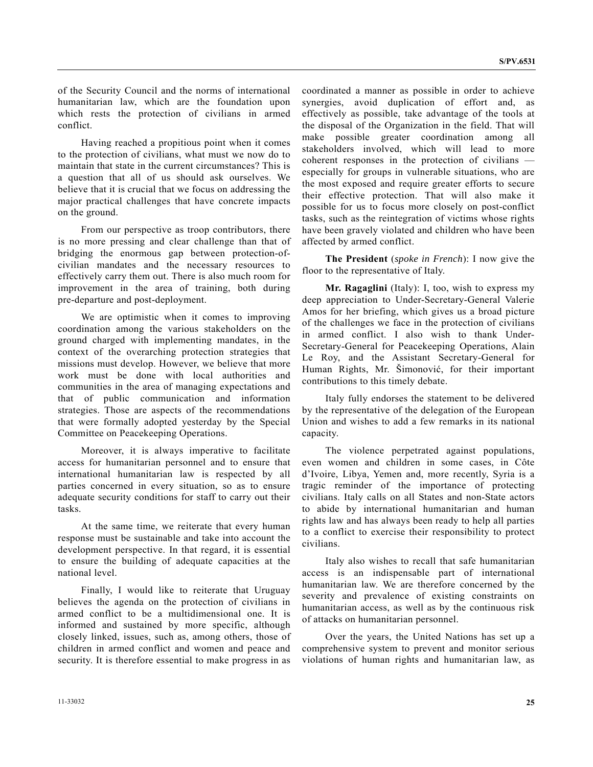of the Security Council and the norms of international humanitarian law, which are the foundation upon which rests the protection of civilians in armed conflict.

Having reached a propitious point when it comes to the protection of civilians, what must we now do to maintain that state in the current circumstances? This is a question that all of us should ask ourselves. We believe that it is crucial that we focus on addressing the major practical challenges that have concrete impacts on the ground.

From our perspective as troop contributors, there is no more pressing and clear challenge than that of bridging the enormous gap between protection-of-civilian mandates and the necessary resources to effectively carry them out. There is also much room for improvement in the area of training, both during pre-departure and post-deployment.

We are optimistic when it comes to improving coordination among the various stakeholders on the ground charged with implementing mandates, in the context of the overarching protection strategies that missions must develop. However, we believe that more work must be done with local authorities and communities in the area of managing expectations and that of public communication and information strategies. Those are aspects of the recommendations that were formally adopted yesterday by the Special Committee on Peacekeeping Operations.

Moreover, it is always imperative to facilitate access for humanitarian personnel and to ensure that international humanitarian law is respected by all parties concerned in every situation, so as to ensure adequate security conditions for staff to carry out their tasks.

At the same time, we reiterate that every human response must be sustainable and take into account the development perspective. In that regard, it is essential to ensure the building of adequate capacities at the national level.

Finally, I would like to reiterate that Uruguay believes the agenda on the protection of civilians in armed conflict to be a multidimensional one. It is informed and sustained by more specific, although closely linked, issues, such as, among others, those of children in armed conflict and women and peace and security. It is therefore essential to make progress in as coordinated a manner as possible in order to achieve synergies, avoid duplication of effort and, as effectively as possible, take advantage of the tools at the disposal of the Organization in the field. That will make possible greater coordination among all stakeholders involved, which will lead to more coherent responses in the protection of civilians — especially for groups in vulnerable situations, who are the most exposed and require greater efforts to secure their effective protection. That will also make it possible for us to focus more closely on post-conflict tasks, such as the reintegration of victims whose rights have been gravely violated and children who have been affected by armed conflict.

**The President** (*spoke in French*): I now give the floor to the representative of Italy.

**Mr. Ragaglini** (Italy): I, too, wish to express my deep appreciation to Under-Secretary-General Valerie Amos for her briefing, which gives us a broad picture of the challenges we face in the protection of civilians in armed conflict. I also wish to thank Under-Secretary-General for Peacekeeping Operations, Alain Le Roy, and the Assistant Secretary-General for Human Rights, Mr. Šimonović, for their important contributions to this timely debate.

Italy fully endorses the statement to be delivered by the representative of the delegation of the European Union and wishes to add a few remarks in its national capacity.

The violence perpetrated against populations, even women and children in some cases, in Côte d'Ivoire, Libya, Yemen and, more recently, Syria is a tragic reminder of the importance of protecting civilians. Italy calls on all States and non-State actors to abide by international humanitarian and human rights law and has always been ready to help all parties to a conflict to exercise their responsibility to protect civilians.

Italy also wishes to recall that safe humanitarian access is an indispensable part of international humanitarian law. We are therefore concerned by the severity and prevalence of existing constraints on humanitarian access, as well as by the continuous risk of attacks on humanitarian personnel.

Over the years, the United Nations has set up a comprehensive system to prevent and monitor serious violations of human rights and humanitarian law, as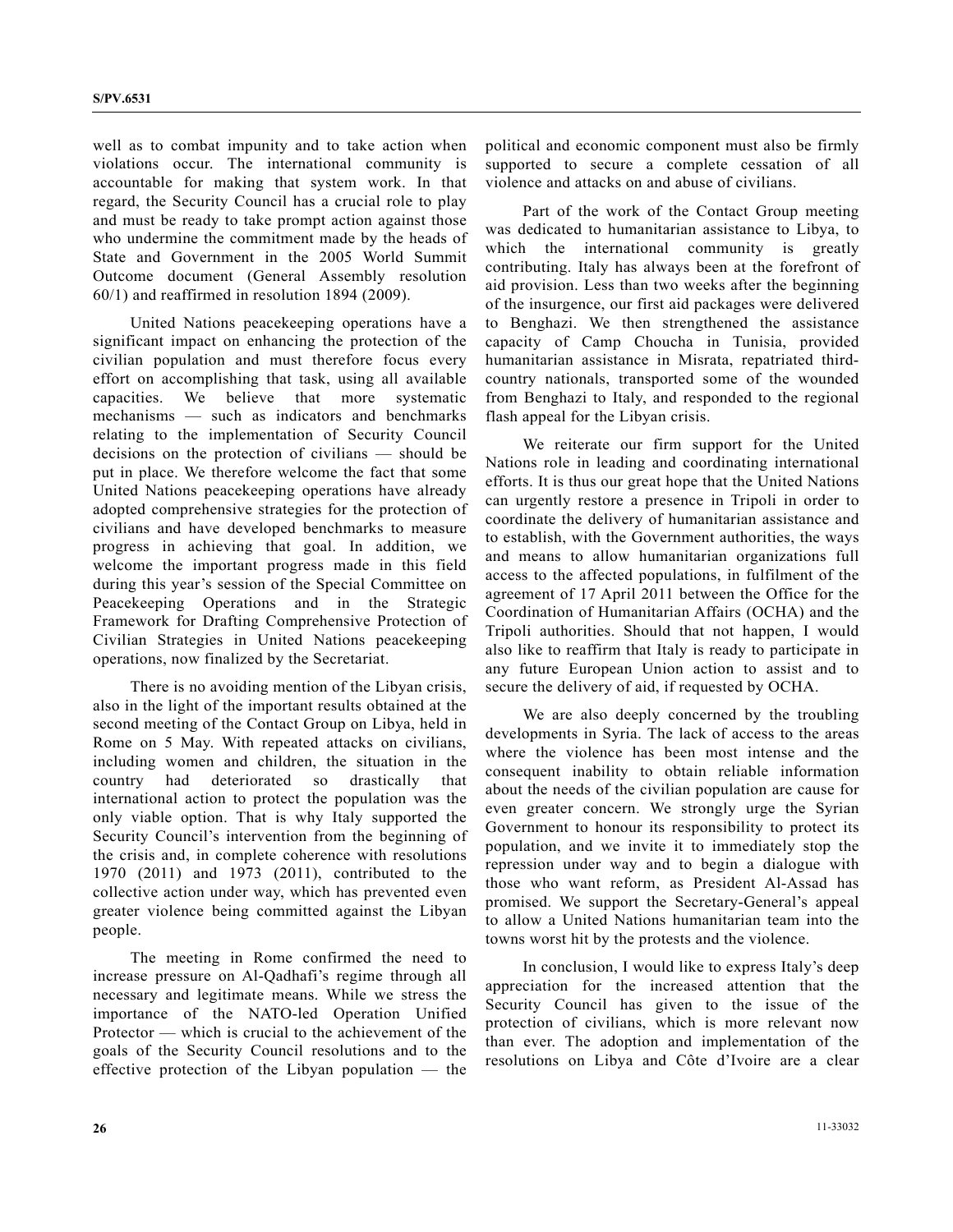well as to combat impunity and to take action when violations occur. The international community is accountable for making that system work. In that regard, the Security Council has a crucial role to play and must be ready to take prompt action against those who undermine the commitment made by the heads of State and Government in the 2005 World Summit Outcome document (General Assembly resolution 60/1) and reaffirmed in resolution 1894 (2009).

United Nations peacekeeping operations have a significant impact on enhancing the protection of the civilian population and must therefore focus every effort on accomplishing that task, using all available capacities. We believe that more systematic mechanisms — such as indicators and benchmarks relating to the implementation of Security Council decisions on the protection of civilians — should be put in place. We therefore welcome the fact that some United Nations peacekeeping operations have already adopted comprehensive strategies for the protection of civilians and have developed benchmarks to measure progress in achieving that goal. In addition, we welcome the important progress made in this field during this year's session of the Special Committee on Peacekeeping Operations and in the Strategic Framework for Drafting Comprehensive Protection of Civilian Strategies in United Nations peacekeeping operations, now finalized by the Secretariat.

There is no avoiding mention of the Libyan crisis, also in the light of the important results obtained at the second meeting of the Contact Group on Libya, held in Rome on 5 May. With repeated attacks on civilians, including women and children, the situation in the country had deteriorated so drastically that international action to protect the population was the only viable option. That is why Italy supported the Security Council's intervention from the beginning of the crisis and, in complete coherence with resolutions 1970 (2011) and 1973 (2011), contributed to the collective action under way, which has prevented even greater violence being committed against the Libyan people.

The meeting in Rome confirmed the need to increase pressure on Al-Qadhafi's regime through all necessary and legitimate means. While we stress the importance of the NATO-led Operation Unified Protector — which is crucial to the achievement of the goals of the Security Council resolutions and to the effective protection of the Libyan population — the political and economic component must also be firmly supported to secure a complete cessation of all violence and attacks on and abuse of civilians.

Part of the work of the Contact Group meeting was dedicated to humanitarian assistance to Libya, to which the international community is greatly contributing. Italy has always been at the forefront of aid provision. Less than two weeks after the beginning of the insurgence, our first aid packages were delivered to Benghazi. We then strengthened the assistance capacity of Camp Choucha in Tunisia, provided humanitarian assistance in Misrata, repatriated third-country nationals, transported some of the wounded from Benghazi to Italy, and responded to the regional flash appeal for the Libyan crisis.

We reiterate our firm support for the United Nations role in leading and coordinating international efforts. It is thus our great hope that the United Nations can urgently restore a presence in Tripoli in order to coordinate the delivery of humanitarian assistance and to establish, with the Government authorities, the ways and means to allow humanitarian organizations full access to the affected populations, in fulfilment of the agreement of 17 April 2011 between the Office for the Coordination of Humanitarian Affairs (OCHA) and the Tripoli authorities. Should that not happen, I would also like to reaffirm that Italy is ready to participate in any future European Union action to assist and to secure the delivery of aid, if requested by OCHA.

We are also deeply concerned by the troubling developments in Syria. The lack of access to the areas where the violence has been most intense and the consequent inability to obtain reliable information about the needs of the civilian population are cause for even greater concern. We strongly urge the Syrian Government to honour its responsibility to protect its population, and we invite it to immediately stop the repression under way and to begin a dialogue with those who want reform, as President Al-Assad has promised. We support the Secretary-General's appeal to allow a United Nations humanitarian team into the towns worst hit by the protests and the violence.

In conclusion, I would like to express Italy's deep appreciation for the increased attention that the Security Council has given to the issue of the protection of civilians, which is more relevant now than ever. The adoption and implementation of the resolutions on Libya and Côte d'Ivoire are a clear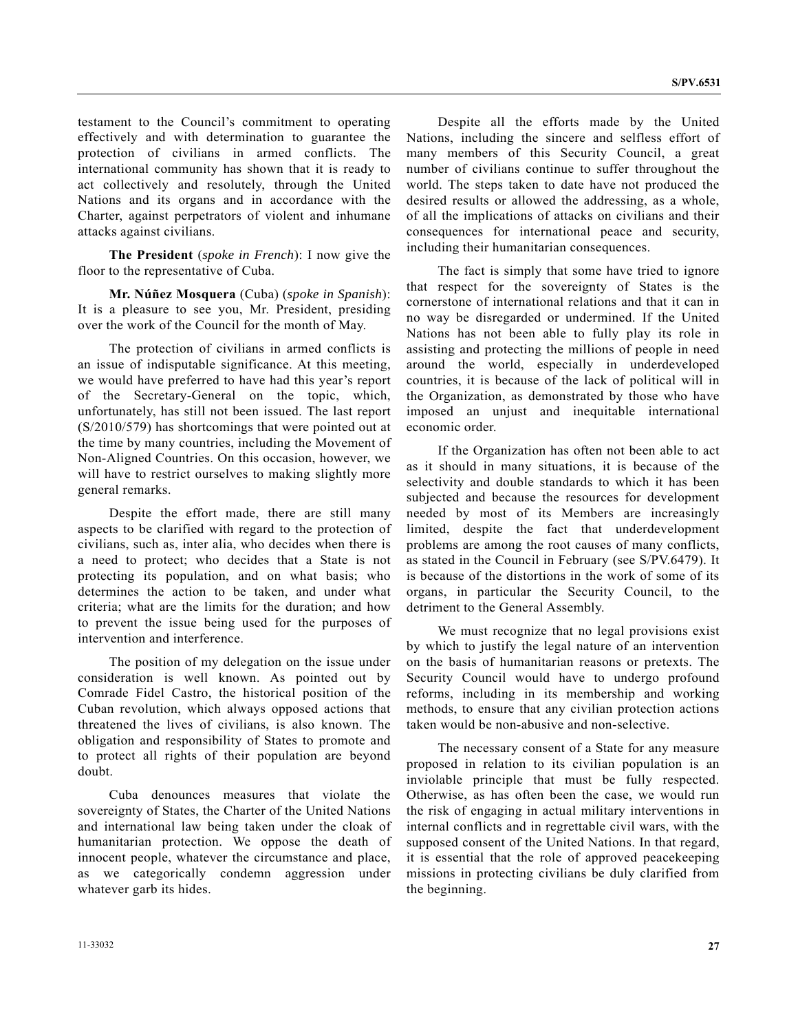testament to the Council's commitment to operating effectively and with determination to guarantee the protection of civilians in armed conflicts. The international community has shown that it is ready to act collectively and resolutely, through the United Nations and its organs and in accordance with the Charter, against perpetrators of violent and inhumane attacks against civilians.

**The President** (*spoke in French*): I now give the floor to the representative of Cuba.

**Mr. Núñez Mosquera** (Cuba) (*spoke in Spanish*): It is a pleasure to see you, Mr. President, presiding over the work of the Council for the month of May.

The protection of civilians in armed conflicts is an issue of indisputable significance. At this meeting, we would have preferred to have had this year's report of the Secretary-General on the topic, which, unfortunately, has still not been issued. The last report (S/2010/579) has shortcomings that were pointed out at the time by many countries, including the Movement of Non-Aligned Countries. On this occasion, however, we will have to restrict ourselves to making slightly more general remarks.

Despite the effort made, there are still many aspects to be clarified with regard to the protection of civilians, such as, inter alia, who decides when there is a need to protect; who decides that a State is not protecting its population, and on what basis; who determines the action to be taken, and under what criteria; what are the limits for the duration; and how to prevent the issue being used for the purposes of intervention and interference.

The position of my delegation on the issue under consideration is well known. As pointed out by Comrade Fidel Castro, the historical position of the Cuban revolution, which always opposed actions that threatened the lives of civilians, is also known. The obligation and responsibility of States to promote and to protect all rights of their population are beyond doubt.

Cuba denounces measures that violate the sovereignty of States, the Charter of the United Nations and international law being taken under the cloak of humanitarian protection. We oppose the death of innocent people, whatever the circumstance and place, as we categorically condemn aggression under whatever garb its hides.

Despite all the efforts made by the United Nations, including the sincere and selfless effort of many members of this Security Council, a great number of civilians continue to suffer throughout the world. The steps taken to date have not produced the desired results or allowed the addressing, as a whole, of all the implications of attacks on civilians and their consequences for international peace and security, including their humanitarian consequences.

The fact is simply that some have tried to ignore that respect for the sovereignty of States is the cornerstone of international relations and that it can in no way be disregarded or undermined. If the United Nations has not been able to fully play its role in assisting and protecting the millions of people in need around the world, especially in underdeveloped countries, it is because of the lack of political will in the Organization, as demonstrated by those who have imposed an unjust and inequitable international economic order.

If the Organization has often not been able to act as it should in many situations, it is because of the selectivity and double standards to which it has been subjected and because the resources for development needed by most of its Members are increasingly limited, despite the fact that underdevelopment problems are among the root causes of many conflicts, as stated in the Council in February (see S/PV.6479). It is because of the distortions in the work of some of its organs, in particular the Security Council, to the detriment to the General Assembly.

We must recognize that no legal provisions exist by which to justify the legal nature of an intervention on the basis of humanitarian reasons or pretexts. The Security Council would have to undergo profound reforms, including in its membership and working methods, to ensure that any civilian protection actions taken would be non-abusive and non-selective.

The necessary consent of a State for any measure proposed in relation to its civilian population is an inviolable principle that must be fully respected. Otherwise, as has often been the case, we would run the risk of engaging in actual military interventions in internal conflicts and in regrettable civil wars, with the supposed consent of the United Nations. In that regard, it is essential that the role of approved peacekeeping missions in protecting civilians be duly clarified from the beginning.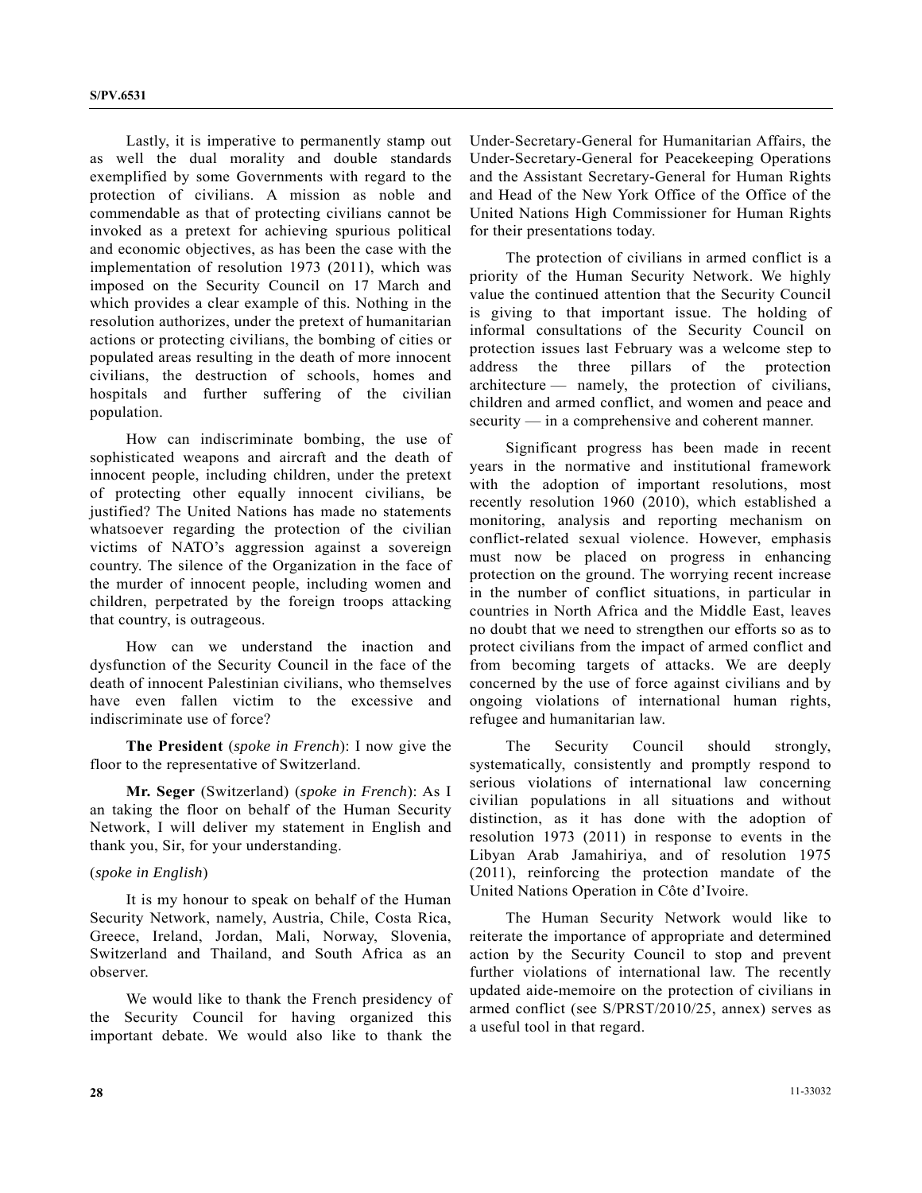Lastly, it is imperative to permanently stamp out as well the dual morality and double standards exemplified by some Governments with regard to the protection of civilians. A mission as noble and commendable as that of protecting civilians cannot be invoked as a pretext for achieving spurious political and economic objectives, as has been the case with the implementation of resolution 1973 (2011), which was imposed on the Security Council on 17 March and which provides a clear example of this. Nothing in the resolution authorizes, under the pretext of humanitarian actions or protecting civilians, the bombing of cities or populated areas resulting in the death of more innocent civilians, the destruction of schools, homes and hospitals and further suffering of the civilian population.

How can indiscriminate bombing, the use of sophisticated weapons and aircraft and the death of innocent people, including children, under the pretext of protecting other equally innocent civilians, be justified? The United Nations has made no statements whatsoever regarding the protection of the civilian victims of NATO's aggression against a sovereign country. The silence of the Organization in the face of the murder of innocent people, including women and children, perpetrated by the foreign troops attacking that country, is outrageous.

How can we understand the inaction and dysfunction of the Security Council in the face of the death of innocent Palestinian civilians, who themselves have even fallen victim to the excessive and indiscriminate use of force?

**The President** (*spoke in French*): I now give the floor to the representative of Switzerland.

**Mr. Seger** (Switzerland) (*spoke in French*): As I an taking the floor on behalf of the Human Security Network, I will deliver my statement in English and thank you, Sir, for your understanding.

(*spoke in English*)

It is my honour to speak on behalf of the Human Security Network, namely, Austria, Chile, Costa Rica, Greece, Ireland, Jordan, Mali, Norway, Slovenia, Switzerland and Thailand, and South Africa as an observer.

We would like to thank the French presidency of the Security Council for having organized this important debate. We would also like to thank the Under-Secretary-General for Humanitarian Affairs, the Under-Secretary-General for Peacekeeping Operations and the Assistant Secretary-General for Human Rights and Head of the New York Office of the Office of the United Nations High Commissioner for Human Rights for their presentations today.

The protection of civilians in armed conflict is a priority of the Human Security Network. We highly value the continued attention that the Security Council is giving to that important issue. The holding of informal consultations of the Security Council on protection issues last February was a welcome step to address the three pillars of the protection architecture — namely, the protection of civilians, children and armed conflict, and women and peace and security — in a comprehensive and coherent manner.

Significant progress has been made in recent years in the normative and institutional framework with the adoption of important resolutions, most recently resolution 1960 (2010), which established a monitoring, analysis and reporting mechanism on conflict-related sexual violence. However, emphasis must now be placed on progress in enhancing protection on the ground. The worrying recent increase in the number of conflict situations, in particular in countries in North Africa and the Middle East, leaves no doubt that we need to strengthen our efforts so as to protect civilians from the impact of armed conflict and from becoming targets of attacks. We are deeply concerned by the use of force against civilians and by ongoing violations of international human rights, refugee and humanitarian law.

The Security Council should strongly, systematically, consistently and promptly respond to serious violations of international law concerning civilian populations in all situations and without distinction, as it has done with the adoption of resolution 1973 (2011) in response to events in the Libyan Arab Jamahiriya, and of resolution 1975 (2011), reinforcing the protection mandate of the United Nations Operation in Côte d'Ivoire.

The Human Security Network would like to reiterate the importance of appropriate and determined action by the Security Council to stop and prevent further violations of international law. The recently updated aide-memoire on the protection of civilians in armed conflict (see S/PRST/2010/25, annex) serves as a useful tool in that regard.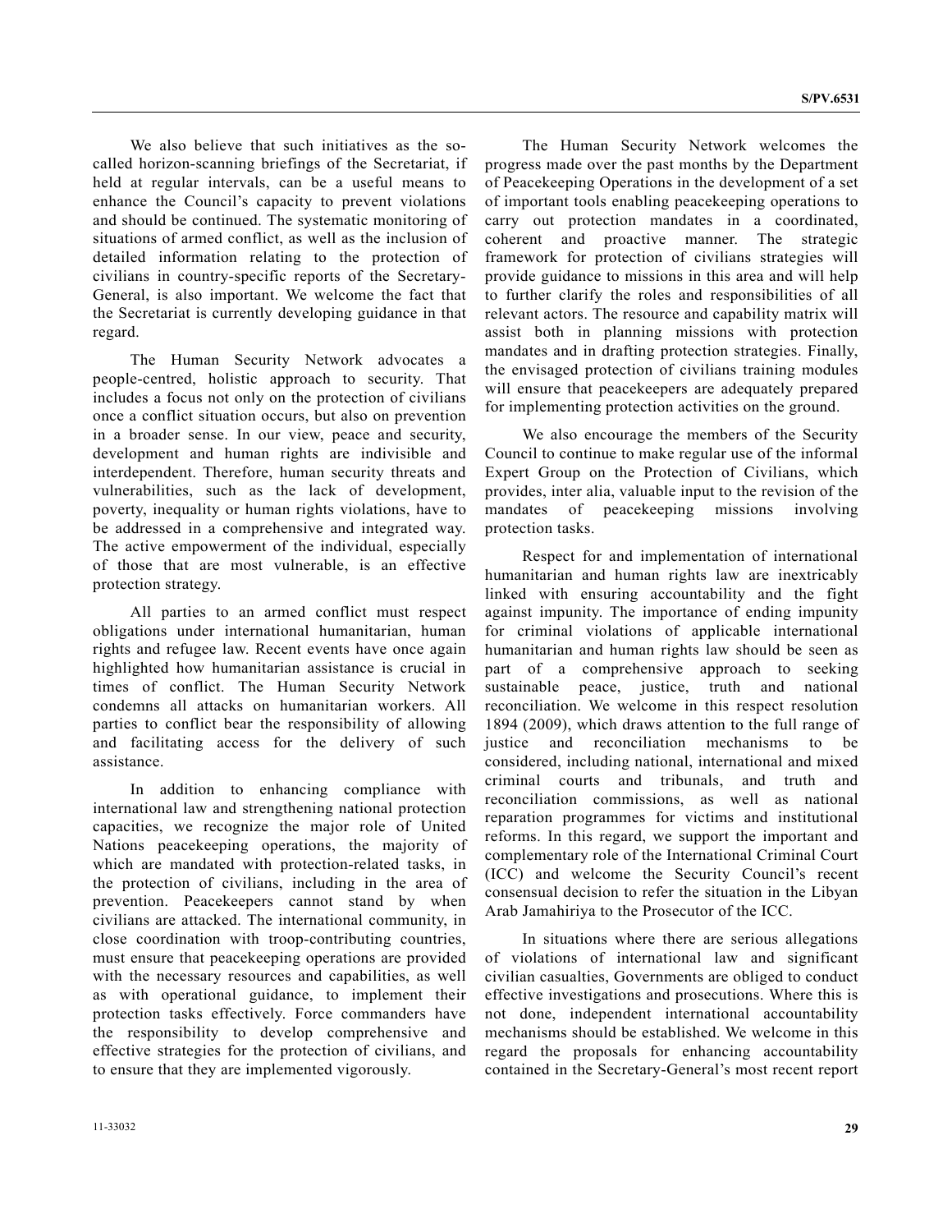We also believe that such initiatives as the so-called horizon-scanning briefings of the Secretariat, if held at regular intervals, can be a useful means to enhance the Council's capacity to prevent violations and should be continued. The systematic monitoring of situations of armed conflict, as well as the inclusion of detailed information relating to the protection of civilians in country-specific reports of the Secretary-General, is also important. We welcome the fact that the Secretariat is currently developing guidance in that regard.

The Human Security Network advocates a people-centred, holistic approach to security. That includes a focus not only on the protection of civilians once a conflict situation occurs, but also on prevention in a broader sense. In our view, peace and security, development and human rights are indivisible and interdependent. Therefore, human security threats and vulnerabilities, such as the lack of development, poverty, inequality or human rights violations, have to be addressed in a comprehensive and integrated way. The active empowerment of the individual, especially of those that are most vulnerable, is an effective protection strategy.

All parties to an armed conflict must respect obligations under international humanitarian, human rights and refugee law. Recent events have once again highlighted how humanitarian assistance is crucial in times of conflict. The Human Security Network condemns all attacks on humanitarian workers. All parties to conflict bear the responsibility of allowing and facilitating access for the delivery of such assistance.

In addition to enhancing compliance with international law and strengthening national protection capacities, we recognize the major role of United Nations peacekeeping operations, the majority of which are mandated with protection-related tasks, in the protection of civilians, including in the area of prevention. Peacekeepers cannot stand by when civilians are attacked. The international community, in close coordination with troop-contributing countries, must ensure that peacekeeping operations are provided with the necessary resources and capabilities, as well as with operational guidance, to implement their protection tasks effectively. Force commanders have the responsibility to develop comprehensive and effective strategies for the protection of civilians, and to ensure that they are implemented vigorously.

The Human Security Network welcomes the progress made over the past months by the Department of Peacekeeping Operations in the development of a set of important tools enabling peacekeeping operations to carry out protection mandates in a coordinated, coherent and proactive manner. The strategic framework for protection of civilians strategies will provide guidance to missions in this area and will help to further clarify the roles and responsibilities of all relevant actors. The resource and capability matrix will assist both in planning missions with protection mandates and in drafting protection strategies. Finally, the envisaged protection of civilians training modules will ensure that peacekeepers are adequately prepared for implementing protection activities on the ground.

We also encourage the members of the Security Council to continue to make regular use of the informal Expert Group on the Protection of Civilians, which provides, inter alia, valuable input to the revision of the mandates of peacekeeping missions involving protection tasks.

Respect for and implementation of international humanitarian and human rights law are inextricably linked with ensuring accountability and the fight against impunity. The importance of ending impunity for criminal violations of applicable international humanitarian and human rights law should be seen as part of a comprehensive approach to seeking sustainable peace, justice, truth and national reconciliation. We welcome in this respect resolution 1894 (2009), which draws attention to the full range of justice and reconciliation mechanisms to be considered, including national, international and mixed criminal courts and tribunals, and truth and reconciliation commissions, as well as national reparation programmes for victims and institutional reforms. In this regard, we support the important and complementary role of the International Criminal Court (ICC) and welcome the Security Council's recent consensual decision to refer the situation in the Libyan Arab Jamahiriya to the Prosecutor of the ICC.

In situations where there are serious allegations of violations of international law and significant civilian casualties, Governments are obliged to conduct effective investigations and prosecutions. Where this is not done, independent international accountability mechanisms should be established. We welcome in this regard the proposals for enhancing accountability contained in the Secretary-General's most recent report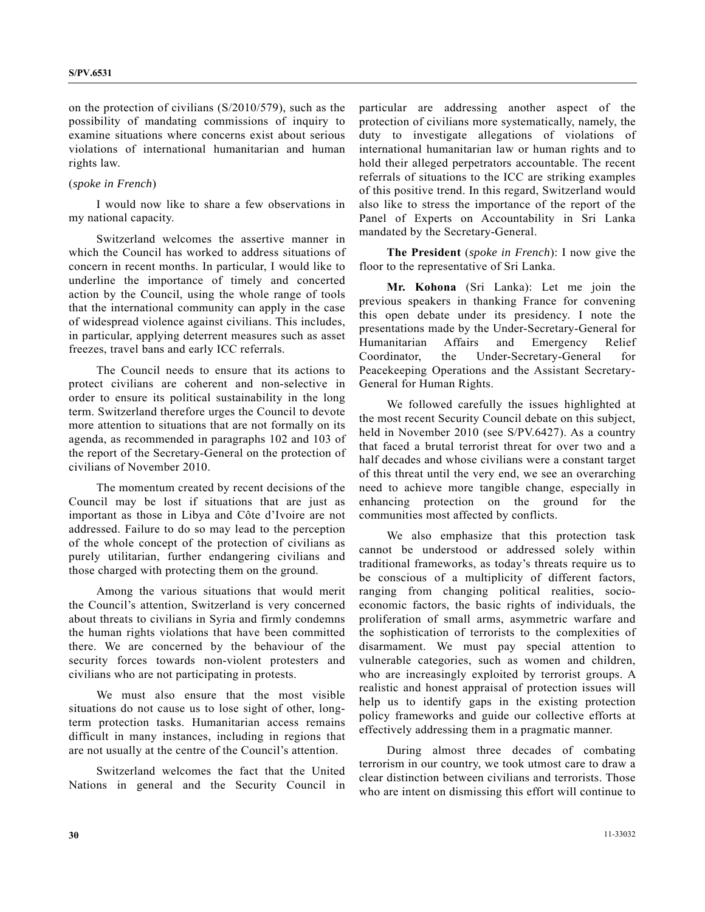on the protection of civilians (S/2010/579), such as the possibility of mandating commissions of inquiry to examine situations where concerns exist about serious violations of international humanitarian and human rights law.

(*spoke in French*)

I would now like to share a few observations in my national capacity.

Switzerland welcomes the assertive manner in which the Council has worked to address situations of concern in recent months. In particular, I would like to underline the importance of timely and concerted action by the Council, using the whole range of tools that the international community can apply in the case of widespread violence against civilians. This includes, in particular, applying deterrent measures such as asset freezes, travel bans and early ICC referrals.

The Council needs to ensure that its actions to protect civilians are coherent and non-selective in order to ensure its political sustainability in the long term. Switzerland therefore urges the Council to devote more attention to situations that are not formally on its agenda, as recommended in paragraphs 102 and 103 of the report of the Secretary-General on the protection of civilians of November 2010.

The momentum created by recent decisions of the Council may be lost if situations that are just as important as those in Libya and Côte d'Ivoire are not addressed. Failure to do so may lead to the perception of the whole concept of the protection of civilians as purely utilitarian, further endangering civilians and those charged with protecting them on the ground.

Among the various situations that would merit the Council's attention, Switzerland is very concerned about threats to civilians in Syria and firmly condemns the human rights violations that have been committed there. We are concerned by the behaviour of the security forces towards non-violent protesters and civilians who are not participating in protests.

We must also ensure that the most visible situations do not cause us to lose sight of other, long-term protection tasks. Humanitarian access remains difficult in many instances, including in regions that are not usually at the centre of the Council's attention.

Switzerland welcomes the fact that the United Nations in general and the Security Council in particular are addressing another aspect of the protection of civilians more systematically, namely, the duty to investigate allegations of violations of international humanitarian law or human rights and to hold their alleged perpetrators accountable. The recent referrals of situations to the ICC are striking examples of this positive trend. In this regard, Switzerland would also like to stress the importance of the report of the Panel of Experts on Accountability in Sri Lanka mandated by the Secretary-General.

**The President** (*spoke in French*): I now give the floor to the representative of Sri Lanka.

**Mr. Kohona** (Sri Lanka): Let me join the previous speakers in thanking France for convening this open debate under its presidency. I note the presentations made by the Under-Secretary-General for Humanitarian Affairs and Emergency Relief Coordinator, the Under-Secretary-General for Peacekeeping Operations and the Assistant Secretary-General for Human Rights.

We followed carefully the issues highlighted at the most recent Security Council debate on this subject, held in November 2010 (see S/PV.6427). As a country that faced a brutal terrorist threat for over two and a half decades and whose civilians were a constant target of this threat until the very end, we see an overarching need to achieve more tangible change, especially in enhancing protection on the ground for the communities most affected by conflicts.

We also emphasize that this protection task cannot be understood or addressed solely within traditional frameworks, as today's threats require us to be conscious of a multiplicity of different factors, ranging from changing political realities, socio-economic factors, the basic rights of individuals, the proliferation of small arms, asymmetric warfare and the sophistication of terrorists to the complexities of disarmament. We must pay special attention to vulnerable categories, such as women and children, who are increasingly exploited by terrorist groups. A realistic and honest appraisal of protection issues will help us to identify gaps in the existing protection policy frameworks and guide our collective efforts at effectively addressing them in a pragmatic manner.

During almost three decades of combating terrorism in our country, we took utmost care to draw a clear distinction between civilians and terrorists. Those who are intent on dismissing this effort will continue to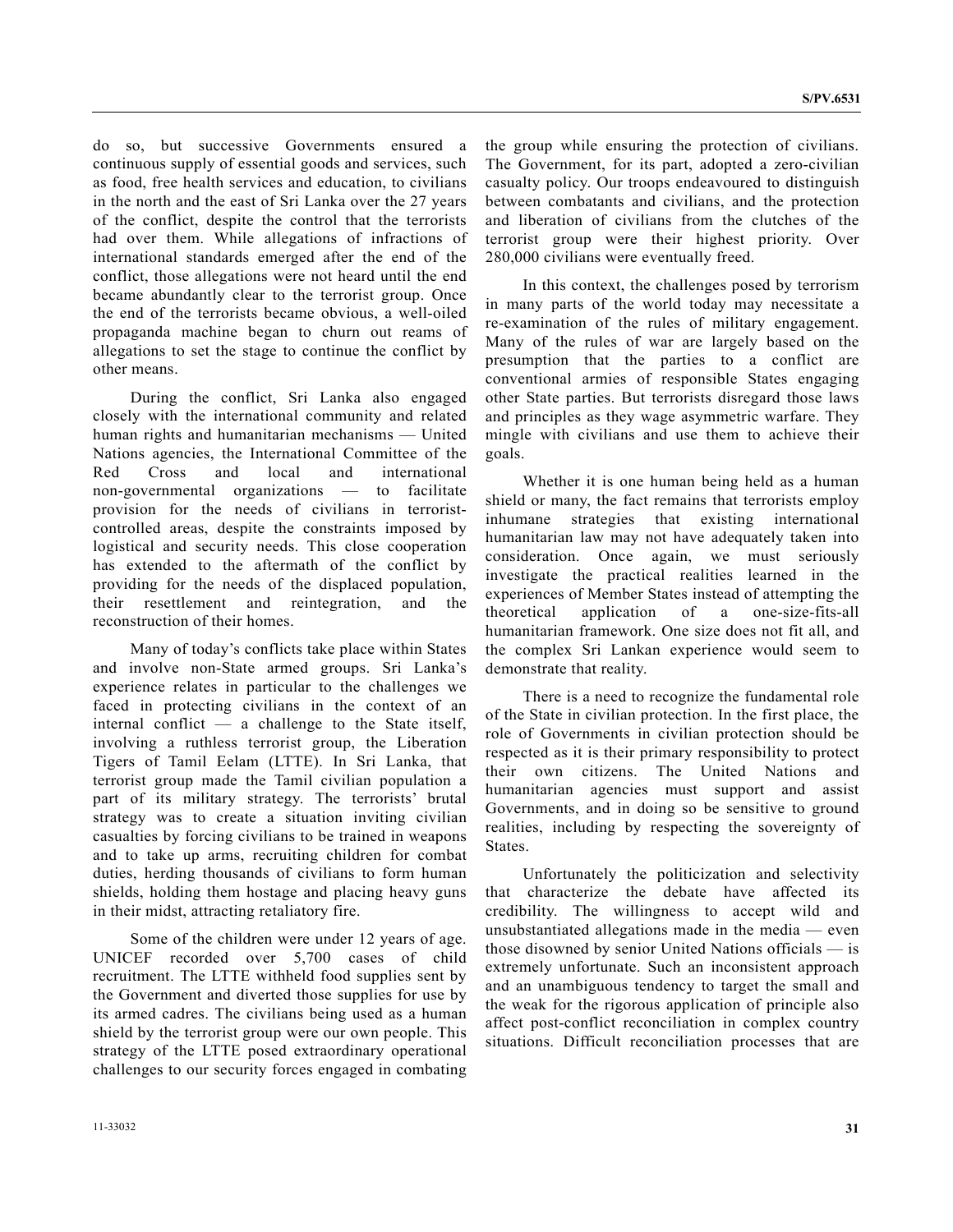do so, but successive Governments ensured a continuous supply of essential goods and services, such as food, free health services and education, to civilians in the north and the east of Sri Lanka over the 27 years of the conflict, despite the control that the terrorists had over them. While allegations of infractions of international standards emerged after the end of the conflict, those allegations were not heard until the end became abundantly clear to the terrorist group. Once the end of the terrorists became obvious, a well-oiled propaganda machine began to churn out reams of allegations to set the stage to continue the conflict by other means.

During the conflict, Sri Lanka also engaged closely with the international community and related human rights and humanitarian mechanisms — United Nations agencies, the International Committee of the Red Cross and local and international non-governmental organizations — to facilitate provision for the needs of civilians in terrorist-controlled areas, despite the constraints imposed by logistical and security needs. This close cooperation has extended to the aftermath of the conflict by providing for the needs of the displaced population, their resettlement and reintegration, and the reconstruction of their homes.

Many of today's conflicts take place within States and involve non-State armed groups. Sri Lanka's experience relates in particular to the challenges we faced in protecting civilians in the context of an internal conflict — a challenge to the State itself, involving a ruthless terrorist group, the Liberation Tigers of Tamil Eelam (LTTE). In Sri Lanka, that terrorist group made the Tamil civilian population a part of its military strategy. The terrorists' brutal strategy was to create a situation inviting civilian casualties by forcing civilians to be trained in weapons and to take up arms, recruiting children for combat duties, herding thousands of civilians to form human shields, holding them hostage and placing heavy guns in their midst, attracting retaliatory fire.

Some of the children were under 12 years of age. UNICEF recorded over 5,700 cases of child recruitment. The LTTE withheld food supplies sent by the Government and diverted those supplies for use by its armed cadres. The civilians being used as a human shield by the terrorist group were our own people. This strategy of the LTTE posed extraordinary operational challenges to our security forces engaged in combating the group while ensuring the protection of civilians. The Government, for its part, adopted a zero-civilian casualty policy. Our troops endeavoured to distinguish between combatants and civilians, and the protection and liberation of civilians from the clutches of the terrorist group were their highest priority. Over 280,000 civilians were eventually freed.

In this context, the challenges posed by terrorism in many parts of the world today may necessitate a re-examination of the rules of military engagement. Many of the rules of war are largely based on the presumption that the parties to a conflict are conventional armies of responsible States engaging other State parties. But terrorists disregard those laws and principles as they wage asymmetric warfare. They mingle with civilians and use them to achieve their goals.

Whether it is one human being held as a human shield or many, the fact remains that terrorists employ inhumane strategies that existing international humanitarian law may not have adequately taken into consideration. Once again, we must seriously investigate the practical realities learned in the experiences of Member States instead of attempting the theoretical application of a one-size-fits-all humanitarian framework. One size does not fit all, and the complex Sri Lankan experience would seem to demonstrate that reality.

There is a need to recognize the fundamental role of the State in civilian protection. In the first place, the role of Governments in civilian protection should be respected as it is their primary responsibility to protect their own citizens. The United Nations and humanitarian agencies must support and assist Governments, and in doing so be sensitive to ground realities, including by respecting the sovereignty of States.

Unfortunately the politicization and selectivity that characterize the debate have affected its credibility. The willingness to accept wild and unsubstantiated allegations made in the media — even those disowned by senior United Nations officials — is extremely unfortunate. Such an inconsistent approach and an unambiguous tendency to target the small and the weak for the rigorous application of principle also affect post-conflict reconciliation in complex country situations. Difficult reconciliation processes that are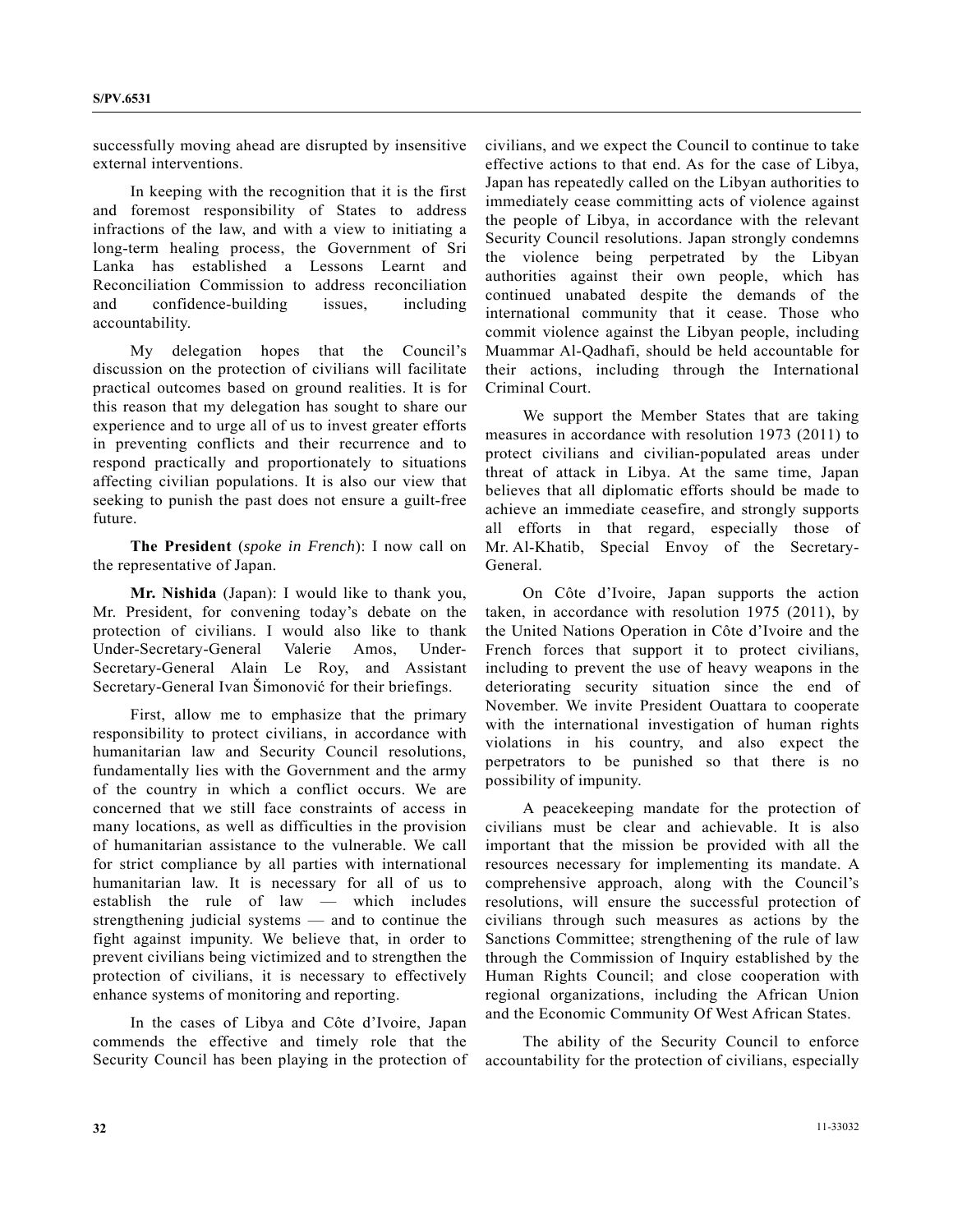successfully moving ahead are disrupted by insensitive external interventions.

In keeping with the recognition that it is the first and foremost responsibility of States to address infractions of the law, and with a view to initiating a long-term healing process, the Government of Sri Lanka has established a Lessons Learnt and Reconciliation Commission to address reconciliation and confidence-building issues, including accountability.

My delegation hopes that the Council's discussion on the protection of civilians will facilitate practical outcomes based on ground realities. It is for this reason that my delegation has sought to share our experience and to urge all of us to invest greater efforts in preventing conflicts and their recurrence and to respond practically and proportionately to situations affecting civilian populations. It is also our view that seeking to punish the past does not ensure a guilt-free future.

**The President** (*spoke in French*): I now call on the representative of Japan.

**Mr. Nishida** (Japan): I would like to thank you, Mr. President, for convening today's debate on the protection of civilians. I would also like to thank Under-Secretary-General Valerie Amos, Under-Secretary-General Alain Le Roy, and Assistant Secretary-General Ivan Šimonović for their briefings.

First, allow me to emphasize that the primary responsibility to protect civilians, in accordance with humanitarian law and Security Council resolutions, fundamentally lies with the Government and the army of the country in which a conflict occurs. We are concerned that we still face constraints of access in many locations, as well as difficulties in the provision of humanitarian assistance to the vulnerable. We call for strict compliance by all parties with international humanitarian law. It is necessary for all of us to establish the rule of law — which includes strengthening judicial systems — and to continue the fight against impunity. We believe that, in order to prevent civilians being victimized and to strengthen the protection of civilians, it is necessary to effectively enhance systems of monitoring and reporting.

In the cases of Libya and Côte d'Ivoire, Japan commends the effective and timely role that the Security Council has been playing in the protection of civilians, and we expect the Council to continue to take effective actions to that end. As for the case of Libya, Japan has repeatedly called on the Libyan authorities to immediately cease committing acts of violence against the people of Libya, in accordance with the relevant Security Council resolutions. Japan strongly condemns the violence being perpetrated by the Libyan authorities against their own people, which has continued unabated despite the demands of the international community that it cease. Those who commit violence against the Libyan people, including Muammar Al-Qadhafi, should be held accountable for their actions, including through the International Criminal Court.

We support the Member States that are taking measures in accordance with resolution 1973 (2011) to protect civilians and civilian-populated areas under threat of attack in Libya. At the same time, Japan believes that all diplomatic efforts should be made to achieve an immediate ceasefire, and strongly supports all efforts in that regard, especially those of Mr. Al-Khatib, Special Envoy of the Secretary-General.

On Côte d'Ivoire, Japan supports the action taken, in accordance with resolution 1975 (2011), by the United Nations Operation in Côte d'Ivoire and the French forces that support it to protect civilians, including to prevent the use of heavy weapons in the deteriorating security situation since the end of November. We invite President Ouattara to cooperate with the international investigation of human rights violations in his country, and also expect the perpetrators to be punished so that there is no possibility of impunity.

A peacekeeping mandate for the protection of civilians must be clear and achievable. It is also important that the mission be provided with all the resources necessary for implementing its mandate. A comprehensive approach, along with the Council's resolutions, will ensure the successful protection of civilians through such measures as actions by the Sanctions Committee; strengthening of the rule of law through the Commission of Inquiry established by the Human Rights Council; and close cooperation with regional organizations, including the African Union and the Economic Community Of West African States.

The ability of the Security Council to enforce accountability for the protection of civilians, especially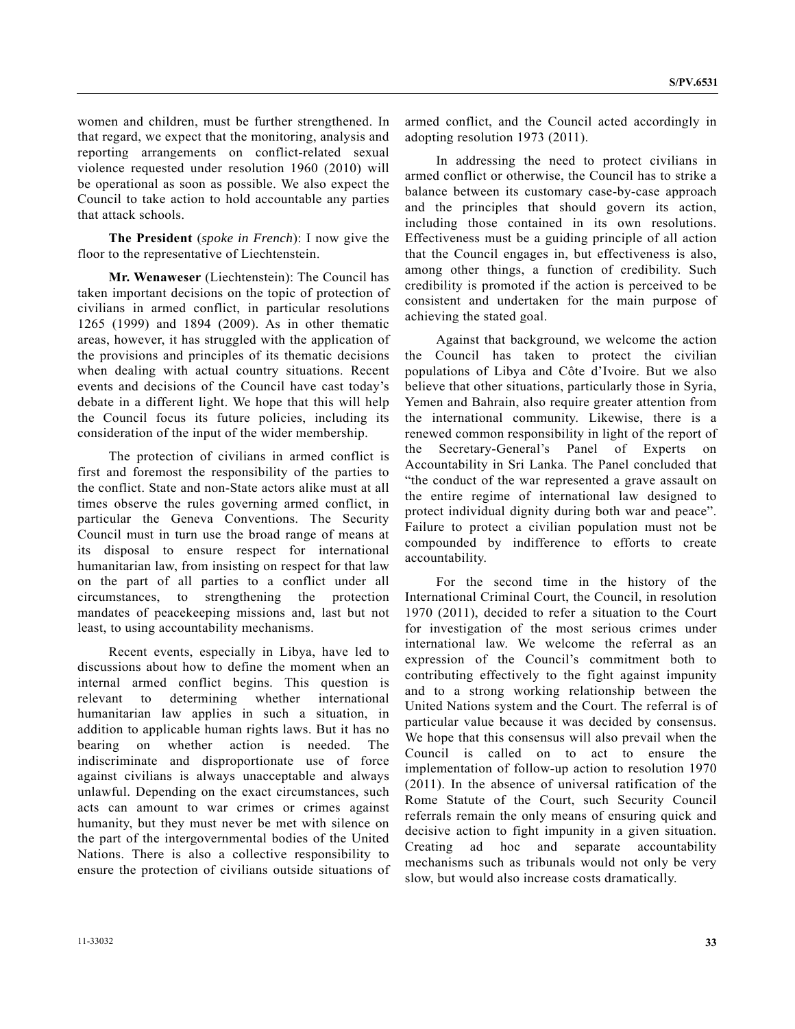women and children, must be further strengthened. In that regard, we expect that the monitoring, analysis and reporting arrangements on conflict-related sexual violence requested under resolution 1960 (2010) will be operational as soon as possible. We also expect the Council to take action to hold accountable any parties that attack schools.

**The President** (*spoke in French*): I now give the floor to the representative of Liechtenstein.

**Mr. Wenaweser** (Liechtenstein): The Council has taken important decisions on the topic of protection of civilians in armed conflict, in particular resolutions 1265 (1999) and 1894 (2009). As in other thematic areas, however, it has struggled with the application of the provisions and principles of its thematic decisions when dealing with actual country situations. Recent events and decisions of the Council have cast today's debate in a different light. We hope that this will help the Council focus its future policies, including its consideration of the input of the wider membership.

The protection of civilians in armed conflict is first and foremost the responsibility of the parties to the conflict. State and non-State actors alike must at all times observe the rules governing armed conflict, in particular the Geneva Conventions. The Security Council must in turn use the broad range of means at its disposal to ensure respect for international humanitarian law, from insisting on respect for that law on the part of all parties to a conflict under all circumstances, to strengthening the protection mandates of peacekeeping missions and, last but not least, to using accountability mechanisms.

Recent events, especially in Libya, have led to discussions about how to define the moment when an internal armed conflict begins. This question is relevant to determining whether international humanitarian law applies in such a situation, in addition to applicable human rights laws. But it has no bearing on whether action is needed. The indiscriminate and disproportionate use of force against civilians is always unacceptable and always unlawful. Depending on the exact circumstances, such acts can amount to war crimes or crimes against humanity, but they must never be met with silence on the part of the intergovernmental bodies of the United Nations. There is also a collective responsibility to ensure the protection of civilians outside situations of armed conflict, and the Council acted accordingly in adopting resolution 1973 (2011).

In addressing the need to protect civilians in armed conflict or otherwise, the Council has to strike a balance between its customary case-by-case approach and the principles that should govern its action, including those contained in its own resolutions. Effectiveness must be a guiding principle of all action that the Council engages in, but effectiveness is also, among other things, a function of credibility. Such credibility is promoted if the action is perceived to be consistent and undertaken for the main purpose of achieving the stated goal.

Against that background, we welcome the action the Council has taken to protect the civilian populations of Libya and Côte d'Ivoire. But we also believe that other situations, particularly those in Syria, Yemen and Bahrain, also require greater attention from the international community. Likewise, there is a renewed common responsibility in light of the report of the Secretary-General's Panel of Experts on Accountability in Sri Lanka. The Panel concluded that "the conduct of the war represented a grave assault on the entire regime of international law designed to protect individual dignity during both war and peace". Failure to protect a civilian population must not be compounded by indifference to efforts to create accountability.

For the second time in the history of the International Criminal Court, the Council, in resolution 1970 (2011), decided to refer a situation to the Court for investigation of the most serious crimes under international law. We welcome the referral as an expression of the Council's commitment both to contributing effectively to the fight against impunity and to a strong working relationship between the United Nations system and the Court. The referral is of particular value because it was decided by consensus. We hope that this consensus will also prevail when the Council is called on to act to ensure the implementation of follow-up action to resolution 1970 (2011). In the absence of universal ratification of the Rome Statute of the Court, such Security Council referrals remain the only means of ensuring quick and decisive action to fight impunity in a given situation. Creating ad hoc and separate accountability mechanisms such as tribunals would not only be very slow, but would also increase costs dramatically.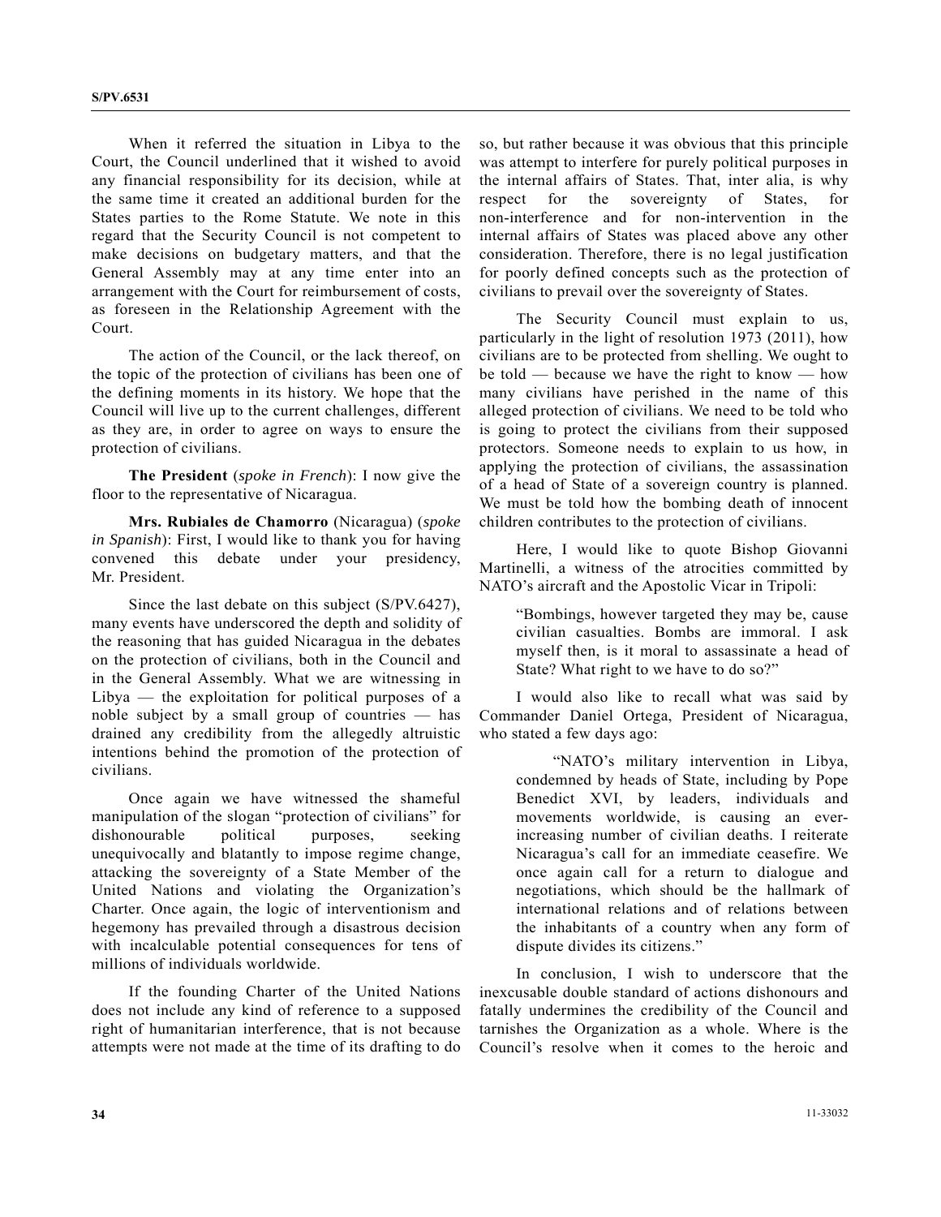When it referred the situation in Libya to the Court, the Council underlined that it wished to avoid any financial responsibility for its decision, while at the same time it created an additional burden for the States parties to the Rome Statute. We note in this regard that the Security Council is not competent to make decisions on budgetary matters, and that the General Assembly may at any time enter into an arrangement with the Court for reimbursement of costs, as foreseen in the Relationship Agreement with the Court.

The action of the Council, or the lack thereof, on the topic of the protection of civilians has been one of the defining moments in its history. We hope that the Council will live up to the current challenges, different as they are, in order to agree on ways to ensure the protection of civilians.

**The President** (*spoke in French*): I now give the floor to the representative of Nicaragua.

**Mrs. Rubiales de Chamorro** (Nicaragua) (*spoke in Spanish*): First, I would like to thank you for having convened this debate under your presidency, Mr. President.

Since the last debate on this subject (S/PV.6427), many events have underscored the depth and solidity of the reasoning that has guided Nicaragua in the debates on the protection of civilians, both in the Council and in the General Assembly. What we are witnessing in Libya — the exploitation for political purposes of a noble subject by a small group of countries — has drained any credibility from the allegedly altruistic intentions behind the promotion of the protection of civilians.

Once again we have witnessed the shameful manipulation of the slogan "protection of civilians" for dishonourable political purposes, seeking unequivocally and blatantly to impose regime change, attacking the sovereignty of a State Member of the United Nations and violating the Organization's Charter. Once again, the logic of interventionism and hegemony has prevailed through a disastrous decision with incalculable potential consequences for tens of millions of individuals worldwide.

If the founding Charter of the United Nations does not include any kind of reference to a supposed right of humanitarian interference, that is not because attempts were not made at the time of its drafting to do so, but rather because it was obvious that this principle was attempt to interfere for purely political purposes in the internal affairs of States. That, inter alia, is why respect for the sovereignty of States, for non-interference and for non-intervention in the internal affairs of States was placed above any other consideration. Therefore, there is no legal justification for poorly defined concepts such as the protection of civilians to prevail over the sovereignty of States.

The Security Council must explain to us, particularly in the light of resolution 1973 (2011), how civilians are to be protected from shelling. We ought to be told — because we have the right to know — how many civilians have perished in the name of this alleged protection of civilians. We need to be told who is going to protect the civilians from their supposed protectors. Someone needs to explain to us how, in applying the protection of civilians, the assassination of a head of State of a sovereign country is planned. We must be told how the bombing death of innocent children contributes to the protection of civilians.

Here, I would like to quote Bishop Giovanni Martinelli, a witness of the atrocities committed by NATO's aircraft and the Apostolic Vicar in Tripoli:

> "Bombings, however targeted they may be, cause civilian casualties. Bombs are immoral. I ask myself then, is it moral to assassinate a head of State? What right to we have to do so?"

I would also like to recall what was said by Commander Daniel Ortega, President of Nicaragua, who stated a few days ago:

> "NATO's military intervention in Libya, condemned by heads of State, including by Pope Benedict XVI, by leaders, individuals and movements worldwide, is causing an ever-increasing number of civilian deaths. I reiterate Nicaragua's call for an immediate ceasefire. We once again call for a return to dialogue and negotiations, which should be the hallmark of international relations and of relations between the inhabitants of a country when any form of dispute divides its citizens."

In conclusion, I wish to underscore that the inexcusable double standard of actions dishonours and fatally undermines the credibility of the Council and tarnishes the Organization as a whole. Where is the Council's resolve when it comes to the heroic and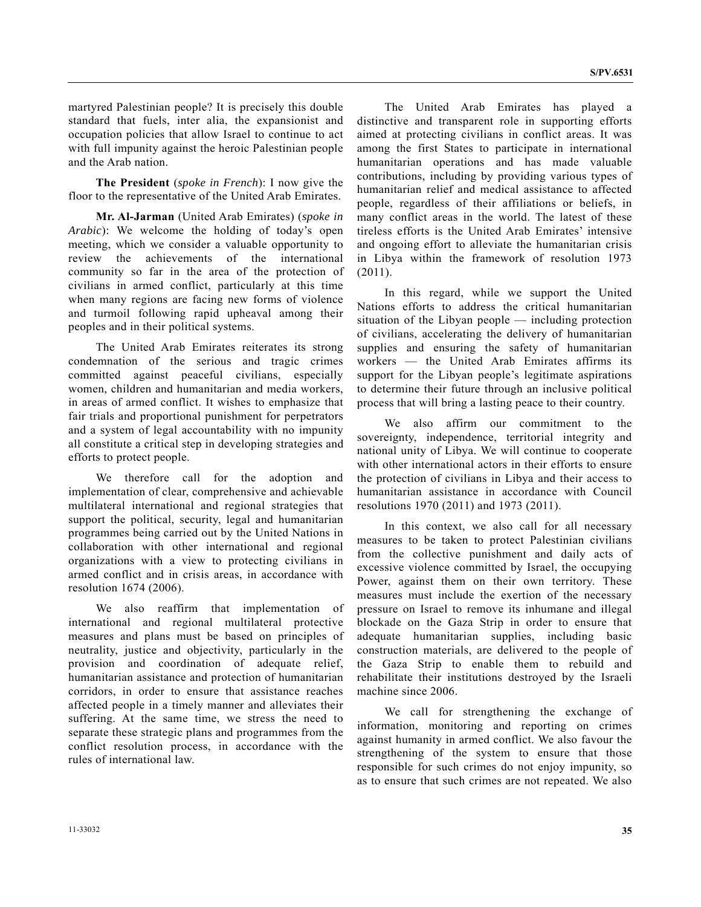martyred Palestinian people? It is precisely this double standard that fuels, inter alia, the expansionist and occupation policies that allow Israel to continue to act with full impunity against the heroic Palestinian people and the Arab nation.

**The President** (*spoke in French*): I now give the floor to the representative of the United Arab Emirates.

**Mr. Al-Jarman** (United Arab Emirates) (*spoke in Arabic*): We welcome the holding of today's open meeting, which we consider a valuable opportunity to review the achievements of the international community so far in the area of the protection of civilians in armed conflict, particularly at this time when many regions are facing new forms of violence and turmoil following rapid upheaval among their peoples and in their political systems.

The United Arab Emirates reiterates its strong condemnation of the serious and tragic crimes committed against peaceful civilians, especially women, children and humanitarian and media workers, in areas of armed conflict. It wishes to emphasize that fair trials and proportional punishment for perpetrators and a system of legal accountability with no impunity all constitute a critical step in developing strategies and efforts to protect people.

We therefore call for the adoption and implementation of clear, comprehensive and achievable multilateral international and regional strategies that support the political, security, legal and humanitarian programmes being carried out by the United Nations in collaboration with other international and regional organizations with a view to protecting civilians in armed conflict and in crisis areas, in accordance with resolution 1674 (2006).

We also reaffirm that implementation of international and regional multilateral protective measures and plans must be based on principles of neutrality, justice and objectivity, particularly in the provision and coordination of adequate relief, humanitarian assistance and protection of humanitarian corridors, in order to ensure that assistance reaches affected people in a timely manner and alleviates their suffering. At the same time, we stress the need to separate these strategic plans and programmes from the conflict resolution process, in accordance with the rules of international law.

The United Arab Emirates has played a distinctive and transparent role in supporting efforts aimed at protecting civilians in conflict areas. It was among the first States to participate in international humanitarian operations and has made valuable contributions, including by providing various types of humanitarian relief and medical assistance to affected people, regardless of their affiliations or beliefs, in many conflict areas in the world. The latest of these tireless efforts is the United Arab Emirates' intensive and ongoing effort to alleviate the humanitarian crisis in Libya within the framework of resolution 1973 (2011).

In this regard, while we support the United Nations efforts to address the critical humanitarian situation of the Libyan people — including protection of civilians, accelerating the delivery of humanitarian supplies and ensuring the safety of humanitarian workers — the United Arab Emirates affirms its support for the Libyan people's legitimate aspirations to determine their future through an inclusive political process that will bring a lasting peace to their country.

We also affirm our commitment to the sovereignty, independence, territorial integrity and national unity of Libya. We will continue to cooperate with other international actors in their efforts to ensure the protection of civilians in Libya and their access to humanitarian assistance in accordance with Council resolutions 1970 (2011) and 1973 (2011).

In this context, we also call for all necessary measures to be taken to protect Palestinian civilians from the collective punishment and daily acts of excessive violence committed by Israel, the occupying Power, against them on their own territory. These measures must include the exertion of the necessary pressure on Israel to remove its inhumane and illegal blockade on the Gaza Strip in order to ensure that adequate humanitarian supplies, including basic construction materials, are delivered to the people of the Gaza Strip to enable them to rebuild and rehabilitate their institutions destroyed by the Israeli machine since 2006.

We call for strengthening the exchange of information, monitoring and reporting on crimes against humanity in armed conflict. We also favour the strengthening of the system to ensure that those responsible for such crimes do not enjoy impunity, so as to ensure that such crimes are not repeated. We also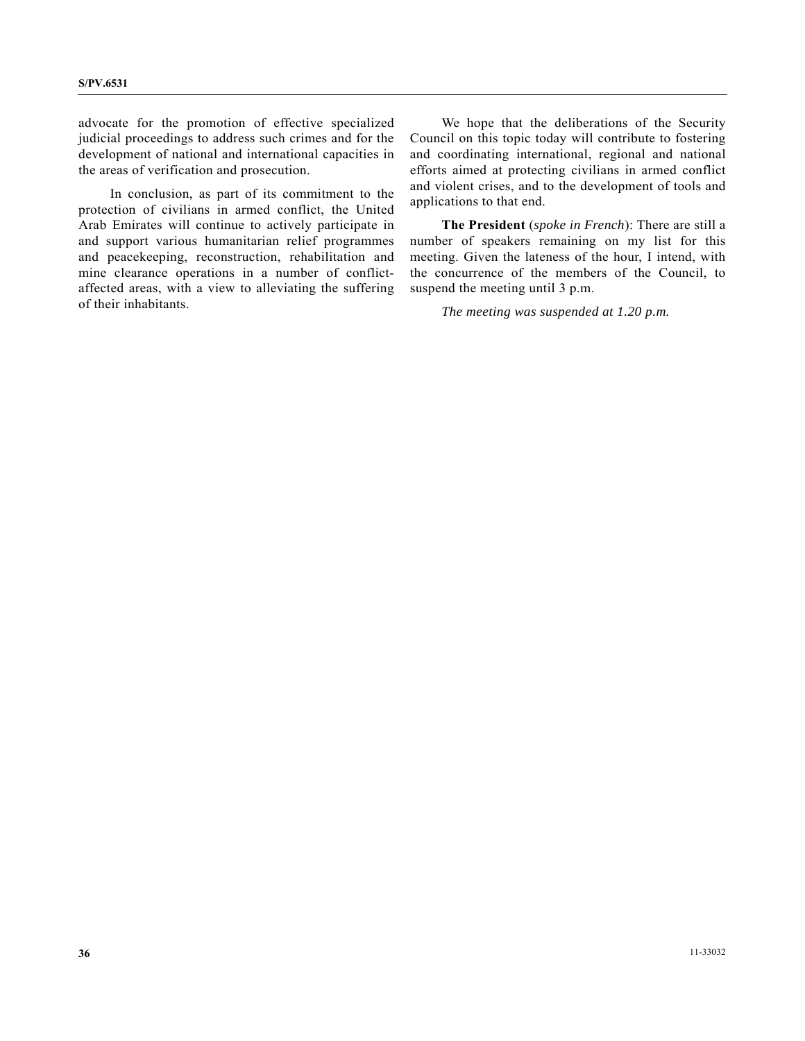advocate for the promotion of effective specialized judicial proceedings to address such crimes and for the development of national and international capacities in the areas of verification and prosecution.

In conclusion, as part of its commitment to the protection of civilians in armed conflict, the United Arab Emirates will continue to actively participate in and support various humanitarian relief programmes and peacekeeping, reconstruction, rehabilitation and mine clearance operations in a number of conflict-affected areas, with a view to alleviating the suffering of their inhabitants.

We hope that the deliberations of the Security Council on this topic today will contribute to fostering and coordinating international, regional and national efforts aimed at protecting civilians in armed conflict and violent crises, and to the development of tools and applications to that end.

**The President** (*spoke in French*): There are still a number of speakers remaining on my list for this meeting. Given the lateness of the hour, I intend, with the concurrence of the members of the Council, to suspend the meeting until 3 p.m.

*The meeting was suspended at 1.20 p.m.*